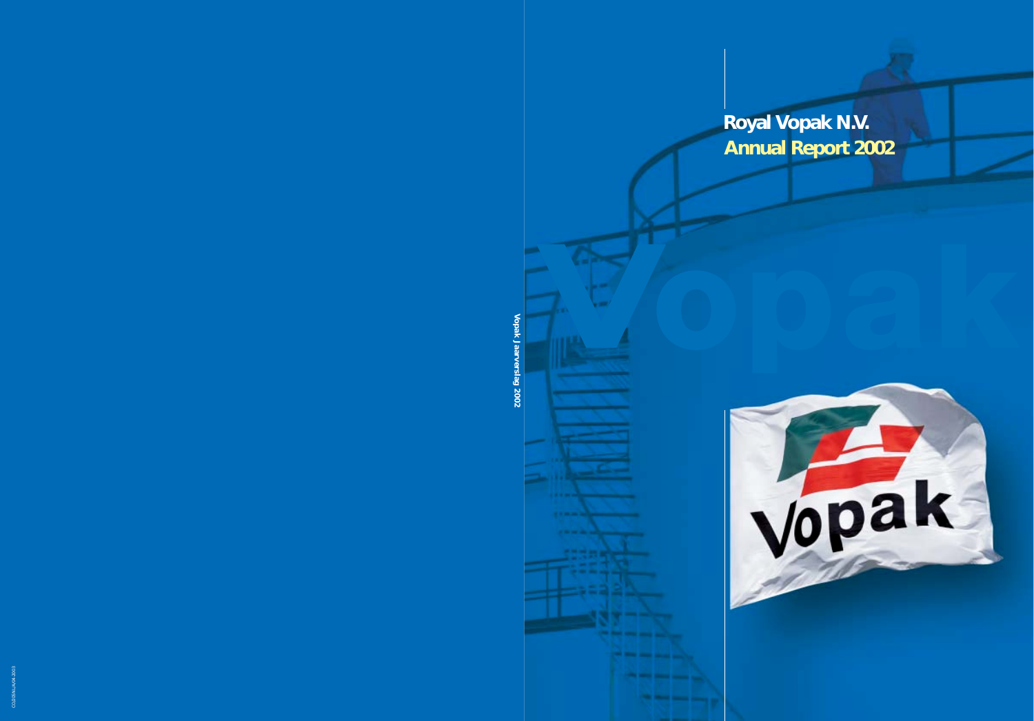# Royal Vopak N.V.

## Annual Report 2002

Vopak Jaarverslag 2002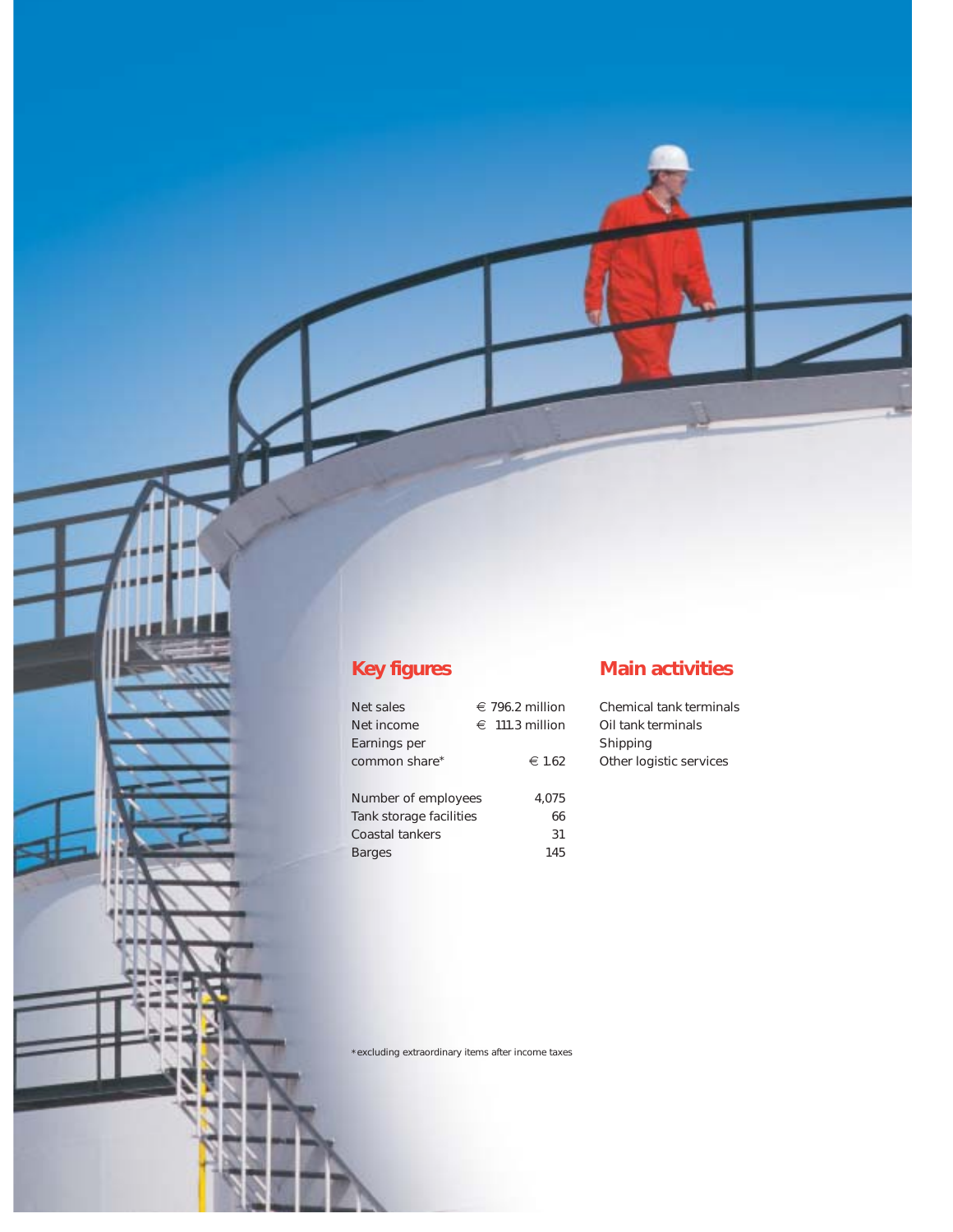## Key figures

| | |
|---|---|
| Net sales | € 796.2 million |
| Net income | € 111.3 million |
| Earnings per common share* | € 1.62 |

| | |
|---|---|
| Number of employees | 4,075 |
| Tank storage facilities | 66 |
| Coastal tankers | 31 |
| Barges | 145 |

## Main activities

Chemical tank terminals
Oil tank terminals
Shipping
Other logistic services

*excluding extraordinary items after income taxes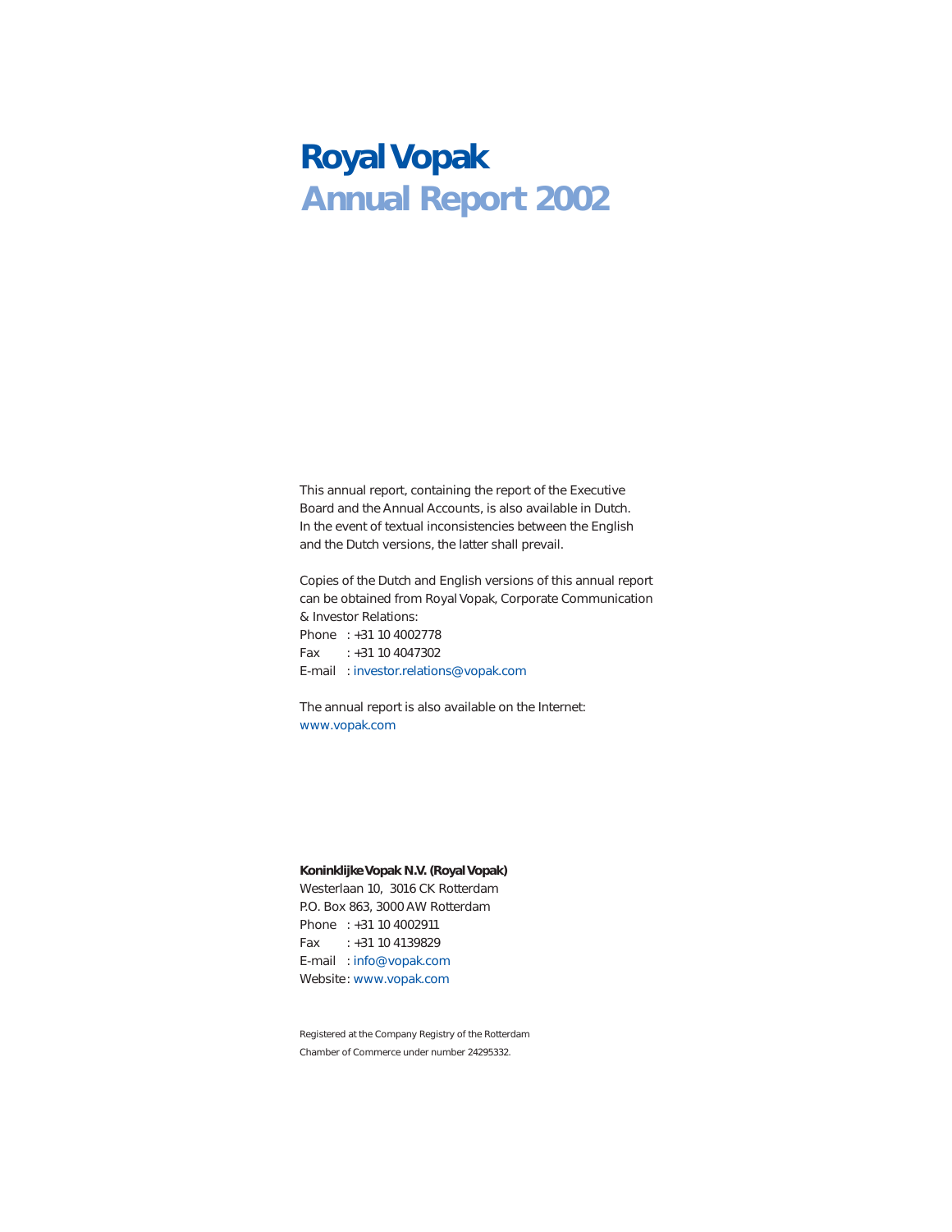# Royal Vopak
## Annual Report 2002

This annual report, containing the report of the Executive Board and the Annual Accounts, is also available in Dutch. In the event of textual inconsistencies between the English and the Dutch versions, the latter shall prevail.

Copies of the Dutch and English versions of this annual report can be obtained from Royal Vopak, Corporate Communication & Investor Relations:
Phone : +31 10 4002778
Fax : +31 10 4047302
E-mail : investor.relations@vopak.com

The annual report is also available on the Internet:
www.vopak.com

**Koninklijke Vopak N.V. (Royal Vopak)**
Westerlaan 10, 3016 CK Rotterdam
P.O. Box 863, 3000 AW Rotterdam
Phone : +31 10 4002911
Fax : +31 10 4139829
E-mail : info@vopak.com
Website : www.vopak.com

Registered at the Company Registry of the Rotterdam Chamber of Commerce under number 24295332.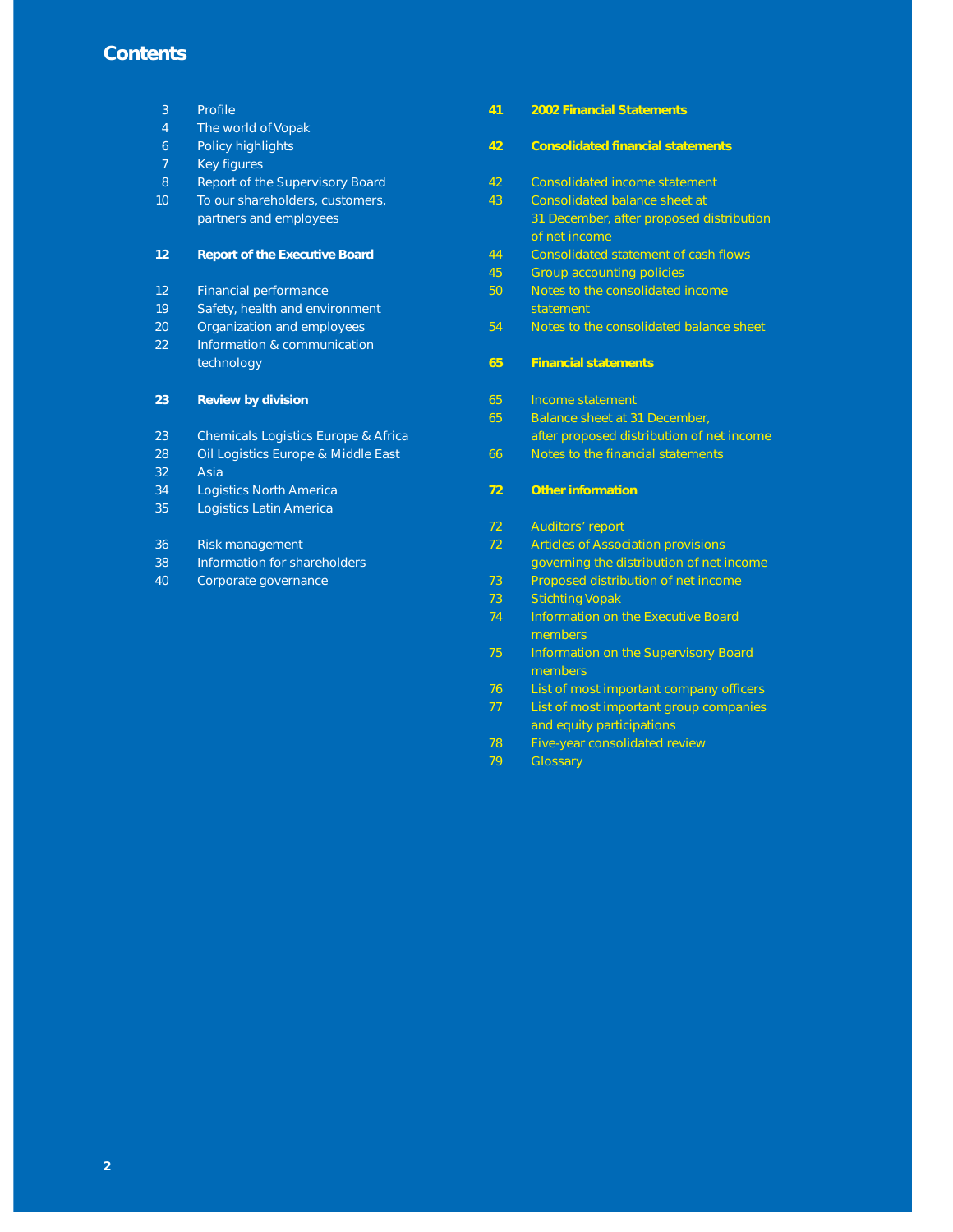# Contents

3 Profile
4 The world of Vopak
6 Policy highlights
7 Key figures
8 Report of the Supervisory Board
10 To our shareholders, customers, partners and employees

**12 Report of the Executive Board**

12 Financial performance
19 Safety, health and environment
20 Organization and employees
22 Information & communication technology

**23 Review by division**

23 Chemicals Logistics Europe & Africa
28 Oil Logistics Europe & Middle East
32 Asia
34 Logistics North America
35 Logistics Latin America

36 Risk management
38 Information for shareholders
40 Corporate governance

**41 2002 Financial Statements**

**42 Consolidated financial statements**

42 Consolidated income statement
43 Consolidated balance sheet at 31 December, after proposed distribution of net income
44 Consolidated statement of cash flows
45 Group accounting policies
50 Notes to the consolidated income statement
54 Notes to the consolidated balance sheet

**65 Financial statements**

65 Income statement
65 Balance sheet at 31 December, after proposed distribution of net income
66 Notes to the financial statements

**72 Other information**

72 Auditors' report
72 Articles of Association provisions governing the distribution of net income
73 Proposed distribution of net income
73 Stichting Vopak
74 Information on the Executive Board members
75 Information on the Supervisory Board members
76 List of most important company officers
77 List of most important group companies and equity participations
78 Five-year consolidated review
79 Glossary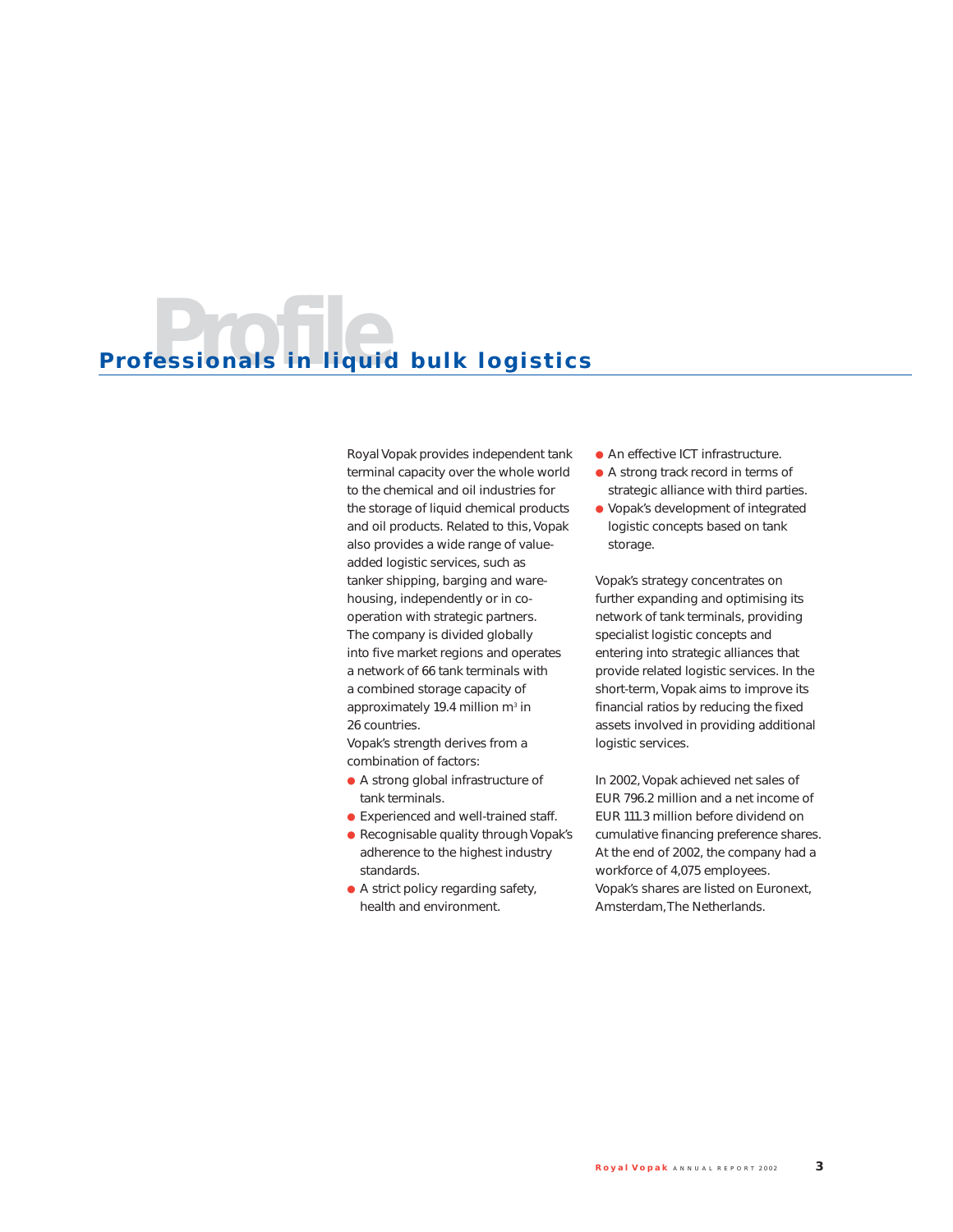# Profile

## Professionals in liquid bulk logistics

Royal Vopak provides independent tank terminal capacity over the whole world to the chemical and oil industries for the storage of liquid chemical products and oil products. Related to this, Vopak also provides a wide range of value-added logistic services, such as tanker shipping, barging and warehousing, independently or in co-operation with strategic partners.
The company is divided globally into five market regions and operates a network of 66 tank terminals with a combined storage capacity of approximately 19.4 million m³ in 26 countries.
Vopak's strength derives from a combination of factors:

- A strong global infrastructure of tank terminals.
- Experienced and well-trained staff.
- Recognisable quality through Vopak's adherence to the highest industry standards.
- A strict policy regarding safety, health and environment.
- An effective ICT infrastructure.
- A strong track record in terms of strategic alliance with third parties.
- Vopak's development of integrated logistic concepts based on tank storage.

Vopak's strategy concentrates on further expanding and optimising its network of tank terminals, providing specialist logistic concepts and entering into strategic alliances that provide related logistic services. In the short-term, Vopak aims to improve its financial ratios by reducing the fixed assets involved in providing additional logistic services.

In 2002, Vopak achieved net sales of EUR 796.2 million and a net income of EUR 111.3 million before dividend on cumulative financing preference shares. At the end of 2002, the company had a workforce of 4,075 employees.
Vopak's shares are listed on Euronext, Amsterdam, The Netherlands.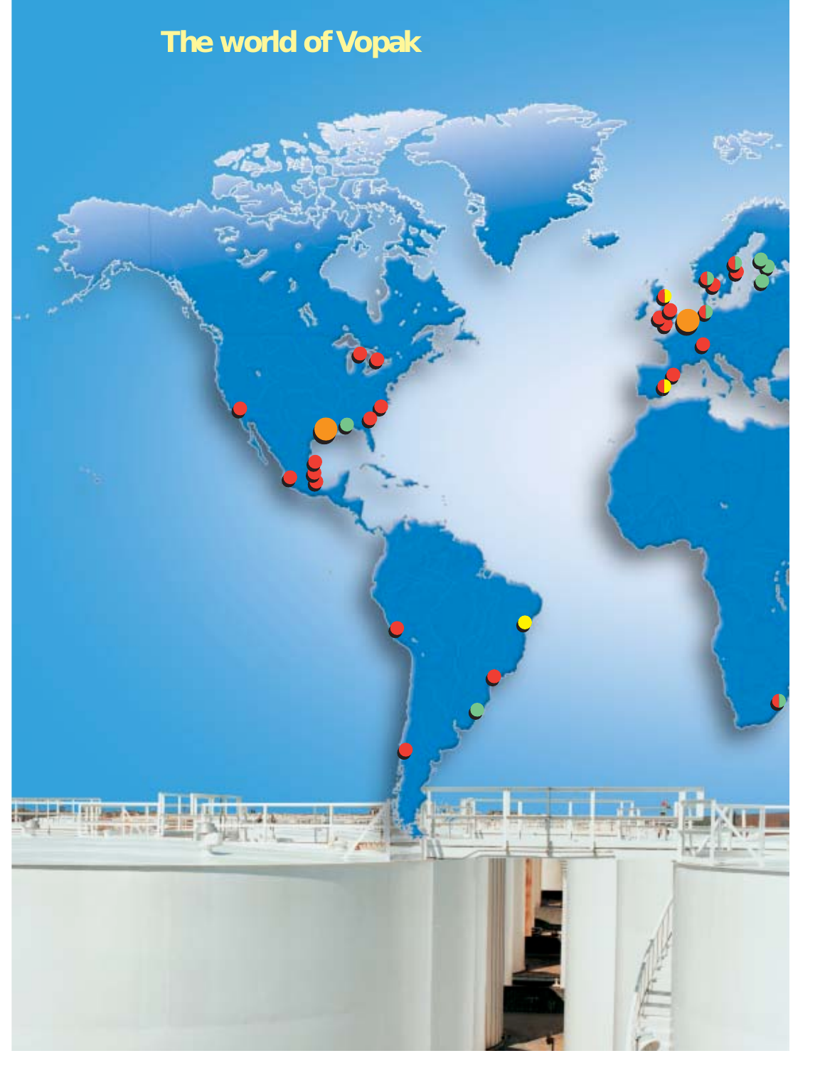# The world of Vopak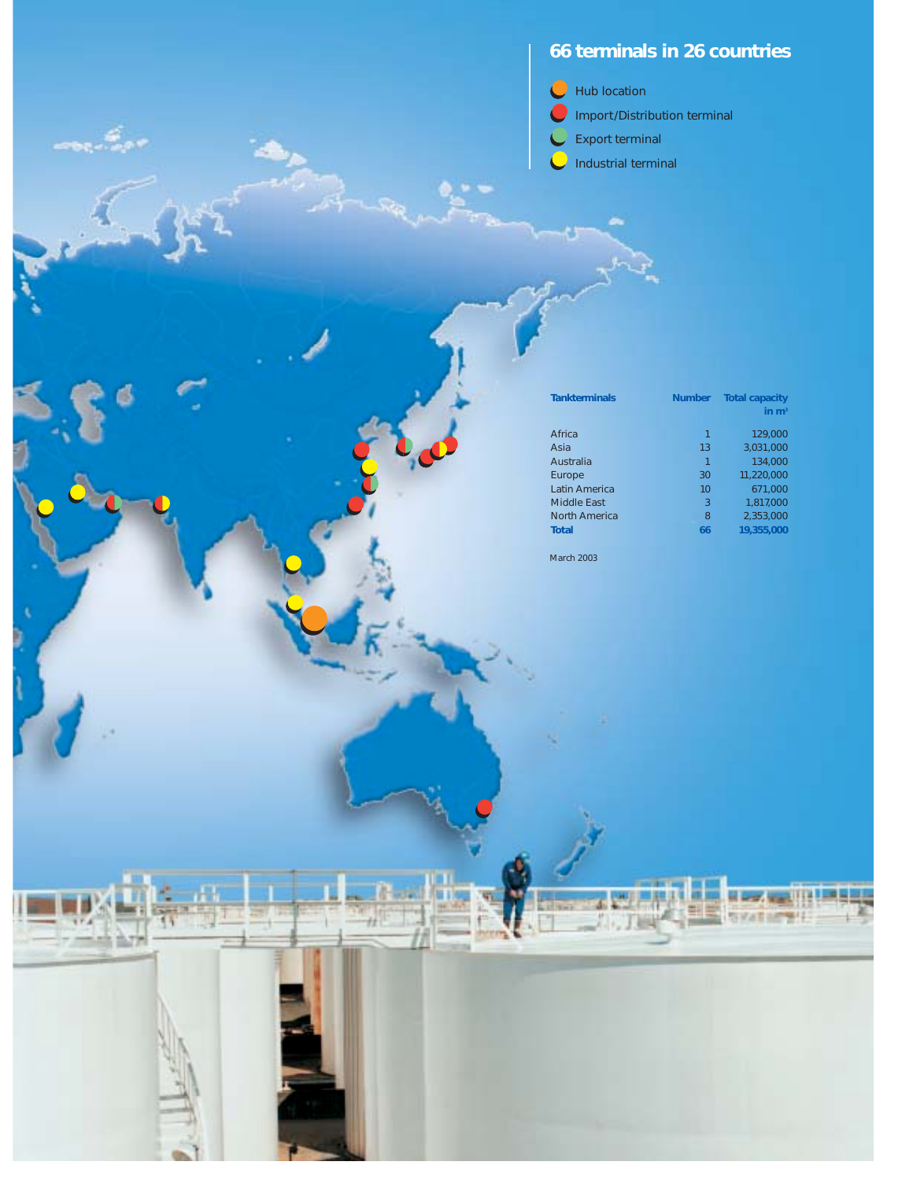## 66 terminals in 26 countries

- Hub location
- Import/Distribution terminal
- Export terminal
- Industrial terminal

| Tankterminals | Number | Total capacity in $m^3$ |
|---|---|---|
| Africa | 1 | 129,000 |
| Asia | 13 | 3,031,000 |
| Australia | 1 | 134,000 |
| Europe | 30 | 11,220,000 |
| Latin America | 10 | 671,000 |
| Middle East | 3 | 1,817,000 |
| North America | 8 | 2,353,000 |
| **Total** | **66** | **19,355,000** |

March 2003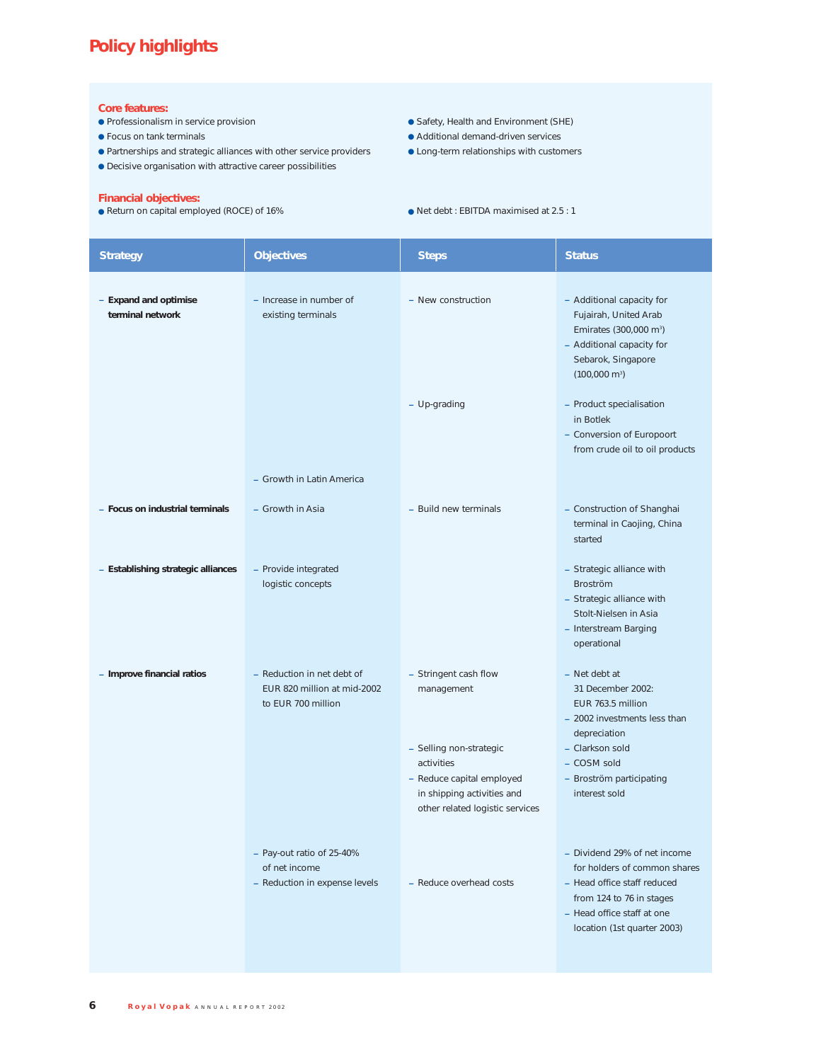# Policy highlights

**Core features:**

- Professionalism in service provision
- Focus on tank terminals
- Partnerships and strategic alliances with other service providers
- Decisive organisation with attractive career possibilities
- Safety, Health and Environment (SHE)
- Additional demand-driven services
- Long-term relationships with customers

**Financial objectives:**

- Return on capital employed (ROCE) of 16%
- Net debt : EBITDA maximised at 2.5 : 1

| Strategy | Objectives | Steps | Status |
|---|---|---|---|
| – **Expand and optimise terminal network** | – Increase in number of existing terminals | – New construction | – Additional capacity for Fujairah, United Arab Emirates (300,000 m³)<br>– Additional capacity for Sebarok, Singapore (100,000 m³) |
| | | – Up-grading | – Product specialisation in Botlek<br>– Conversion of Europoort from crude oil to oil products |
| | – Growth in Latin America | | |
| – **Focus on industrial terminals** | – Growth in Asia | – Build new terminals | – Construction of Shanghai terminal in Caojing, China started |
| – **Establishing strategic alliances** | – Provide integrated logistic concepts | | – Strategic alliance with Broström<br>– Strategic alliance with Stolt-Nielsen in Asia<br>– Interstream Barging operational |
| – **Improve financial ratios** | – Reduction in net debt of EUR 820 million at mid-2002 to EUR 700 million | – Stringent cash flow management | – Net debt at 31 December 2002: EUR 763.5 million<br>– 2002 investments less than depreciation |
| | | – Selling non-strategic activities<br>– Reduce capital employed in shipping activities and other related logistic services | – Clarkson sold<br>– COSM sold<br>– Broström participating interest sold |
| | – Pay-out ratio of 25-40% of net income | | – Dividend 29% of net income for holders of common shares |
| | – Reduction in expense levels | – Reduce overhead costs | – Head office staff reduced from 124 to 76 in stages<br>– Head office staff at one location (1st quarter 2003) |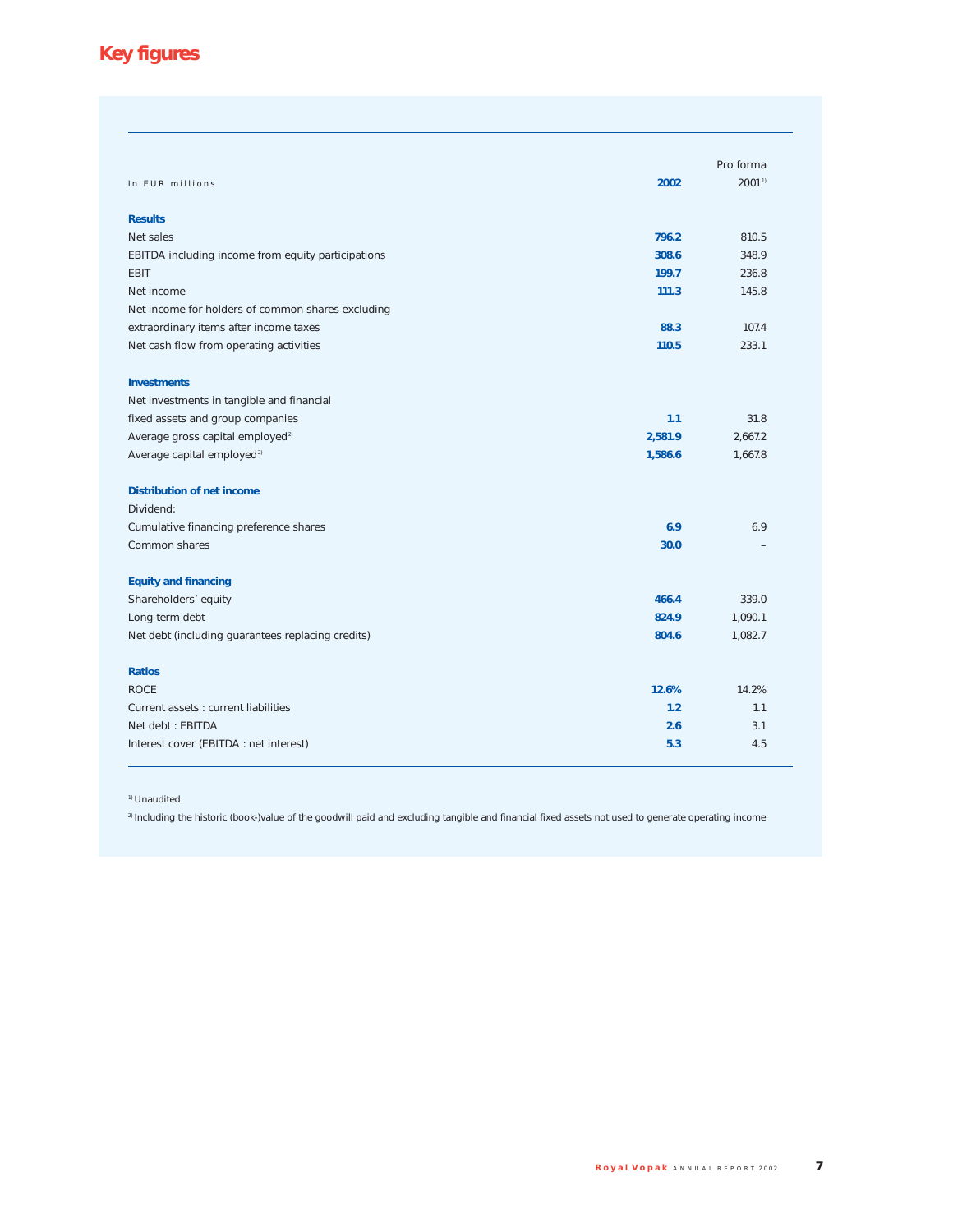# Key figures

| In EUR millions | 2002 | Pro forma 2001[1] |
|---|---|---|
| **Results** | | |
| Net sales | **796.2** | 810.5 |
| EBITDA including income from equity participations | **308.6** | 348.9 |
| EBIT | **199.7** | 236.8 |
| Net income | **111.3** | 145.8 |
| Net income for holders of common shares excluding extraordinary items after income taxes | **88.3** | 107.4 |
| Net cash flow from operating activities | **110.5** | 233.1 |
| **Investments** | | |
| Net investments in tangible and financial fixed assets and group companies | **1.1** | 31.8 |
| Average gross capital employed[2] | **2,581.9** | 2,667.2 |
| Average capital employed[2] | **1,586.6** | 1,667.8 |
| **Distribution of net income** | | |
| Dividend: | | |
| Cumulative financing preference shares | **6.9** | 6.9 |
| Common shares | **30.0** | – |
| **Equity and financing** | | |
| Shareholders' equity | **466.4** | 339.0 |
| Long-term debt | **824.9** | 1,090.1 |
| Net debt (including guarantees replacing credits) | **804.6** | 1,082.7 |
| **Ratios** | | |
| ROCE | **12.6%** | 14.2% |
| Current assets : current liabilities | **1.2** | 1.1 |
| Net debt : EBITDA | **2.6** | 3.1 |
| Interest cover (EBITDA : net interest) | **5.3** | 4.5 |

[1] Unaudited

[2] Including the historic (book-)value of the goodwill paid and excluding tangible and financial fixed assets not used to generate operating income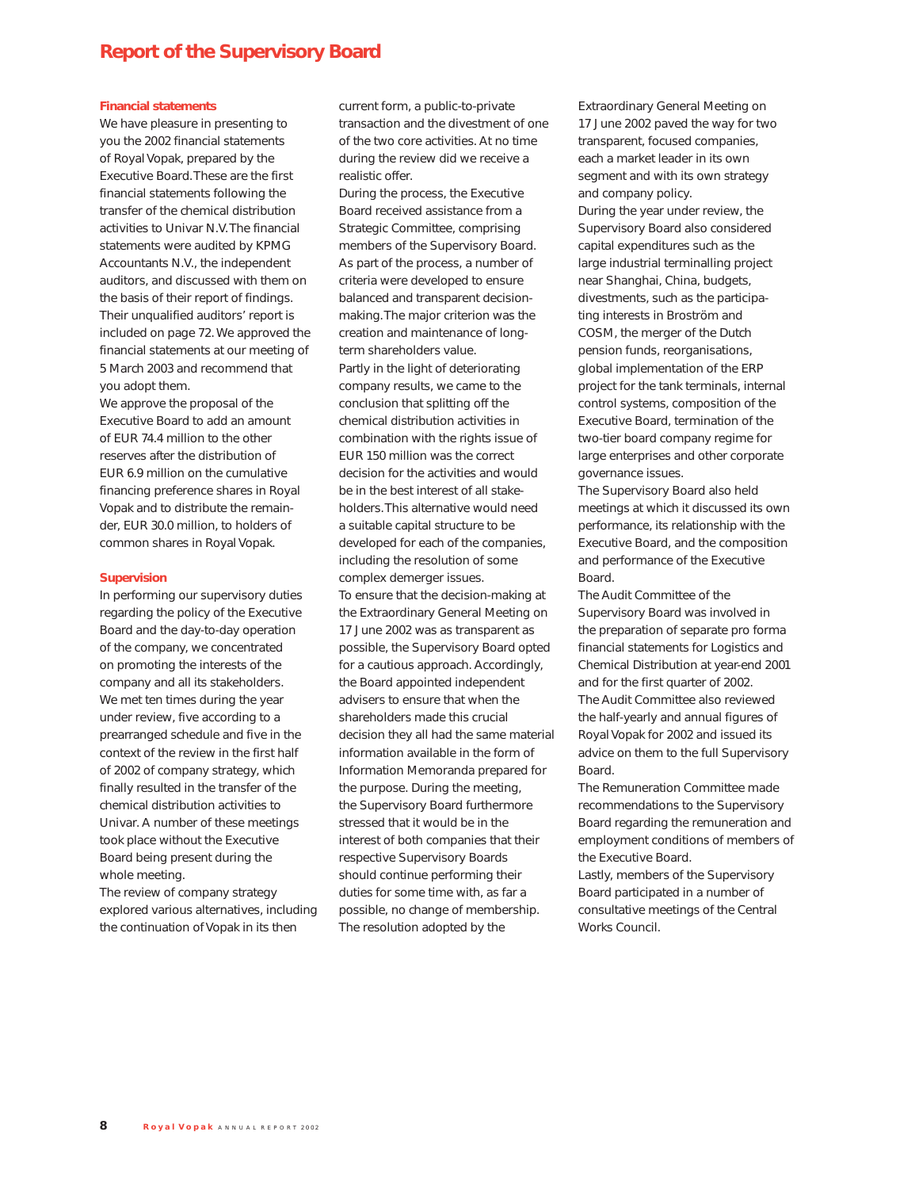# Report of the Supervisory Board

### Financial statements

We have pleasure in presenting to you the 2002 financial statements of Royal Vopak, prepared by the Executive Board. These are the first financial statements following the transfer of the chemical distribution activities to Univar N.V. The financial statements were audited by KPMG Accountants N.V., the independent auditors, and discussed with them on the basis of their report of findings. Their unqualified auditors' report is included on page 72. We approved the financial statements at our meeting of 5 March 2003 and recommend that you adopt them.

We approve the proposal of the Executive Board to add an amount of EUR 74.4 million to the other reserves after the distribution of EUR 6.9 million on the cumulative financing preference shares in Royal Vopak and to distribute the remainder, EUR 30.0 million, to holders of common shares in Royal Vopak.

### Supervision

In performing our supervisory duties regarding the policy of the Executive Board and the day-to-day operation of the company, we concentrated on promoting the interests of the company and all its stakeholders.

We met ten times during the year under review, five according to a prearranged schedule and five in the context of the review in the first half of 2002 of company strategy, which finally resulted in the transfer of the chemical distribution activities to Univar. A number of these meetings took place without the Executive Board being present during the whole meeting.

The review of company strategy explored various alternatives, including the continuation of Vopak in its then current form, a public-to-private transaction and the divestment of one of the two core activities. At no time during the review did we receive a realistic offer.

During the process, the Executive Board received assistance from a Strategic Committee, comprising members of the Supervisory Board. As part of the process, a number of criteria were developed to ensure balanced and transparent decision-making. The major criterion was the creation and maintenance of long-term shareholders value.

Partly in the light of deteriorating company results, we came to the conclusion that splitting off the chemical distribution activities in combination with the rights issue of EUR 150 million was the correct decision for the activities and would be in the best interest of all stakeholders. This alternative would need a suitable capital structure to be developed for each of the companies, including the resolution of some complex demerger issues.

To ensure that the decision-making at the Extraordinary General Meeting on 17 June 2002 was as transparent as possible, the Supervisory Board opted for a cautious approach. Accordingly, the Board appointed independent advisers to ensure that when the shareholders made this crucial decision they all had the same material information available in the form of Information Memoranda prepared for the purpose. During the meeting, the Supervisory Board furthermore stressed that it would be in the interest of both companies that their respective Supervisory Boards should continue performing their duties for some time with, as far a possible, no change of membership.

The resolution adopted by the Extraordinary General Meeting on 17 June 2002 paved the way for two transparent, focused companies, each a market leader in its own segment and with its own strategy and company policy.

During the year under review, the Supervisory Board also considered capital expenditures such as the large industrial terminalling project near Shanghai, China, budgets, divestments, such as the participating interests in Broström and COSM, the merger of the Dutch pension funds, reorganisations, global implementation of the ERP project for the tank terminals, internal control systems, composition of the Executive Board, termination of the two-tier board company regime for large enterprises and other corporate governance issues.

The Supervisory Board also held meetings at which it discussed its own performance, its relationship with the Executive Board, and the composition and performance of the Executive Board.

The Audit Committee of the Supervisory Board was involved in the preparation of separate pro forma financial statements for Logistics and Chemical Distribution at year-end 2001 and for the first quarter of 2002.

The Audit Committee also reviewed the half-yearly and annual figures of Royal Vopak for 2002 and issued its advice on them to the full Supervisory Board.

The Remuneration Committee made recommendations to the Supervisory Board regarding the remuneration and employment conditions of members of the Executive Board.

Lastly, members of the Supervisory Board participated in a number of consultative meetings of the Central Works Council.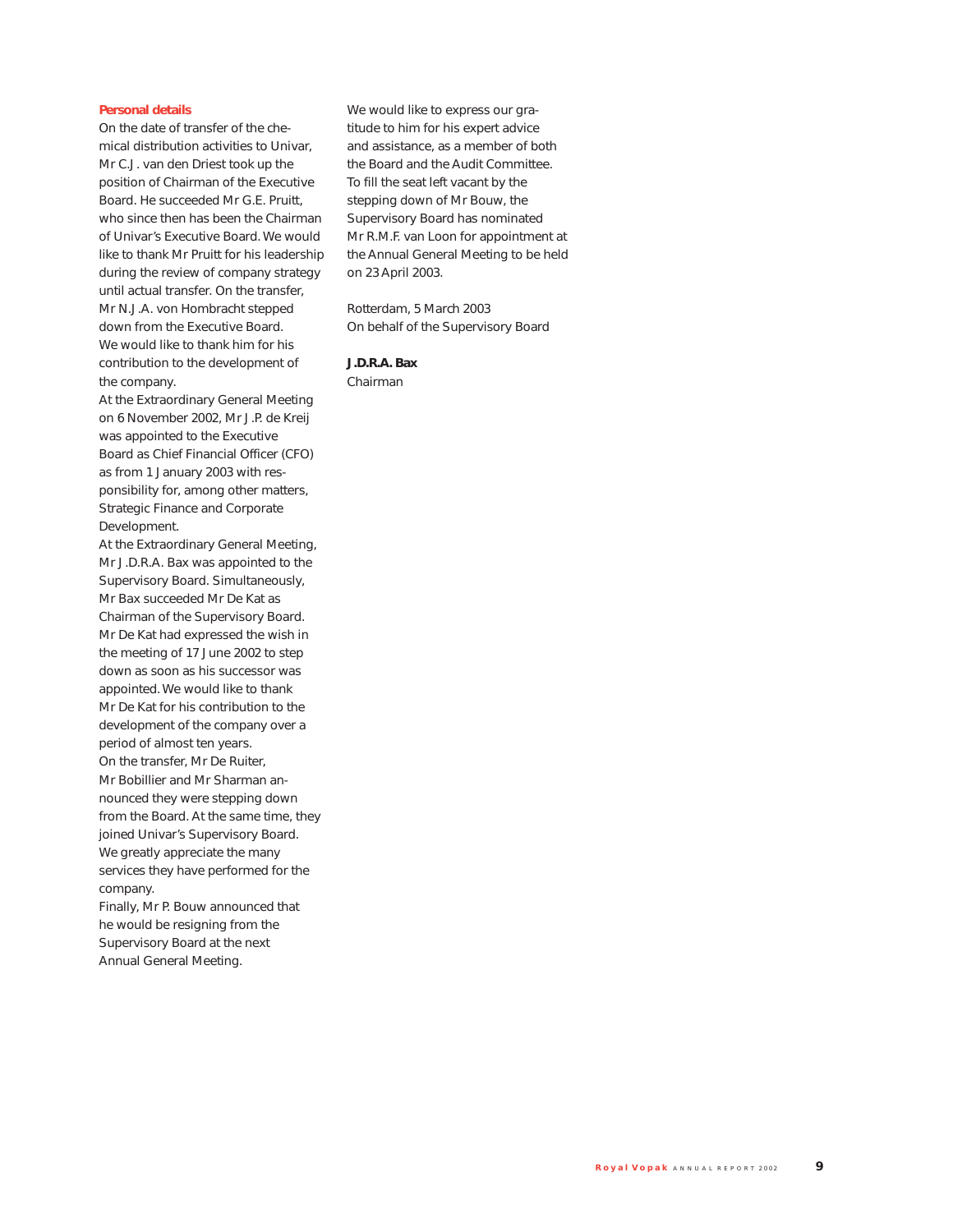### Personal details

On the date of transfer of the chemical distribution activities to Univar, Mr C.J. van den Driest took up the position of Chairman of the Executive Board. He succeeded Mr G.E. Pruitt, who since then has been the Chairman of Univar's Executive Board. We would like to thank Mr Pruitt for his leadership during the review of company strategy until actual transfer. On the transfer, Mr N.J.A. von Hombracht stepped down from the Executive Board. We would like to thank him for his contribution to the development of the company.

At the Extraordinary General Meeting on 6 November 2002, Mr J.P. de Kreij was appointed to the Executive Board as Chief Financial Officer (CFO) as from 1 January 2003 with responsibility for, among other matters, Strategic Finance and Corporate Development.

At the Extraordinary General Meeting, Mr J.D.R.A. Bax was appointed to the Supervisory Board. Simultaneously, Mr Bax succeeded Mr De Kat as Chairman of the Supervisory Board. Mr De Kat had expressed the wish in the meeting of 17 June 2002 to step down as soon as his successor was appointed. We would like to thank Mr De Kat for his contribution to the development of the company over a period of almost ten years.

On the transfer, Mr De Ruiter, Mr Bobillier and Mr Sharman announced they were stepping down from the Board. At the same time, they joined Univar's Supervisory Board. We greatly appreciate the many services they have performed for the company.

Finally, Mr P. Bouw announced that he would be resigning from the Supervisory Board at the next Annual General Meeting. We would like to express our gratitude to him for his expert advice and assistance, as a member of both the Board and the Audit Committee. To fill the seat left vacant by the stepping down of Mr Bouw, the Supervisory Board has nominated Mr R.M.F. van Loon for appointment at the Annual General Meeting to be held on 23 April 2003.

Rotterdam, 5 March 2003
On behalf of the Supervisory Board

**J.D.R.A. Bax**
Chairman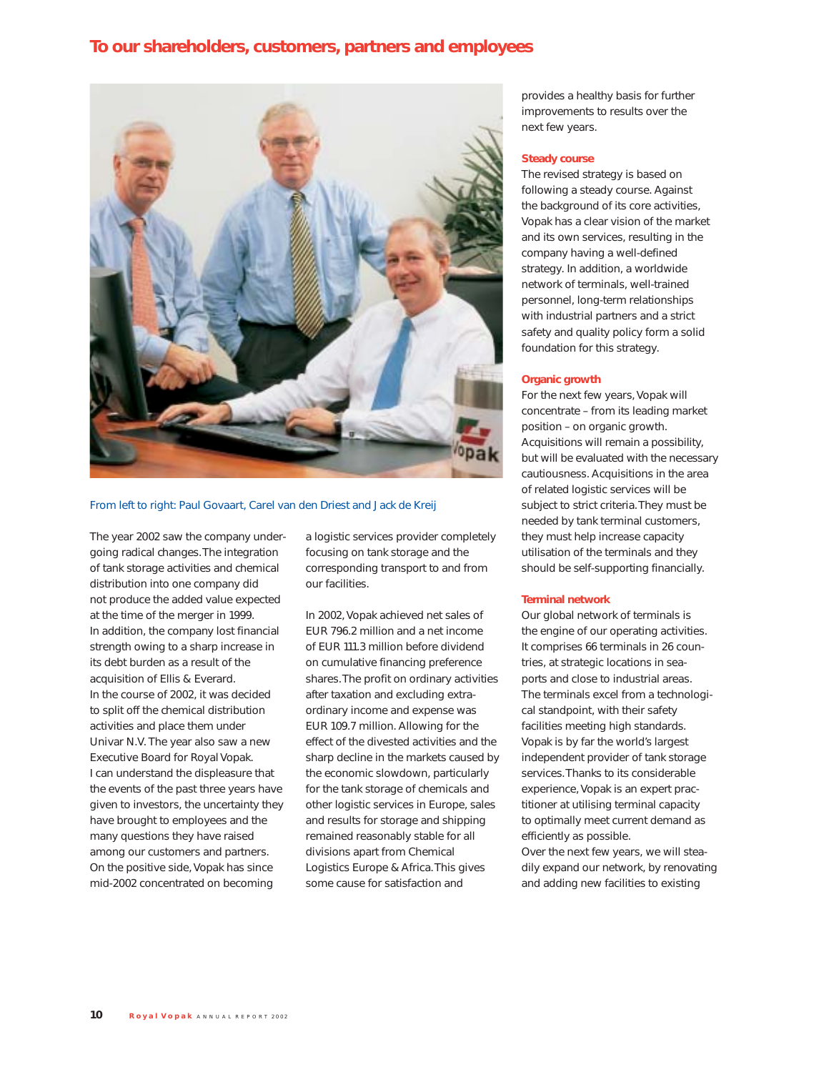# To our shareholders, customers, partners and employees

From left to right: Paul Govaart, Carel van den Driest and Jack de Kreij

The year 2002 saw the company undergoing radical changes. The integration of tank storage activities and chemical distribution into one company did not produce the added value expected at the time of the merger in 1999. In addition, the company lost financial strength owing to a sharp increase in its debt burden as a result of the acquisition of Ellis & Everard. In the course of 2002, it was decided to split off the chemical distribution activities and place them under Univar N.V. The year also saw a new Executive Board for Royal Vopak. I can understand the displeasure that the events of the past three years have given to investors, the uncertainty they have brought to employees and the many questions they have raised among our customers and partners. On the positive side, Vopak has since mid-2002 concentrated on becoming a logistic services provider completely focusing on tank storage and the corresponding transport to and from our facilities.

In 2002, Vopak achieved net sales of EUR 796.2 million and a net income of EUR 111.3 million before dividend on cumulative financing preference shares. The profit on ordinary activities after taxation and excluding extraordinary income and expense was EUR 109.7 million. Allowing for the effect of the divested activities and the sharp decline in the markets caused by the economic slowdown, particularly for the tank storage of chemicals and other logistic services in Europe, sales and results for storage and shipping remained reasonably stable for all divisions apart from Chemical Logistics Europe & Africa. This gives some cause for satisfaction and provides a healthy basis for further improvements to results over the next few years.

## Steady course

The revised strategy is based on following a steady course. Against the background of its core activities, Vopak has a clear vision of the market and its own services, resulting in the company having a well-defined strategy. In addition, a worldwide network of terminals, well-trained personnel, long-term relationships with industrial partners and a strict safety and quality policy form a solid foundation for this strategy.

## Organic growth

For the next few years, Vopak will concentrate – from its leading market position – on organic growth. Acquisitions will remain a possibility, but will be evaluated with the necessary cautiousness. Acquisitions in the area of related logistic services will be subject to strict criteria. They must be needed by tank terminal customers, they must help increase capacity utilisation of the terminals and they should be self-supporting financially.

## Terminal network

Our global network of terminals is the engine of our operating activities. It comprises 66 terminals in 26 countries, at strategic locations in seaports and close to industrial areas. The terminals excel from a technological standpoint, with their safety facilities meeting high standards. Vopak is by far the world's largest independent provider of tank storage services. Thanks to its considerable experience, Vopak is an expert practitioner at utilising terminal capacity to optimally meet current demand as efficiently as possible.
Over the next few years, we will steadily expand our network, by renovating and adding new facilities to existing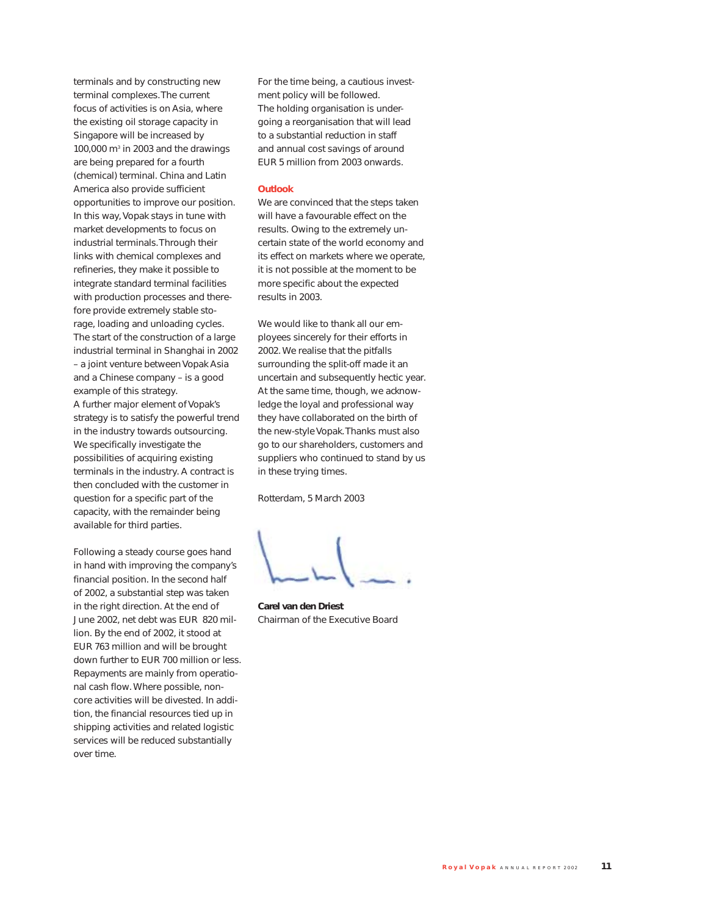terminals and by constructing new terminal complexes. The current focus of activities is on Asia, where the existing oil storage capacity in Singapore will be increased by 100,000 $m^3$ in 2003 and the drawings are being prepared for a fourth (chemical) terminal. China and Latin America also provide sufficient opportunities to improve our position. In this way, Vopak stays in tune with market developments to focus on industrial terminals. Through their links with chemical complexes and refineries, they make it possible to integrate standard terminal facilities with production processes and therefore provide extremely stable storage, loading and unloading cycles. The start of the construction of a large industrial terminal in Shanghai in 2002 – a joint venture between Vopak Asia and a Chinese company – is a good example of this strategy.
A further major element of Vopak's strategy is to satisfy the powerful trend in the industry towards outsourcing. We specifically investigate the possibilities of acquiring existing terminals in the industry. A contract is then concluded with the customer in question for a specific part of the capacity, with the remainder being available for third parties.

Following a steady course goes hand in hand with improving the company's financial position. In the second half of 2002, a substantial step was taken in the right direction. At the end of June 2002, net debt was EUR 820 million. By the end of 2002, it stood at EUR 763 million and will be brought down further to EUR 700 million or less. Repayments are mainly from operational cash flow. Where possible, non-core activities will be divested. In addition, the financial resources tied up in shipping activities and related logistic services will be reduced substantially over time.

For the time being, a cautious investment policy will be followed.
The holding organisation is undergoing a reorganisation that will lead to a substantial reduction in staff and annual cost savings of around EUR 5 million from 2003 onwards.

## Outlook

We are convinced that the steps taken will have a favourable effect on the results. Owing to the extremely uncertain state of the world economy and its effect on markets where we operate, it is not possible at the moment to be more specific about the expected results in 2003.

We would like to thank all our employees sincerely for their efforts in 2002. We realise that the pitfalls surrounding the split-off made it an uncertain and subsequently hectic year. At the same time, though, we acknowledge the loyal and professional way they have collaborated on the birth of the new-style Vopak. Thanks must also go to our shareholders, customers and suppliers who continued to stand by us in these trying times.

Rotterdam, 5 March 2003

**Carel van den Driest**
Chairman of the Executive Board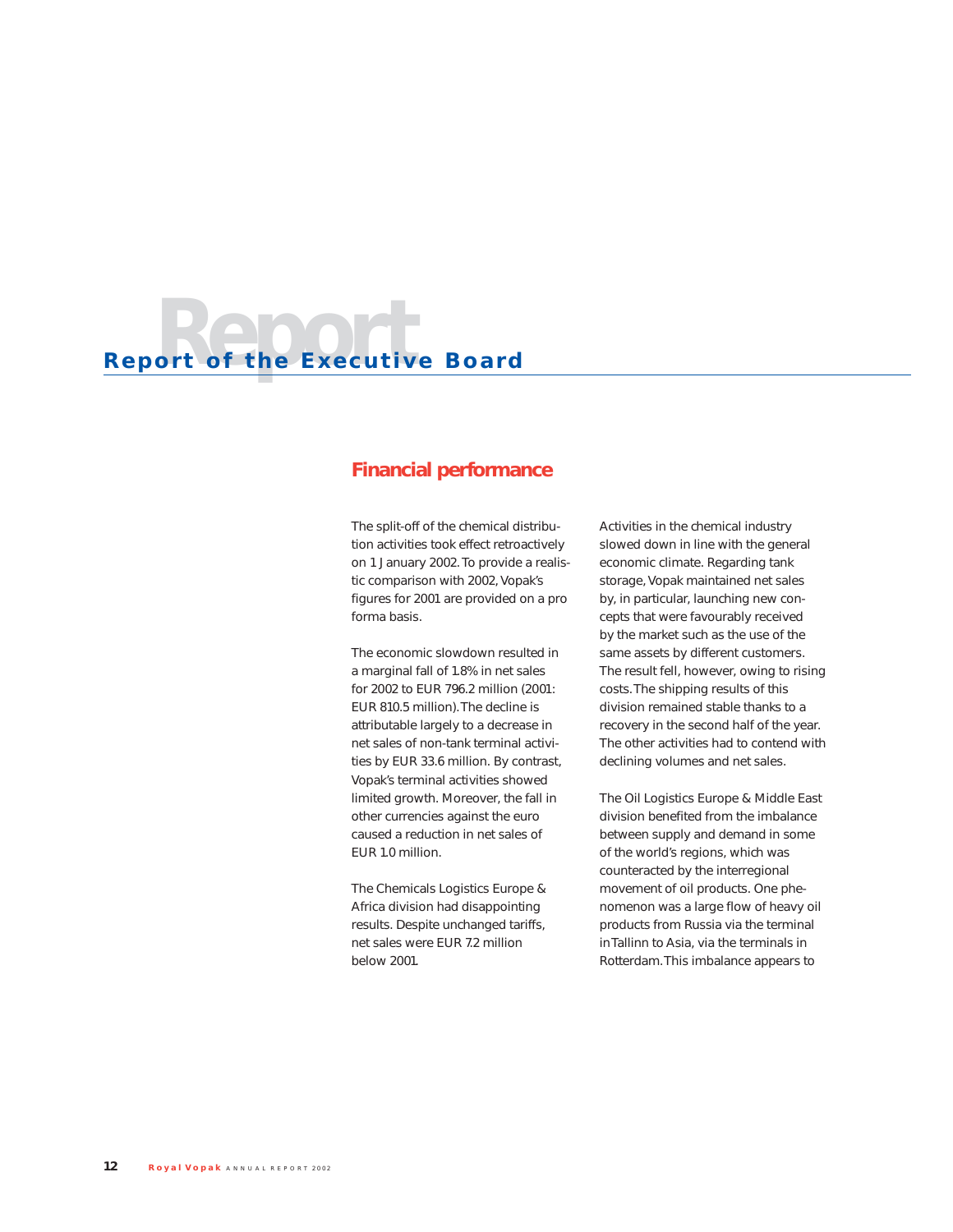# Report of the Executive Board

## Financial performance

The split-off of the chemical distribution activities took effect retroactively on 1 January 2002. To provide a realistic comparison with 2002, Vopak's figures for 2001 are provided on a pro forma basis.

The economic slowdown resulted in a marginal fall of 1.8% in net sales for 2002 to EUR 796.2 million (2001: EUR 810.5 million). The decline is attributable largely to a decrease in net sales of non-tank terminal activities by EUR 33.6 million. By contrast, Vopak's terminal activities showed limited growth. Moreover, the fall in other currencies against the euro caused a reduction in net sales of EUR 1.0 million.

The Chemicals Logistics Europe & Africa division had disappointing results. Despite unchanged tariffs, net sales were EUR 7.2 million below 2001.

Activities in the chemical industry slowed down in line with the general economic climate. Regarding tank storage, Vopak maintained net sales by, in particular, launching new concepts that were favourably received by the market such as the use of the same assets by different customers. The result fell, however, owing to rising costs. The shipping results of this division remained stable thanks to a recovery in the second half of the year. The other activities had to contend with declining volumes and net sales.

The Oil Logistics Europe & Middle East division benefited from the imbalance between supply and demand in some of the world's regions, which was counteracted by the interregional movement of oil products. One phenomenon was a large flow of heavy oil products from Russia via the terminal in Tallinn to Asia, via the terminals in Rotterdam. This imbalance appears to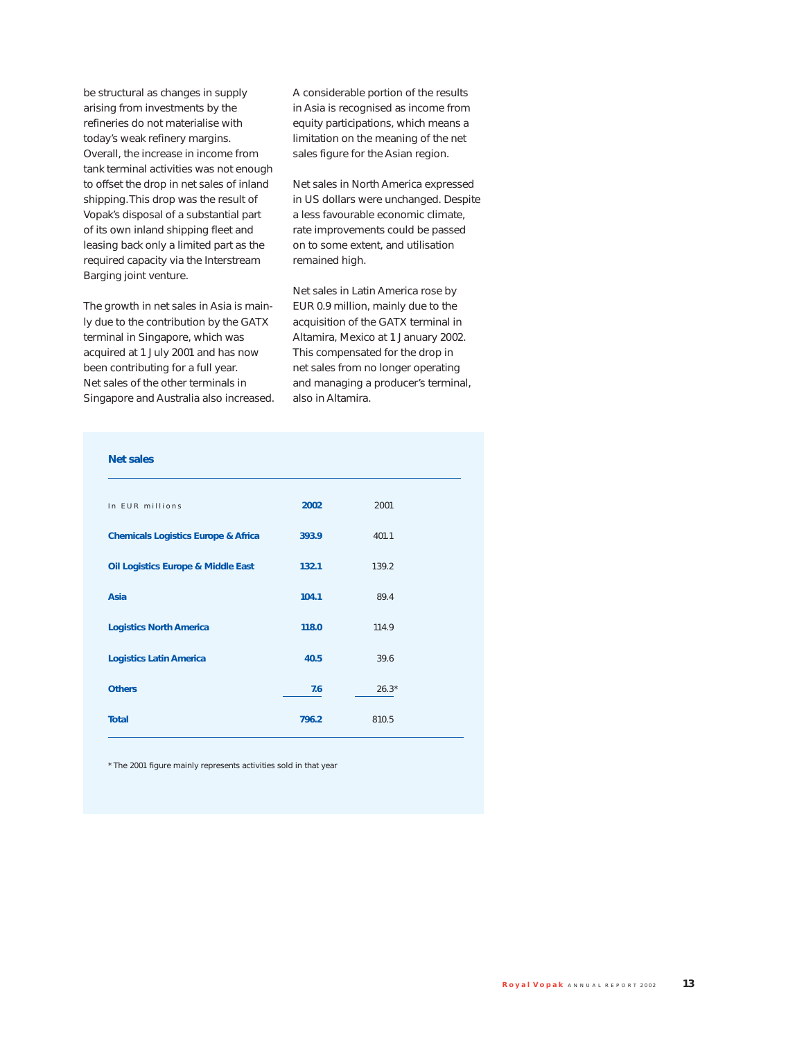be structural as changes in supply arising from investments by the refineries do not materialise with today's weak refinery margins. Overall, the increase in income from tank terminal activities was not enough to offset the drop in net sales of inland shipping. This drop was the result of Vopak's disposal of a substantial part of its own inland shipping fleet and leasing back only a limited part as the required capacity via the Interstream Barging joint venture.

The growth in net sales in Asia is mainly due to the contribution by the GATX terminal in Singapore, which was acquired at 1 July 2001 and has now been contributing for a full year. Net sales of the other terminals in Singapore and Australia also increased.

A considerable portion of the results in Asia is recognised as income from equity participations, which means a limitation on the meaning of the net sales figure for the Asian region.

Net sales in North America expressed in US dollars were unchanged. Despite a less favourable economic climate, rate improvements could be passed on to some extent, and utilisation remained high.

Net sales in Latin America rose by EUR 0.9 million, mainly due to the acquisition of the GATX terminal in Altamira, Mexico at 1 January 2002. This compensated for the drop in net sales from no longer operating and managing a producer's terminal, also in Altamira.

**Net sales**

| In EUR millions | **2002** | 2001 |
|---|---|---|
| **Chemicals Logistics Europe & Africa** | **393.9** | 401.1 |
| **Oil Logistics Europe & Middle East** | **132.1** | 139.2 |
| **Asia** | **104.1** | 89.4 |
| **Logistics North America** | **118.0** | 114.9 |
| **Logistics Latin America** | **40.5** | 39.6 |
| **Others** | **7.6** | 26.3* |
| **Total** | **796.2** | 810.5 |

* The 2001 figure mainly represents activities sold in that year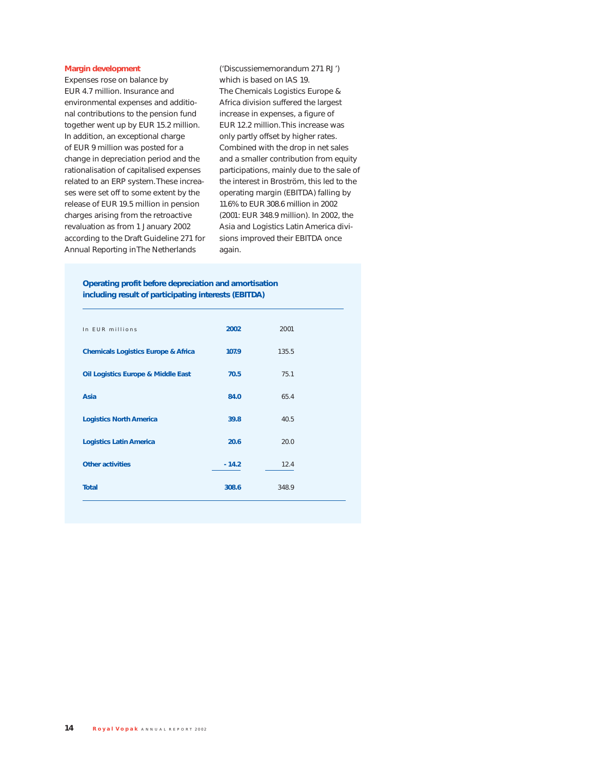## Margin development

Expenses rose on balance by EUR 4.7 million. Insurance and environmental expenses and additional contributions to the pension fund together went up by EUR 15.2 million. In addition, an exceptional charge of EUR 9 million was posted for a change in depreciation period and the rationalisation of capitalised expenses related to an ERP system. These increases were set off to some extent by the release of EUR 19.5 million in pension charges arising from the retroactive revaluation as from 1 January 2002 according to the Draft Guideline 271 for Annual Reporting in The Netherlands ('Discussiememorandum 271 RJ') which is based on IAS 19.

The Chemicals Logistics Europe & Africa division suffered the largest increase in expenses, a figure of EUR 12.2 million. This increase was only partly offset by higher rates. Combined with the drop in net sales and a smaller contribution from equity participations, mainly due to the sale of the interest in Broström, this led to the operating margin (EBITDA) falling by 11.6% to EUR 308.6 million in 2002 (2001: EUR 348.9 million). In 2002, the Asia and Logistics Latin America divisions improved their EBITDA once again.

### Operating profit before depreciation and amortisation including result of participating interests (EBITDA)

| In EUR millions | 2002 | 2001 |
|---|---|---|
| Chemicals Logistics Europe & Africa | 107.9 | 135.5 |
| Oil Logistics Europe & Middle East | 70.5 | 75.1 |
| Asia | 84.0 | 65.4 |
| Logistics North America | 39.8 | 40.5 |
| Logistics Latin America | 20.6 | 20.0 |
| Other activities | - 14.2 | 12.4 |
| Total | 308.6 | 348.9 |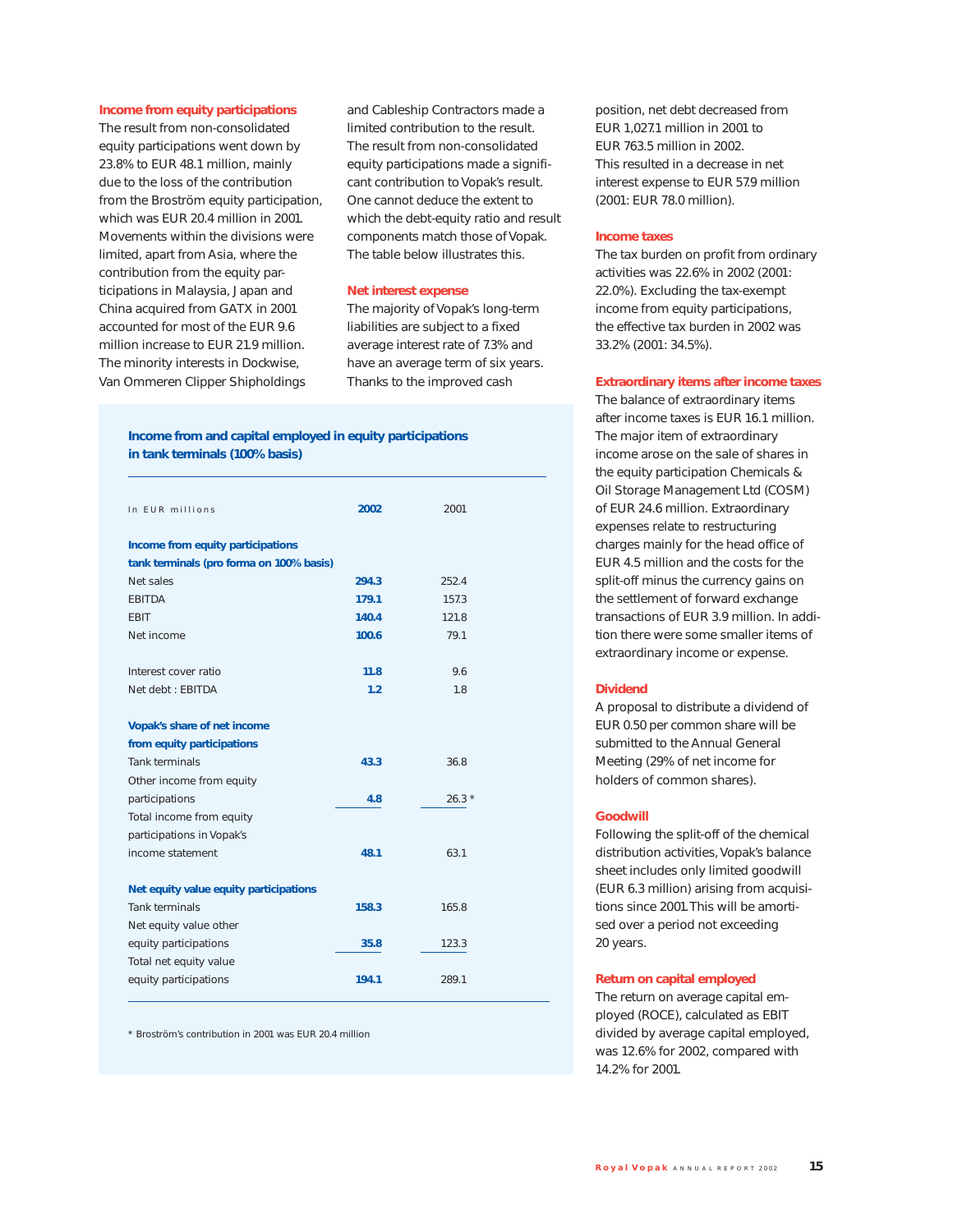### Income from equity participations

The result from non-consolidated equity participations went down by 23.8% to EUR 48.1 million, mainly due to the loss of the contribution from the Broström equity participation, which was EUR 20.4 million in 2001. Movements within the divisions were limited, apart from Asia, where the contribution from the equity participations in Malaysia, Japan and China acquired from GATX in 2001 accounted for most of the EUR 9.6 million increase to EUR 21.9 million. The minority interests in Dockwise, Van Ommeren Clipper Shipholdings and Cableship Contractors made a limited contribution to the result. The result from non-consolidated equity participations made a significant contribution to Vopak's result. One cannot deduce the extent to which the debt-equity ratio and result components match those of Vopak. The table below illustrates this.

### Net interest expense

The majority of Vopak's long-term liabilities are subject to a fixed average interest rate of 7.3% and have an average term of six years. Thanks to the improved cash position, net debt decreased from EUR 1,027.1 million in 2001 to EUR 763.5 million in 2002. This resulted in a decrease in net interest expense to EUR 57.9 million (2001: EUR 78.0 million).

### Income taxes

The tax burden on profit from ordinary activities was 22.6% in 2002 (2001: 22.0%). Excluding the tax-exempt income from equity participations, the effective tax burden in 2002 was 33.2% (2001: 34.5%).

### Extraordinary items after income taxes

The balance of extraordinary items after income taxes is EUR 16.1 million. The major item of extraordinary income arose on the sale of shares in the equity participation Chemicals & Oil Storage Management Ltd (COSM) of EUR 24.6 million. Extraordinary expenses relate to restructuring charges mainly for the head office of EUR 4.5 million and the costs for the split-off minus the currency gains on the settlement of forward exchange transactions of EUR 3.9 million. In addition there were some smaller items of extraordinary income or expense.

### Dividend

A proposal to distribute a dividend of EUR 0.50 per common share will be submitted to the Annual General Meeting (29% of net income for holders of common shares).

### Goodwill

Following the split-off of the chemical distribution activities, Vopak's balance sheet includes only limited goodwill (EUR 6.3 million) arising from acquisitions since 2001. This will be amortised over a period not exceeding 20 years.

### Return on capital employed

The return on average capital employed (ROCE), calculated as EBIT divided by average capital employed, was 12.6% for 2002, compared with 14.2% for 2001.

**Income from and capital employed in equity participations in tank terminals (100% basis)**

| In EUR millions | **2002** | 2001 |
|---|---|---|
| **Income from equity participations tank terminals (pro forma on 100% basis)** | | |
| Net sales | **294.3** | 252.4 |
| EBITDA | **179.1** | 157.3 |
| EBIT | **140.4** | 121.8 |
| Net income | **100.6** | 79.1 |
| | | |
| Interest cover ratio | **11.8** | 9.6 |
| Net debt : EBITDA | **1.2** | 1.8 |
| | | |
| **Vopak's share of net income from equity participations** | | |
| Tank terminals | **43.3** | 36.8 |
| Other income from equity participations | **4.8** | 26.3 * |
| Total income from equity participations in Vopak's income statement | **48.1** | 63.1 |
| | | |
| **Net equity value equity participations** | | |
| Tank terminals | **158.3** | 165.8 |
| Net equity value other equity participations | **35.8** | 123.3 |
| Total net equity value equity participations | **194.1** | 289.1 |

* Broström's contribution in 2001 was EUR 20.4 million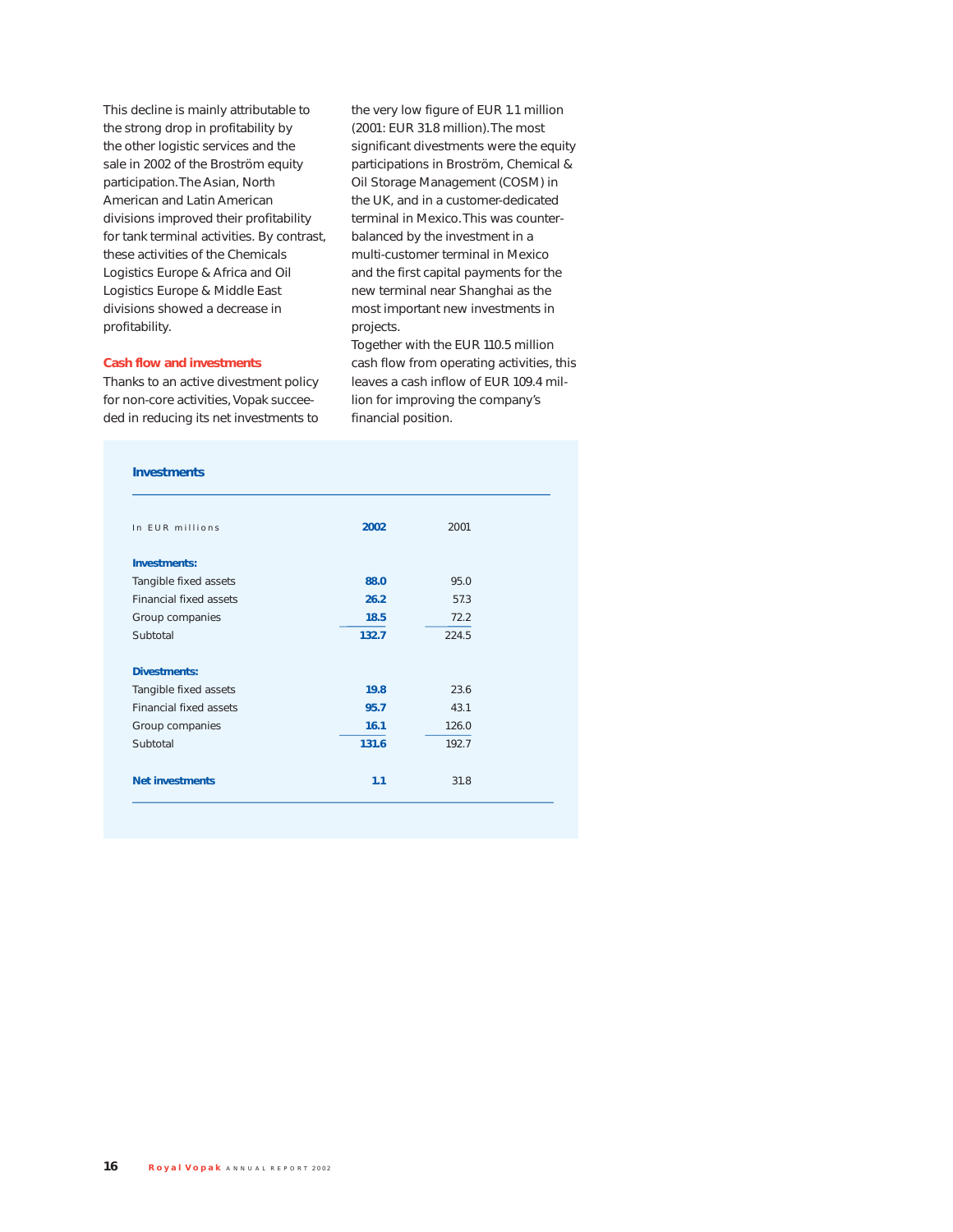This decline is mainly attributable to the strong drop in profitability by the other logistic services and the sale in 2002 of the Broström equity participation. The Asian, North American and Latin American divisions improved their profitability for tank terminal activities. By contrast, these activities of the Chemicals Logistics Europe & Africa and Oil Logistics Europe & Middle East divisions showed a decrease in profitability.

## Cash flow and investments

Thanks to an active divestment policy for non-core activities, Vopak succeeded in reducing its net investments to the very low figure of EUR 1.1 million (2001: EUR 31.8 million). The most significant divestments were the equity participations in Broström, Chemical & Oil Storage Management (COSM) in the UK, and in a customer-dedicated terminal in Mexico. This was counterbalanced by the investment in a multi-customer terminal in Mexico and the first capital payments for the new terminal near Shanghai as the most important new investments in projects.

Together with the EUR 110.5 million cash flow from operating activities, this leaves a cash inflow of EUR 109.4 million for improving the company's financial position.

### Investments

| In EUR millions | 2002 | 2001 |
|---|---|---|
| **Investments:** | | |
| Tangible fixed assets | 88.0 | 95.0 |
| Financial fixed assets | 26.2 | 57.3 |
| Group companies | 18.5 | 72.2 |
| Subtotal | 132.7 | 224.5 |
| **Divestments:** | | |
| Tangible fixed assets | 19.8 | 23.6 |
| Financial fixed assets | 95.7 | 43.1 |
| Group companies | 16.1 | 126.0 |
| Subtotal | 131.6 | 192.7 |
| **Net investments** | **1.1** | 31.8 |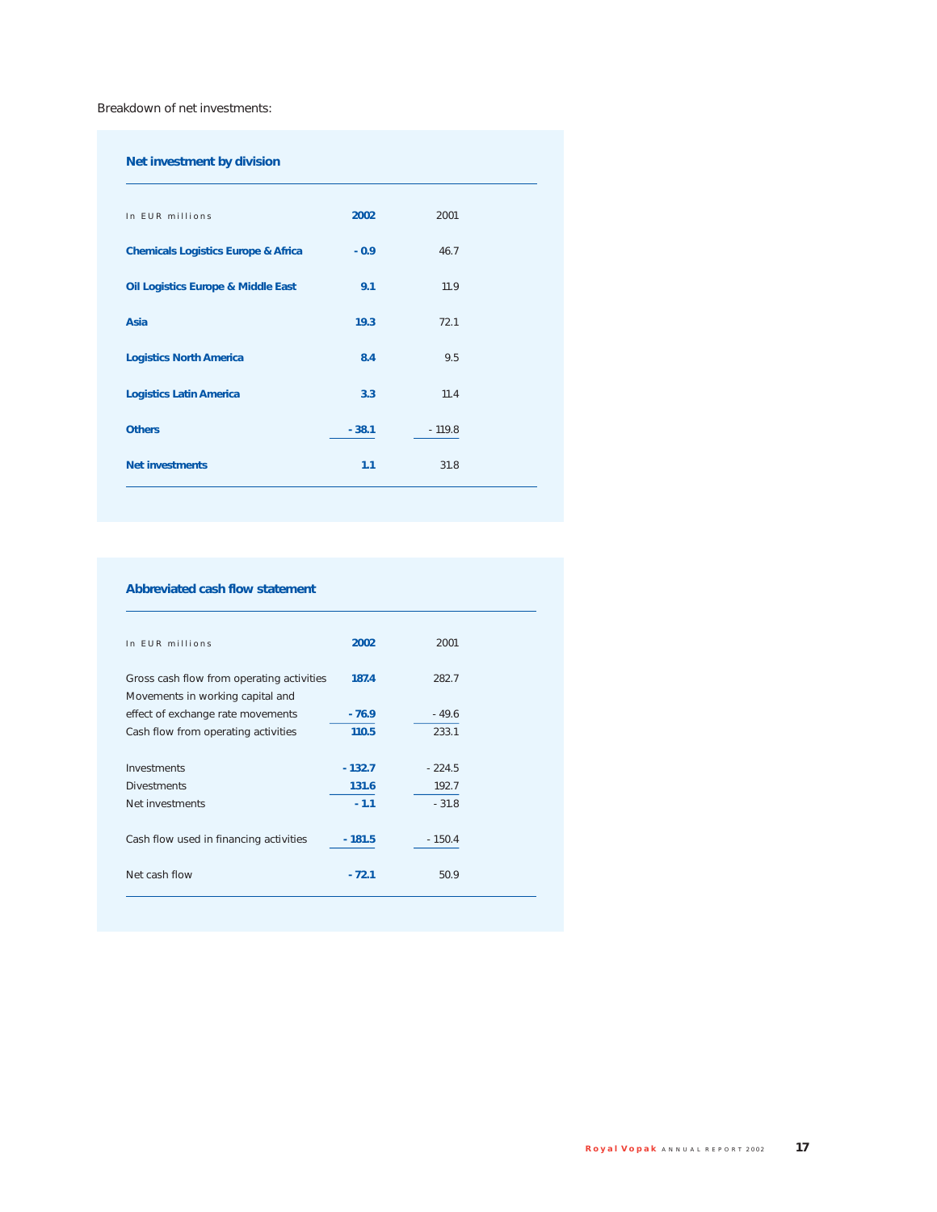Breakdown of net investments:

### Net investment by division

| In EUR millions | 2002 | 2001 |
|---|---|---|
| Chemicals Logistics Europe & Africa | - 0.9 | 46.7 |
| Oil Logistics Europe & Middle East | 9.1 | 11.9 |
| Asia | 19.3 | 72.1 |
| Logistics North America | 8.4 | 9.5 |
| Logistics Latin America | 3.3 | 11.4 |
| Others | - 38.1 | - 119.8 |
| Net investments | 1.1 | 31.8 |

### Abbreviated cash flow statement

| In EUR millions | 2002 | 2001 |
|---|---|---|
| Gross cash flow from operating activities | 187.4 | 282.7 |
| Movements in working capital and effect of exchange rate movements | - 76.9 | - 49.6 |
| Cash flow from operating activities | 110.5 | 233.1 |
| Investments | - 132.7 | - 224.5 |
| Divestments | 131.6 | 192.7 |
| Net investments | - 1.1 | - 31.8 |
| Cash flow used in financing activities | - 181.5 | - 150.4 |
| Net cash flow | - 72.1 | 50.9 |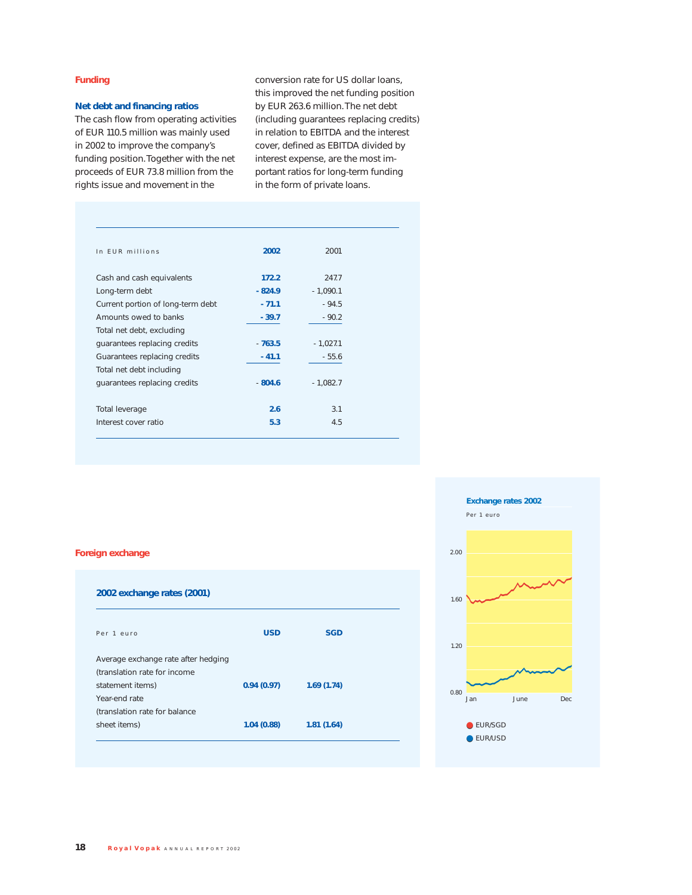## Funding

### Net debt and financing ratios

The cash flow from operating activities of EUR 110.5 million was mainly used in 2002 to improve the company's funding position. Together with the net proceeds of EUR 73.8 million from the rights issue and movement in the conversion rate for US dollar loans, this improved the net funding position by EUR 263.6 million. The net debt (including guarantees replacing credits) in relation to EBITDA and the interest cover, defined as EBITDA divided by interest expense, are the most important ratios for long-term funding in the form of private loans.

| In EUR millions | 2002 | 2001 |
|---|---|---|
| Cash and cash equivalents | 172.2 | 247.7 |
| Long-term debt | - 824.9 | - 1,090.1 |
| Current portion of long-term debt | - 71.1 | - 94.5 |
| Amounts owed to banks | - 39.7 | - 90.2 |
| Total net debt, excluding guarantees replacing credits | - 763.5 | - 1,027.1 |
| Guarantees replacing credits | - 41.1 | - 55.6 |
| Total net debt including guarantees replacing credits | - 804.6 | - 1,082.7 |
| Total leverage | 2.6 | 3.1 |
| Interest cover ratio | 5.3 | 4.5 |

## Foreign exchange

**2002 exchange rates (2001)**

| Per 1 euro | USD | SGD |
|---|---|---|
| Average exchange rate after hedging (translation rate for income statement items) | 0.94 (0.97) | 1.69 (1.74) |
| Year-end rate (translation rate for balance sheet items) | 1.04 (0.88) | 1.81 (1.64) |

**Exchange rates 2002**

Per 1 euro

EUR/SGD
EUR/USD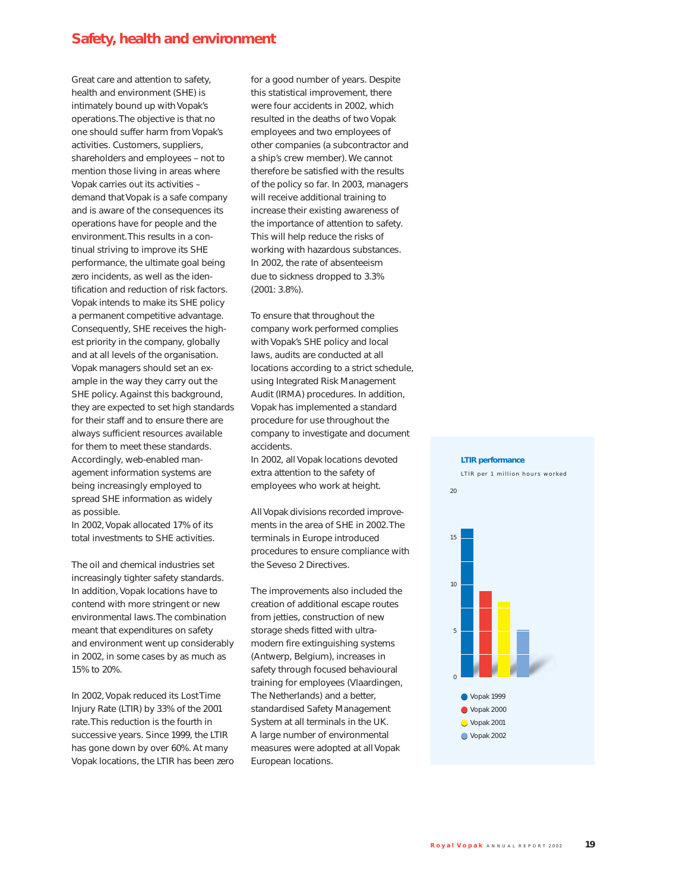# Safety, health and environment

Great care and attention to safety, health and environment (SHE) is intimately bound up with Vopak's operations. The objective is that no one should suffer harm from Vopak's activities. Customers, suppliers, shareholders and employees – not to mention those living in areas where Vopak carries out its activities – demand that Vopak is a safe company and is aware of the consequences its operations have for people and the environment. This results in a continual striving to improve its SHE performance, the ultimate goal being zero incidents, as well as the identification and reduction of risk factors. Vopak intends to make its SHE policy a permanent competitive advantage. Consequently, SHE receives the highest priority in the company, globally and at all levels of the organisation. Vopak managers should set an example in the way they carry out the SHE policy. Against this background, they are expected to set high standards for their staff and to ensure there are always sufficient resources available for them to meet these standards. Accordingly, web-enabled management information systems are being increasingly employed to spread SHE information as widely as possible.
In 2002, Vopak allocated 17% of its total investments to SHE activities.

The oil and chemical industries set increasingly tighter safety standards. In addition, Vopak locations have to contend with more stringent or new environmental laws. The combination meant that expenditures on safety and environment went up considerably in 2002, in some cases by as much as 15% to 20%.

In 2002, Vopak reduced its Lost Time Injury Rate (LTIR) by 33% of the 2001 rate. This reduction is the fourth in successive years. Since 1999, the LTIR has gone down by over 60%. At many Vopak locations, the LTIR has been zero for a good number of years. Despite this statistical improvement, there were four accidents in 2002, which resulted in the deaths of two Vopak employees and two employees of other companies (a subcontractor and a ship's crew member). We cannot therefore be satisfied with the results of the policy so far. In 2003, managers will receive additional training to increase their existing awareness of the importance of attention to safety. This will help reduce the risks of working with hazardous substances.
In 2002, the rate of absenteeism due to sickness dropped to 3.3% (2001: 3.8%).

To ensure that throughout the company work performed complies with Vopak's SHE policy and local laws, audits are conducted at all locations according to a strict schedule, using Integrated Risk Management Audit (IRMA) procedures. In addition, Vopak has implemented a standard procedure for use throughout the company to investigate and document accidents.
In 2002, all Vopak locations devoted extra attention to the safety of employees who work at height.

All Vopak divisions recorded improvements in the area of SHE in 2002. The terminals in Europe introduced procedures to ensure compliance with the Seveso 2 Directives.

The improvements also included the creation of additional escape routes from jetties, construction of new storage sheds fitted with ultra-modern fire extinguishing systems (Antwerp, Belgium), increases in safety through focused behavioural training for employees (Vlaardingen, The Netherlands) and a better, standardised Safety Management System at all terminals in the UK. A large number of environmental measures were adopted at all Vopak European locations.

**LTIR performance**

LTIR per 1 million hours worked

- Vopak 1999
- Vopak 2000
- Vopak 2001
- Vopak 2002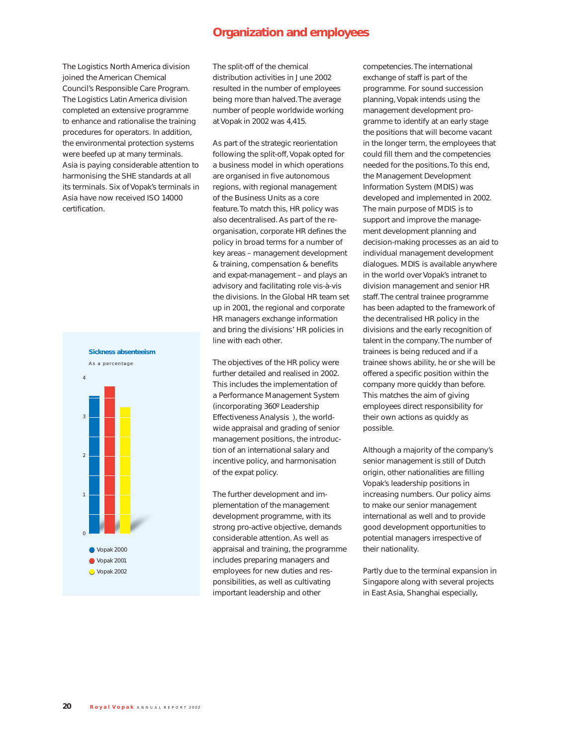# Organization and employees

The Logistics North America division joined the American Chemical Council's Responsible Care Program. The Logistics Latin America division completed an extensive programme to enhance and rationalise the training procedures for operators. In addition, the environmental protection systems were beefed up at many terminals. Asia is paying considerable attention to harmonising the SHE standards at all its terminals. Six of Vopak's terminals in Asia have now received ISO 14000 certification.

**Sickness absenteeism**

As a percentage

- Vopak 2000
- Vopak 2001
- Vopak 2002

The split-off of the chemical distribution activities in June 2002 resulted in the number of employees being more than halved. The average number of people worldwide working at Vopak in 2002 was 4,415.

As part of the strategic reorientation following the split-off, Vopak opted for a business model in which operations are organised in five autonomous regions, with regional management of the Business Units as a core feature. To match this, HR policy was also decentralised. As part of the re-organisation, corporate HR defines the policy in broad terms for a number of key areas – management development & training, compensation & benefits and expat-management – and plays an advisory and facilitating role vis-à-vis the divisions. In the Global HR team set up in 2001, the regional and corporate HR managers exchange information and bring the divisions' HR policies in line with each other.

The objectives of the HR policy were further detailed and realised in 2002. This includes the implementation of a Performance Management System (incorporating 360º Leadership Effectiveness Analysis ), the world-wide appraisal and grading of senior management positions, the introduction of an international salary and incentive policy, and harmonisation of the expat policy.

The further development and implementation of the management development programme, with its strong pro-active objective, demands considerable attention. As well as appraisal and training, the programme includes preparing managers and employees for new duties and responsibilities, as well as cultivating important leadership and other competencies. The international exchange of staff is part of the programme. For sound succession planning, Vopak intends using the management development programme to identify at an early stage the positions that will become vacant in the longer term, the employees that could fill them and the competencies needed for the positions. To this end, the Management Development Information System (MDIS) was developed and implemented in 2002. The main purpose of MDIS is to support and improve the management development planning and decision-making processes as an aid to individual management development dialogues. MDIS is available anywhere in the world over Vopak's intranet to division management and senior HR staff. The central trainee programme has been adapted to the framework of the decentralised HR policy in the divisions and the early recognition of talent in the company. The number of trainees is being reduced and if a trainee shows ability, he or she will be offered a specific position within the company more quickly than before. This matches the aim of giving employees direct responsibility for their own actions as quickly as possible.

Although a majority of the company's senior management is still of Dutch origin, other nationalities are filling Vopak's leadership positions in increasing numbers. Our policy aims to make our senior management international as well and to provide good development opportunities to potential managers irrespective of their nationality.

Partly due to the terminal expansion in Singapore along with several projects in East Asia, Shanghai especially,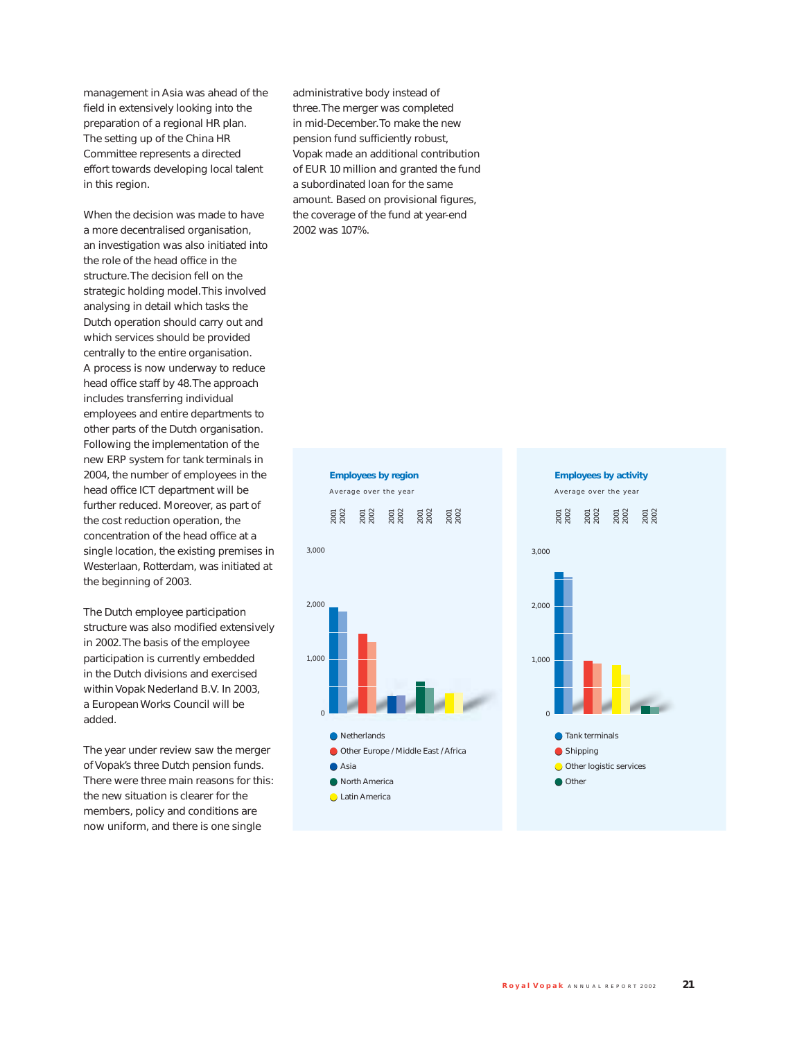management in Asia was ahead of the field in extensively looking into the preparation of a regional HR plan. The setting up of the China HR Committee represents a directed effort towards developing local talent in this region.

When the decision was made to have a more decentralised organisation, an investigation was also initiated into the role of the head office in the structure. The decision fell on the strategic holding model. This involved analysing in detail which tasks the Dutch operation should carry out and which services should be provided centrally to the entire organisation. A process is now underway to reduce head office staff by 48. The approach includes transferring individual employees and entire departments to other parts of the Dutch organisation. Following the implementation of the new ERP system for tank terminals in 2004, the number of employees in the head office ICT department will be further reduced. Moreover, as part of the cost reduction operation, the concentration of the head office at a single location, the existing premises in Westerlaan, Rotterdam, was initiated at the beginning of 2003.

The Dutch employee participation structure was also modified extensively in 2002. The basis of the employee participation is currently embedded in the Dutch divisions and exercised within Vopak Nederland B.V. In 2003, a European Works Council will be added.

The year under review saw the merger of Vopak's three Dutch pension funds. There were three main reasons for this: the new situation is clearer for the members, policy and conditions are now uniform, and there is one single administrative body instead of three. The merger was completed in mid-December. To make the new pension fund sufficiently robust, Vopak made an additional contribution of EUR 10 million and granted the fund a subordinated loan for the same amount. Based on provisional figures, the coverage of the fund at year-end 2002 was 107%.

**Employees by region**

Average over the year

2001 2002 | 2001 2002 | 2001 2002 | 2001 2002 | 2001 2002

3,000
2,000
1,000
0

- Netherlands
- Other Europe / Middle East / Africa
- Asia
- North America
- Latin America

**Employees by activity**

Average over the year

2001 2002 | 2001 2002 | 2001 2002 | 2001 2002

3,000
2,000
1,000
0

- Tank terminals
- Shipping
- Other logistic services
- Other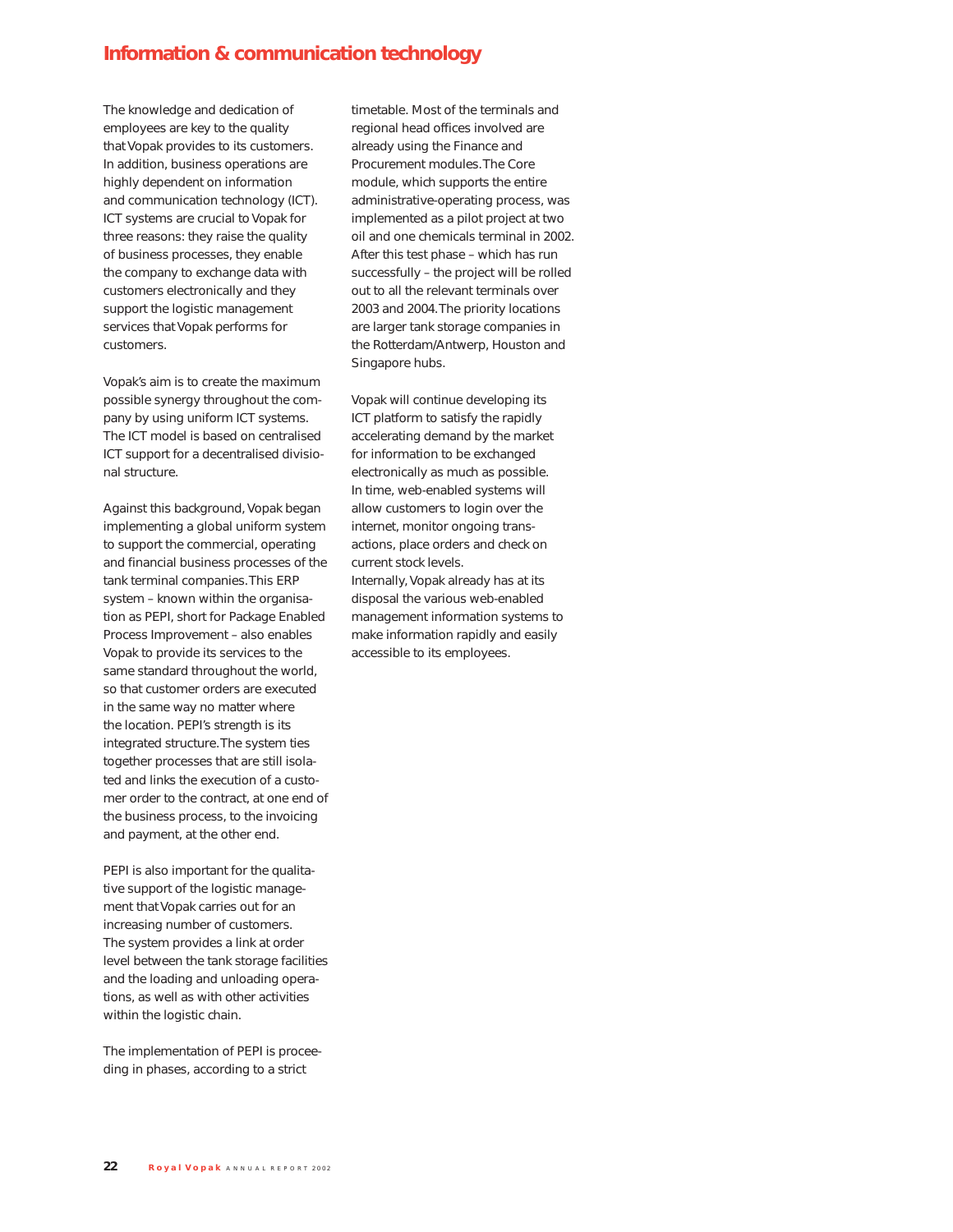## Information & communication technology

The knowledge and dedication of employees are key to the quality that Vopak provides to its customers. In addition, business operations are highly dependent on information and communication technology (ICT). ICT systems are crucial to Vopak for three reasons: they raise the quality of business processes, they enable the company to exchange data with customers electronically and they support the logistic management services that Vopak performs for customers.

Vopak's aim is to create the maximum possible synergy throughout the company by using uniform ICT systems. The ICT model is based on centralised ICT support for a decentralised divisional structure.

Against this background, Vopak began implementing a global uniform system to support the commercial, operating and financial business processes of the tank terminal companies. This ERP system – known within the organisation as PEPI, short for Package Enabled Process Improvement – also enables Vopak to provide its services to the same standard throughout the world, so that customer orders are executed in the same way no matter where the location. PEPI's strength is its integrated structure. The system ties together processes that are still isolated and links the execution of a customer order to the contract, at one end of the business process, to the invoicing and payment, at the other end.

PEPI is also important for the qualitative support of the logistic management that Vopak carries out for an increasing number of customers. The system provides a link at order level between the tank storage facilities and the loading and unloading operations, as well as with other activities within the logistic chain.

The implementation of PEPI is proceeding in phases, according to a strict timetable. Most of the terminals and regional head offices involved are already using the Finance and Procurement modules. The Core module, which supports the entire administrative-operating process, was implemented as a pilot project at two oil and one chemicals terminal in 2002. After this test phase – which has run successfully – the project will be rolled out to all the relevant terminals over 2003 and 2004. The priority locations are larger tank storage companies in the Rotterdam/Antwerp, Houston and Singapore hubs.

Vopak will continue developing its ICT platform to satisfy the rapidly accelerating demand by the market for information to be exchanged electronically as much as possible. In time, web-enabled systems will allow customers to login over the internet, monitor ongoing transactions, place orders and check on current stock levels.
Internally, Vopak already has at its disposal the various web-enabled management information systems to make information rapidly and easily accessible to its employees.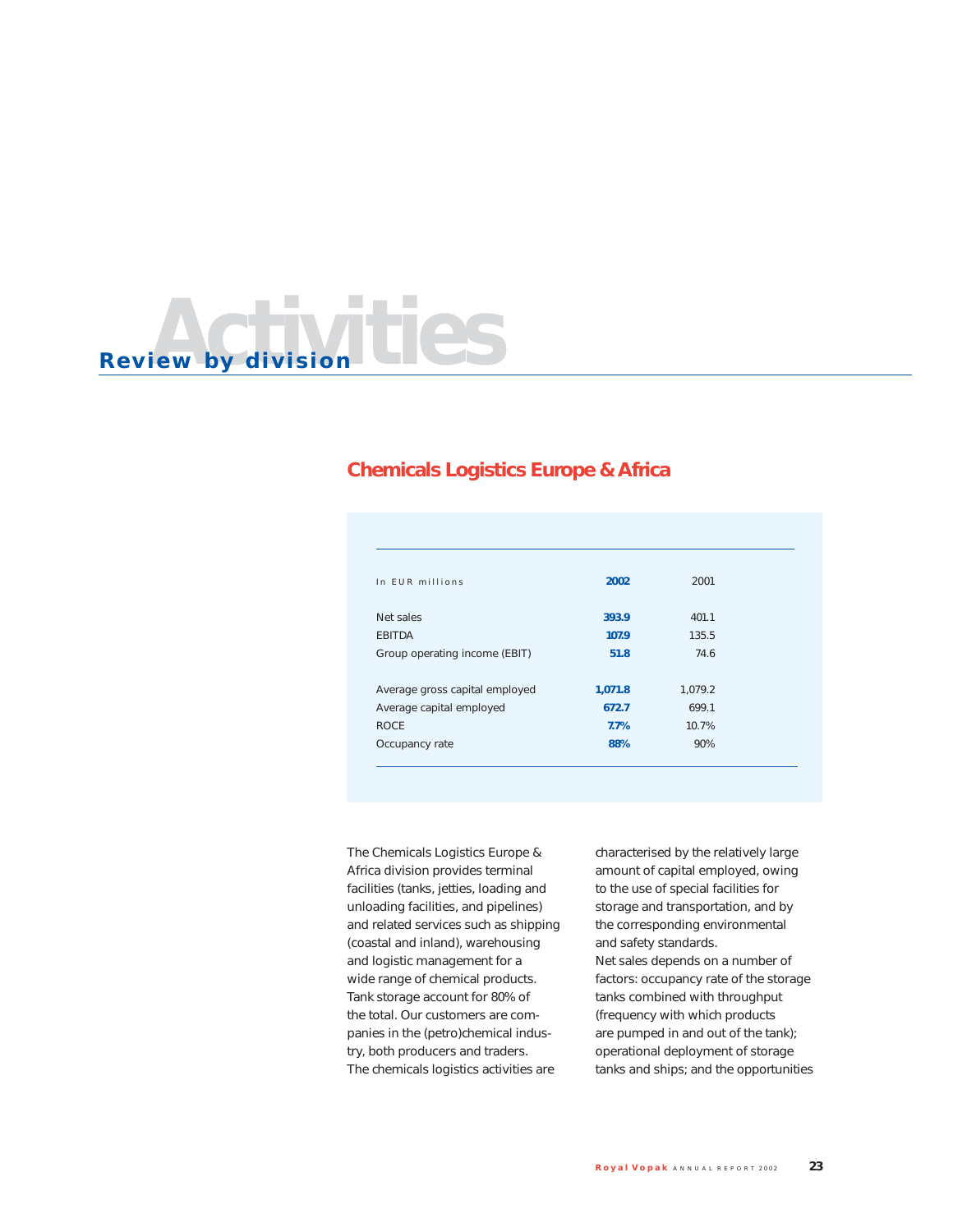# Activities

## Review by division

### Chemicals Logistics Europe & Africa

| In EUR millions | 2002 | 2001 |
|---|---|---|
| Net sales | **393.9** | 401.1 |
| EBITDA | **107.9** | 135.5 |
| Group operating income (EBIT) | **51.8** | 74.6 |
| | | |
| Average gross capital employed | **1,071.8** | 1,079.2 |
| Average capital employed | **672.7** | 699.1 |
| ROCE | **7.7%** | 10.7% |
| Occupancy rate | **88%** | 90% |

The Chemicals Logistics Europe & Africa division provides terminal facilities (tanks, jetties, loading and unloading facilities, and pipelines) and related services such as shipping (coastal and inland), warehousing and logistic management for a wide range of chemical products. Tank storage account for 80% of the total. Our customers are companies in the (petro)chemical industry, both producers and traders.
The chemicals logistics activities are characterised by the relatively large amount of capital employed, owing to the use of special facilities for storage and transportation, and by the corresponding environmental and safety standards.
Net sales depends on a number of factors: occupancy rate of the storage tanks combined with throughput (frequency with which products are pumped in and out of the tank); operational deployment of storage tanks and ships; and the opportunities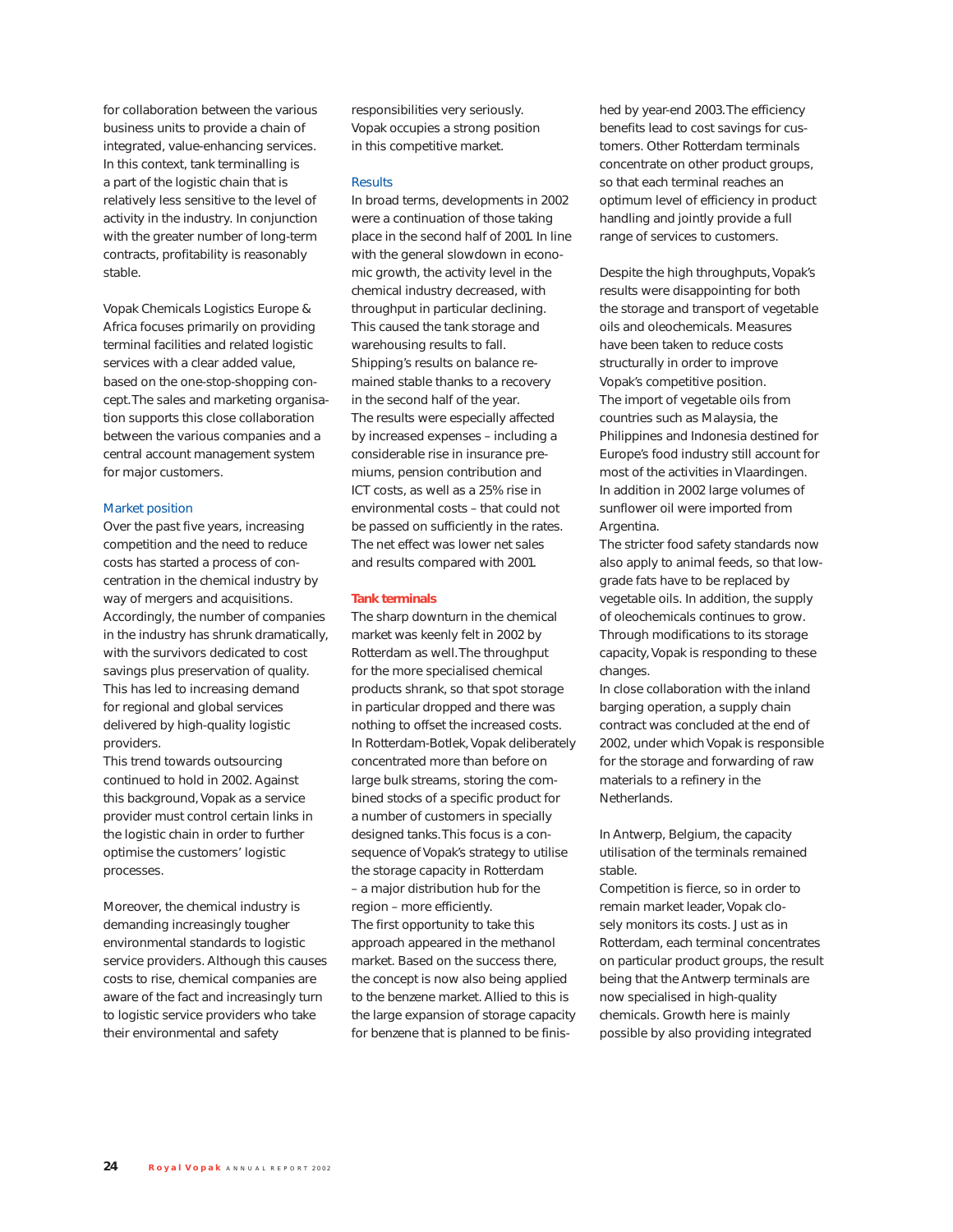for collaboration between the various business units to provide a chain of integrated, value-enhancing services. In this context, tank terminalling is a part of the logistic chain that is relatively less sensitive to the level of activity in the industry. In conjunction with the greater number of long-term contracts, profitability is reasonably stable.

Vopak Chemicals Logistics Europe & Africa focuses primarily on providing terminal facilities and related logistic services with a clear added value, based on the one-stop-shopping concept. The sales and marketing organisation supports this close collaboration between the various companies and a central account management system for major customers.

### Market position

Over the past five years, increasing competition and the need to reduce costs has started a process of concentration in the chemical industry by way of mergers and acquisitions. Accordingly, the number of companies in the industry has shrunk dramatically, with the survivors dedicated to cost savings plus preservation of quality. This has led to increasing demand for regional and global services delivered by high-quality logistic providers.
This trend towards outsourcing continued to hold in 2002. Against this background, Vopak as a service provider must control certain links in the logistic chain in order to further optimise the customers' logistic processes.

Moreover, the chemical industry is demanding increasingly tougher environmental standards to logistic service providers. Although this causes costs to rise, chemical companies are aware of the fact and increasingly turn to logistic service providers who take their environmental and safety responsibilities very seriously. Vopak occupies a strong position in this competitive market.

### Results

In broad terms, developments in 2002 were a continuation of those taking place in the second half of 2001. In line with the general slowdown in economic growth, the activity level in the chemical industry decreased, with throughput in particular declining. This caused the tank storage and warehousing results to fall. Shipping's results on balance remained stable thanks to a recovery in the second half of the year.
The results were especially affected by increased expenses – including a considerable rise in insurance premiums, pension contribution and ICT costs, as well as a 25% rise in environmental costs – that could not be passed on sufficiently in the rates. The net effect was lower net sales and results compared with 2001.

### Tank terminals

The sharp downturn in the chemical market was keenly felt in 2002 by Rotterdam as well. The throughput for the more specialised chemical products shrank, so that spot storage in particular dropped and there was nothing to offset the increased costs. In Rotterdam-Botlek, Vopak deliberately concentrated more than before on large bulk streams, storing the combined stocks of a specific product for a number of customers in specially designed tanks. This focus is a consequence of Vopak's strategy to utilise the storage capacity in Rotterdam – a major distribution hub for the region – more efficiently.
The first opportunity to take this approach appeared in the methanol market. Based on the success there, the concept is now also being applied to the benzene market. Allied to this is the large expansion of storage capacity for benzene that is planned to be finished by year-end 2003. The efficiency benefits lead to cost savings for customers. Other Rotterdam terminals concentrate on other product groups, so that each terminal reaches an optimum level of efficiency in product handling and jointly provide a full range of services to customers.

Despite the high throughputs, Vopak's results were disappointing for both the storage and transport of vegetable oils and oleochemicals. Measures have been taken to reduce costs structurally in order to improve Vopak's competitive position.
The import of vegetable oils from countries such as Malaysia, the Philippines and Indonesia destined for Europe's food industry still account for most of the activities in Vlaardingen. In addition in 2002 large volumes of sunflower oil were imported from Argentina.
The stricter food safety standards now also apply to animal feeds, so that low-grade fats have to be replaced by vegetable oils. In addition, the supply of oleochemicals continues to grow. Through modifications to its storage capacity, Vopak is responding to these changes.
In close collaboration with the inland barging operation, a supply chain contract was concluded at the end of 2002, under which Vopak is responsible for the storage and forwarding of raw materials to a refinery in the Netherlands.

In Antwerp, Belgium, the capacity utilisation of the terminals remained stable.
Competition is fierce, so in order to remain market leader, Vopak closely monitors its costs. Just as in Rotterdam, each terminal concentrates on particular product groups, the result being that the Antwerp terminals are now specialised in high-quality chemicals. Growth here is mainly possible by also providing integrated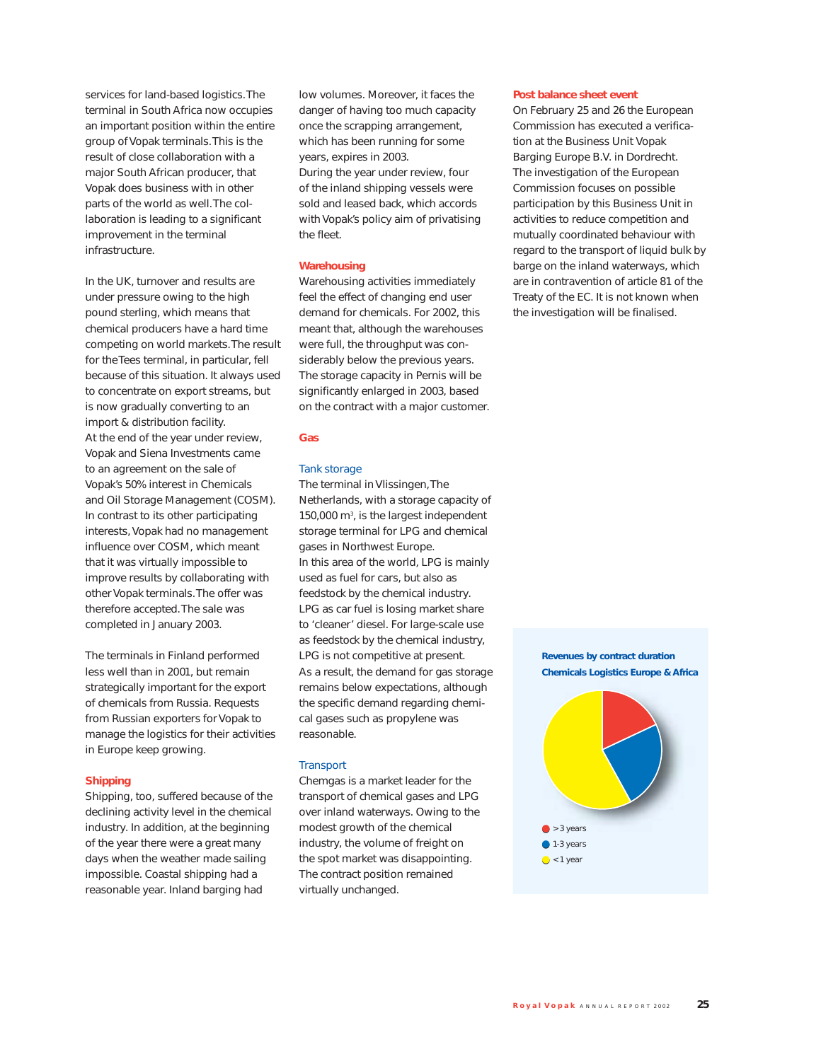services for land-based logistics. The terminal in South Africa now occupies an important position within the entire group of Vopak terminals. This is the result of close collaboration with a major South African producer, that Vopak does business with in other parts of the world as well. The collaboration is leading to a significant improvement in the terminal infrastructure.

In the UK, turnover and results are under pressure owing to the high pound sterling, which means that chemical producers have a hard time competing on world markets. The result for the Tees terminal, in particular, fell because of this situation. It always used to concentrate on export streams, but is now gradually converting to an import & distribution facility.
At the end of the year under review, Vopak and Siena Investments came to an agreement on the sale of Vopak's 50% interest in Chemicals and Oil Storage Management (COSM). In contrast to its other participating interests, Vopak had no management influence over COSM, which meant that it was virtually impossible to improve results by collaborating with other Vopak terminals. The offer was therefore accepted. The sale was completed in January 2003.

The terminals in Finland performed less well than in 2001, but remain strategically important for the export of chemicals from Russia. Requests from Russian exporters for Vopak to manage the logistics for their activities in Europe keep growing.

### Shipping

Shipping, too, suffered because of the declining activity level in the chemical industry. In addition, at the beginning of the year there were a great many days when the weather made sailing impossible. Coastal shipping had a reasonable year. Inland barging had low volumes. Moreover, it faces the danger of having too much capacity once the scrapping arrangement, which has been running for some years, expires in 2003.
During the year under review, four of the inland shipping vessels were sold and leased back, which accords with Vopak's policy aim of privatising the fleet.

### Warehousing

Warehousing activities immediately feel the effect of changing end user demand for chemicals. For 2002, this meant that, although the warehouses were full, the throughput was considerably below the previous years.
The storage capacity in Pernis will be significantly enlarged in 2003, based on the contract with a major customer.

## Gas

### Tank storage

The terminal in Vlissingen, The Netherlands, with a storage capacity of 150,000 m$^3$, is the largest independent storage terminal for LPG and chemical gases in Northwest Europe.
In this area of the world, LPG is mainly used as fuel for cars, but also as feedstock by the chemical industry. LPG as car fuel is losing market share to 'cleaner' diesel. For large-scale use as feedstock by the chemical industry, LPG is not competitive at present.
As a result, the demand for gas storage remains below expectations, although the specific demand regarding chemical gases such as propylene was reasonable.

### Transport

Chemgas is a market leader for the transport of chemical gases and LPG over inland waterways. Owing to the modest growth of the chemical industry, the volume of freight on the spot market was disappointing. The contract position remained virtually unchanged.

### Post balance sheet event

On February 25 and 26 the European Commission has executed a verification at the Business Unit Vopak Barging Europe B.V. in Dordrecht. The investigation of the European Commission focuses on possible participation by this Business Unit in activities to reduce competition and mutually coordinated behaviour with regard to the transport of liquid bulk by barge on the inland waterways, which are in contravention of article 81 of the Treaty of the EC. It is not known when the investigation will be finalised.

**Revenues by contract duration**
**Chemicals Logistics Europe & Africa**

- >3 years
- 1-3 years
- <1 year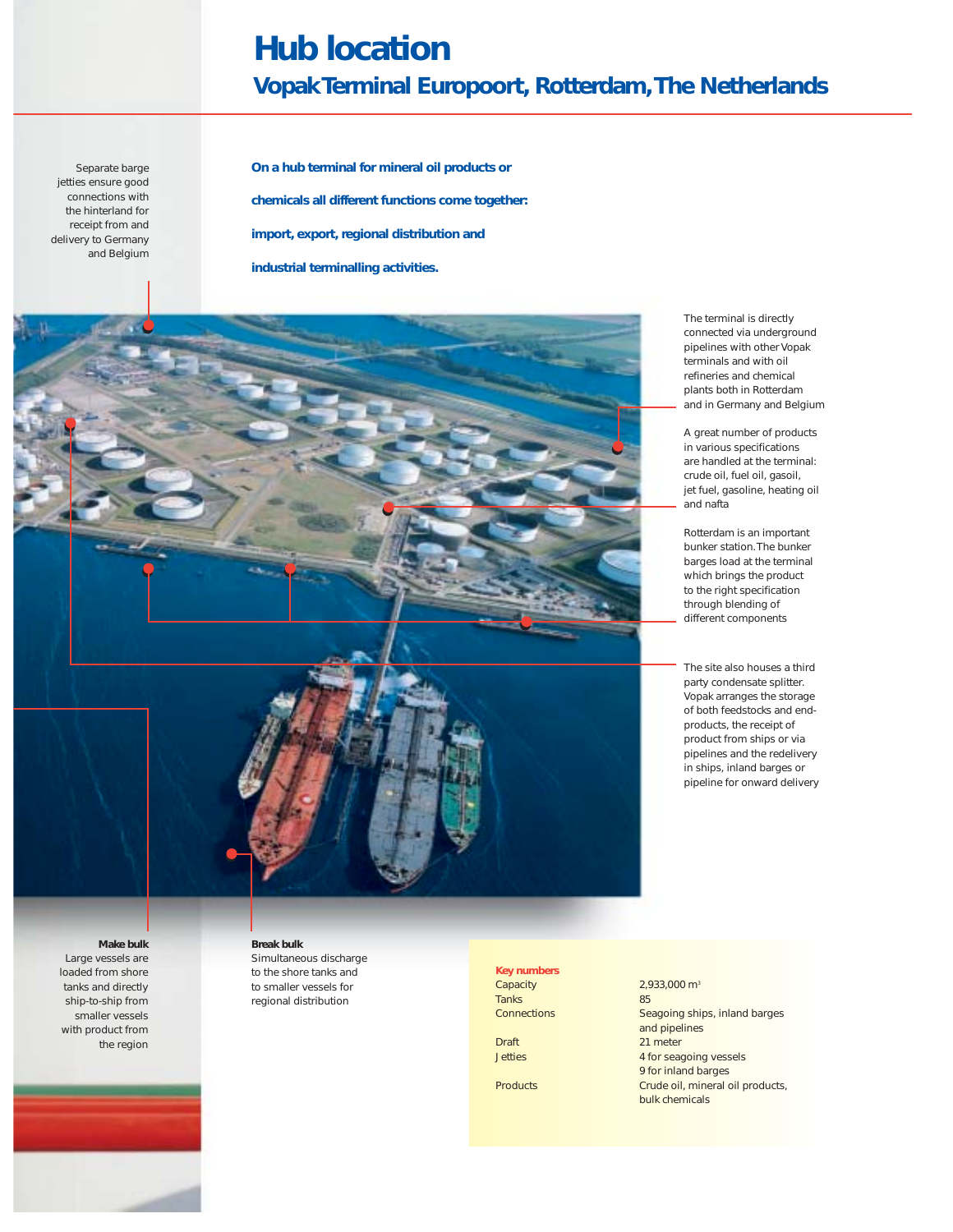# Hub location

## Vopak Terminal Europoort, Rotterdam, The Netherlands

**On a hub terminal for mineral oil products or chemicals all different functions come together: import, export, regional distribution and industrial terminalling activities.**

Separate barge jetties ensure good connections with the hinterland for receipt from and delivery to Germany and Belgium

The terminal is directly connected via underground pipelines with other Vopak terminals and with oil refineries and chemical plants both in Rotterdam and in Germany and Belgium

A great number of products in various specifications are handled at the terminal: crude oil, fuel oil, gasoil, jet fuel, gasoline, heating oil and nafta

Rotterdam is an important bunker station. The bunker barges load at the terminal which brings the product to the right specification through blending of different components

The site also houses a third party condensate splitter. Vopak arranges the storage of both feedstocks and end-products, the receipt of product from ships or via pipelines and the redelivery in ships, inland barges or pipeline for onward delivery

**Make bulk**
Large vessels are loaded from shore tanks and directly ship-to-ship from smaller vessels with product from the region

**Break bulk**
Simultaneous discharge to the shore tanks and to smaller vessels for regional distribution

**Key numbers**

| | |
|---|---|
| Capacity | 2,933,000 m³ |
| Tanks | 85 |
| Connections | Seagoing ships, inland barges and pipelines |
| Draft | 21 meter |
| Jetties | 4 for seagoing vessels<br>9 for inland barges |
| Products | Crude oil, mineral oil products, bulk chemicals |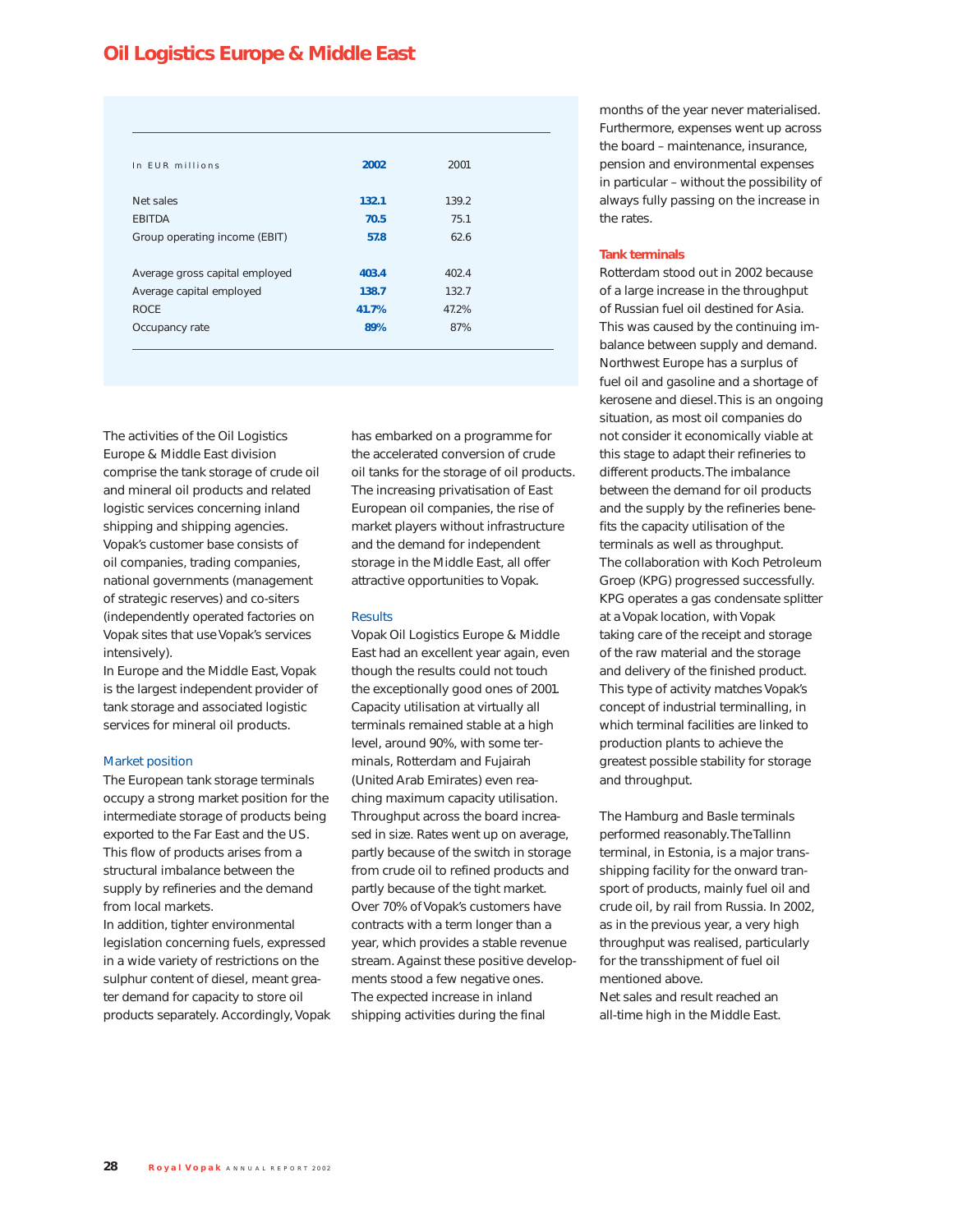# Oil Logistics Europe & Middle East

| In EUR millions | 2002 | 2001 |
|---|---|---|
| Net sales | 132.1 | 139.2 |
| EBITDA | 70.5 | 75.1 |
| Group operating income (EBIT) | 57.8 | 62.6 |
| Average gross capital employed | 403.4 | 402.4 |
| Average capital employed | 138.7 | 132.7 |
| ROCE | 41.7% | 47.2% |
| Occupancy rate | 89% | 87% |

The activities of the Oil Logistics Europe & Middle East division comprise the tank storage of crude oil and mineral oil products and related logistic services concerning inland shipping and shipping agencies. Vopak's customer base consists of oil companies, trading companies, national governments (management of strategic reserves) and co-siters (independently operated factories on Vopak sites that use Vopak's services intensively).

In Europe and the Middle East, Vopak is the largest independent provider of tank storage and associated logistic services for mineral oil products.

## Market position

The European tank storage terminals occupy a strong market position for the intermediate storage of products being exported to the Far East and the US. This flow of products arises from a structural imbalance between the supply by refineries and the demand from local markets.

In addition, tighter environmental legislation concerning fuels, expressed in a wide variety of restrictions on the sulphur content of diesel, meant greater demand for capacity to store oil products separately. Accordingly, Vopak has embarked on a programme for the accelerated conversion of crude oil tanks for the storage of oil products. The increasing privatisation of East European oil companies, the rise of market players without infrastructure and the demand for independent storage in the Middle East, all offer attractive opportunities to Vopak.

## Results

Vopak Oil Logistics Europe & Middle East had an excellent year again, even though the results could not touch the exceptionally good ones of 2001. Capacity utilisation at virtually all terminals remained stable at a high level, around 90%, with some terminals, Rotterdam and Fujairah (United Arab Emirates) even reaching maximum capacity utilisation. Throughput across the board increased in size. Rates went up on average, partly because of the switch in storage from crude oil to refined products and partly because of the tight market. Over 70% of Vopak's customers have contracts with a term longer than a year, which provides a stable revenue stream. Against these positive developments stood a few negative ones. The expected increase in inland shipping activities during the final months of the year never materialised. Furthermore, expenses went up across the board – maintenance, insurance, pension and environmental expenses in particular – without the possibility of always fully passing on the increase in the rates.

## Tank terminals

Rotterdam stood out in 2002 because of a large increase in the throughput of Russian fuel oil destined for Asia. This was caused by the continuing imbalance between supply and demand. Northwest Europe has a surplus of fuel oil and gasoline and a shortage of kerosene and diesel. This is an ongoing situation, as most oil companies do not consider it economically viable at this stage to adapt their refineries to different products. The imbalance between the demand for oil products and the supply by the refineries benefits the capacity utilisation of the terminals as well as throughput.

The collaboration with Koch Petroleum Groep (KPG) progressed successfully. KPG operates a gas condensate splitter at a Vopak location, with Vopak taking care of the receipt and storage of the raw material and the storage and delivery of the finished product. This type of activity matches Vopak's concept of industrial terminalling, in which terminal facilities are linked to production plants to achieve the greatest possible stability for storage and throughput.

The Hamburg and Basle terminals performed reasonably. The Tallinn terminal, in Estonia, is a major transshipping facility for the onward transport of products, mainly fuel oil and crude oil, by rail from Russia. In 2002, as in the previous year, a very high throughput was realised, particularly for the transshipment of fuel oil mentioned above.

Net sales and result reached an all-time high in the Middle East.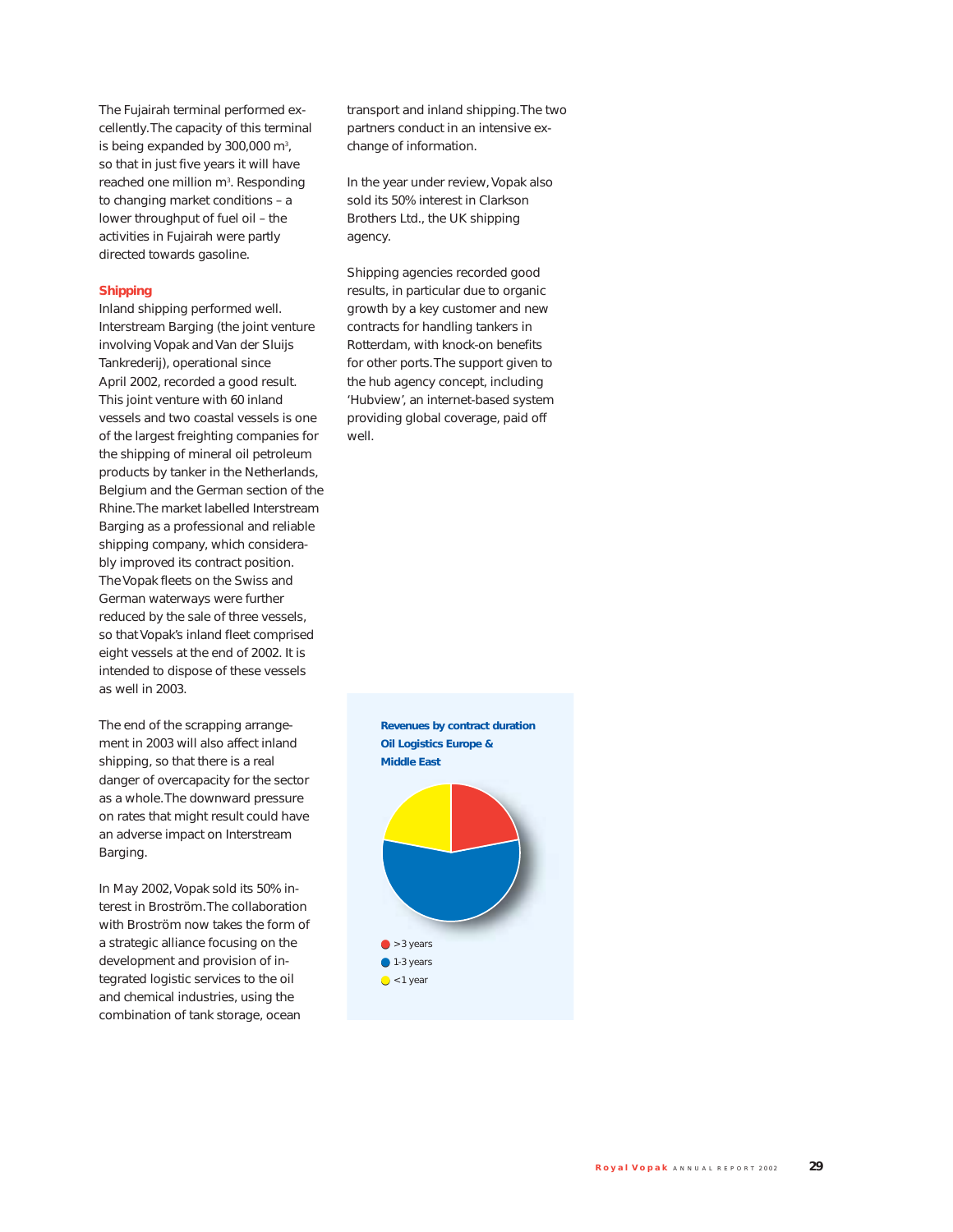The Fujairah terminal performed excellently. The capacity of this terminal is being expanded by 300,000 m³, so that in just five years it will have reached one million m³. Responding to changing market conditions – a lower throughput of fuel oil – the activities in Fujairah were partly directed towards gasoline.

## Shipping

Inland shipping performed well. Interstream Barging (the joint venture involving Vopak and Van der Sluijs Tankrederij), operational since April 2002, recorded a good result. This joint venture with 60 inland vessels and two coastal vessels is one of the largest freighting companies for the shipping of mineral oil petroleum products by tanker in the Netherlands, Belgium and the German section of the Rhine. The market labelled Interstream Barging as a professional and reliable shipping company, which considerably improved its contract position. The Vopak fleets on the Swiss and German waterways were further reduced by the sale of three vessels, so that Vopak's inland fleet comprised eight vessels at the end of 2002. It is intended to dispose of these vessels as well in 2003.

The end of the scrapping arrangement in 2003 will also affect inland shipping, so that there is a real danger of overcapacity for the sector as a whole. The downward pressure on rates that might result could have an adverse impact on Interstream Barging.

In May 2002, Vopak sold its 50% interest in Broström. The collaboration with Broström now takes the form of a strategic alliance focusing on the development and provision of integrated logistic services to the oil and chemical industries, using the combination of tank storage, ocean transport and inland shipping. The two partners conduct in an intensive exchange of information.

In the year under review, Vopak also sold its 50% interest in Clarkson Brothers Ltd., the UK shipping agency.

Shipping agencies recorded good results, in particular due to organic growth by a key customer and new contracts for handling tankers in Rotterdam, with knock-on benefits for other ports. The support given to the hub agency concept, including 'Hubview', an internet-based system providing global coverage, paid off well.

**Revenues by contract duration Oil Logistics Europe & Middle East**

- >3 years
- 1-3 years
- <1 year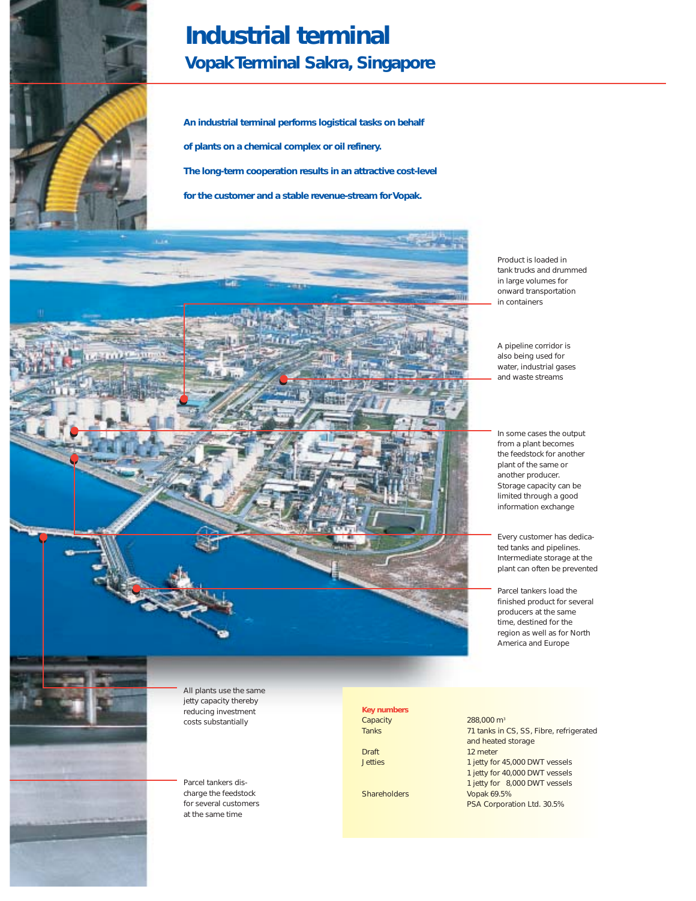# Industrial terminal

## Vopak Terminal Sakra, Singapore

**An industrial terminal performs logistical tasks on behalf of plants on a chemical complex or oil refinery. The long-term cooperation results in an attractive cost-level for the customer and a stable revenue-stream for Vopak.**

Product is loaded in tank trucks and drummed in large volumes for onward transportation in containers

A pipeline corridor is also being used for water, industrial gases and waste streams

In some cases the output from a plant becomes the feedstock for another plant of the same or another producer. Storage capacity can be limited through a good information exchange

Every customer has dedicated tanks and pipelines. Intermediate storage at the plant can often be prevented

Parcel tankers load the finished product for several producers at the same time, destined for the region as well as for North America and Europe

All plants use the same jetty capacity thereby reducing investment costs substantially

Parcel tankers discharge the feedstock for several customers at the same time

**Key numbers**

| | |
|---|---|
| Capacity | 288,000 $m^3$ |
| Tanks | 71 tanks in CS, SS, Fibre, refrigerated and heated storage |
| Draft | 12 meter |
| Jetties | 1 jetty for 45,000 DWT vessels<br>1 jetty for 40,000 DWT vessels<br>1 jetty for 8,000 DWT vessels |
| Shareholders | Vopak 69.5%<br>PSA Corporation Ltd. 30.5% |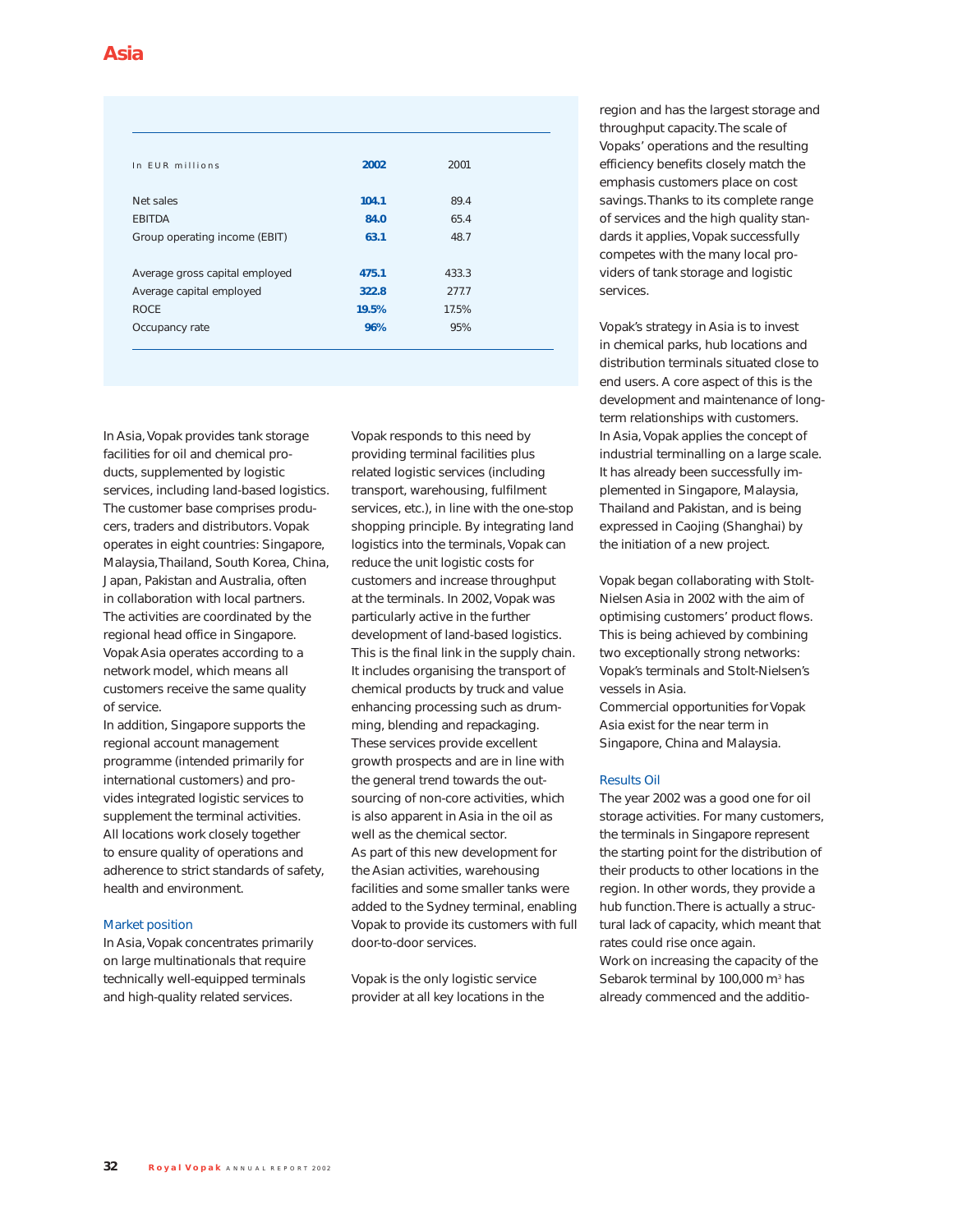# Asia

| In EUR millions | 2002 | 2001 |
|---|---|---|
| Net sales | **104.1** | 89.4 |
| EBITDA | **84.0** | 65.4 |
| Group operating income (EBIT) | **63.1** | 48.7 |
| Average gross capital employed | **475.1** | 433.3 |
| Average capital employed | **322.8** | 277.7 |
| ROCE | **19.5%** | 17.5% |
| Occupancy rate | **96%** | 95% |

In Asia, Vopak provides tank storage facilities for oil and chemical products, supplemented by logistic services, including land-based logistics. The customer base comprises producers, traders and distributors. Vopak operates in eight countries: Singapore, Malaysia, Thailand, South Korea, China, Japan, Pakistan and Australia, often in collaboration with local partners. The activities are coordinated by the regional head office in Singapore. Vopak Asia operates according to a network model, which means all customers receive the same quality of service.
In addition, Singapore supports the regional account management programme (intended primarily for international customers) and provides integrated logistic services to supplement the terminal activities. All locations work closely together to ensure quality of operations and adherence to strict standards of safety, health and environment.

### Market position

In Asia, Vopak concentrates primarily on large multinationals that require technically well-equipped terminals and high-quality related services. Vopak responds to this need by providing terminal facilities plus related logistic services (including transport, warehousing, fulfilment services, etc.), in line with the one-stop shopping principle. By integrating land logistics into the terminals, Vopak can reduce the unit logistic costs for customers and increase throughput at the terminals. In 2002, Vopak was particularly active in the further development of land-based logistics. This is the final link in the supply chain. It includes organising the transport of chemical products by truck and value enhancing processing such as drumming, blending and repackaging. These services provide excellent growth prospects and are in line with the general trend towards the outsourcing of non-core activities, which is also apparent in Asia in the oil as well as the chemical sector.
As part of this new development for the Asian activities, warehousing facilities and some smaller tanks were added to the Sydney terminal, enabling Vopak to provide its customers with full door-to-door services.

Vopak is the only logistic service provider at all key locations in the region and has the largest storage and throughput capacity. The scale of Vopaks' operations and the resulting efficiency benefits closely match the emphasis customers place on cost savings. Thanks to its complete range of services and the high quality standards it applies, Vopak successfully competes with the many local providers of tank storage and logistic services.

Vopak's strategy in Asia is to invest in chemical parks, hub locations and distribution terminals situated close to end users. A core aspect of this is the development and maintenance of long-term relationships with customers.
In Asia, Vopak applies the concept of industrial terminalling on a large scale. It has already been successfully implemented in Singapore, Malaysia, Thailand and Pakistan, and is being expressed in Caojing (Shanghai) by the initiation of a new project.

Vopak began collaborating with Stolt-Nielsen Asia in 2002 with the aim of optimising customers' product flows. This is being achieved by combining two exceptionally strong networks: Vopak's terminals and Stolt-Nielsen's vessels in Asia.
Commercial opportunities for Vopak Asia exist for the near term in Singapore, China and Malaysia.

### Results Oil

The year 2002 was a good one for oil storage activities. For many customers, the terminals in Singapore represent the starting point for the distribution of their products to other locations in the region. In other words, they provide a hub function. There is actually a structural lack of capacity, which meant that rates could rise once again.
Work on increasing the capacity of the Sebarok terminal by 100,000 $m^3$ has already commenced and the additio-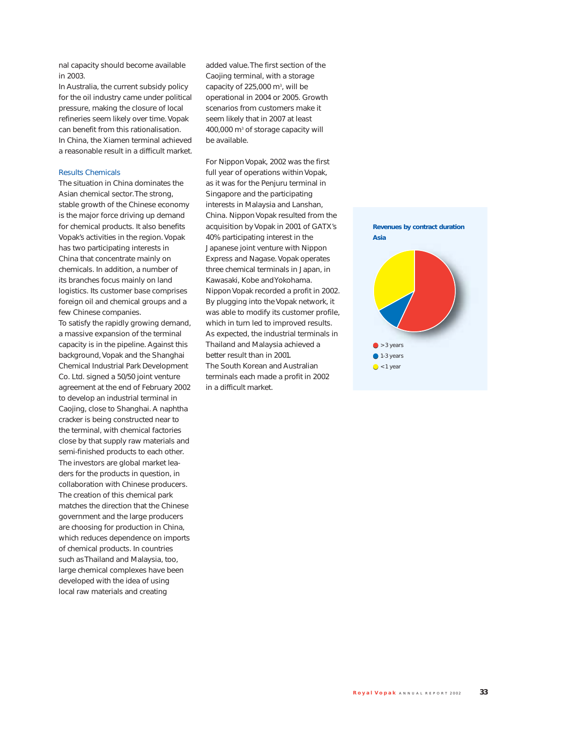nal capacity should become available in 2003.

In Australia, the current subsidy policy for the oil industry came under political pressure, making the closure of local refineries seem likely over time. Vopak can benefit from this rationalisation.

In China, the Xiamen terminal achieved a reasonable result in a difficult market.

### Results Chemicals

The situation in China dominates the Asian chemical sector. The strong, stable growth of the Chinese economy is the major force driving up demand for chemical products. It also benefits Vopak's activities in the region. Vopak has two participating interests in China that concentrate mainly on chemicals. In addition, a number of its branches focus mainly on land logistics. Its customer base comprises foreign oil and chemical groups and a few Chinese companies.

To satisfy the rapidly growing demand, a massive expansion of the terminal capacity is in the pipeline. Against this background, Vopak and the Shanghai Chemical Industrial Park Development Co. Ltd. signed a 50/50 joint venture agreement at the end of February 2002 to develop an industrial terminal in Caojing, close to Shanghai. A naphtha cracker is being constructed near to the terminal, with chemical factories close by that supply raw materials and semi-finished products to each other. The investors are global market leaders for the products in question, in collaboration with Chinese producers. The creation of this chemical park matches the direction that the Chinese government and the large producers are choosing for production in China, which reduces dependence on imports of chemical products. In countries such as Thailand and Malaysia, too, large chemical complexes have been developed with the idea of using local raw materials and creating added value. The first section of the Caojing terminal, with a storage capacity of 225,000 m$^3$, will be operational in 2004 or 2005. Growth scenarios from customers make it seem likely that in 2007 at least 400,000 m$^3$ of storage capacity will be available.

For Nippon Vopak, 2002 was the first full year of operations within Vopak, as it was for the Penjuru terminal in Singapore and the participating interests in Malaysia and Lanshan, China. Nippon Vopak resulted from the acquisition by Vopak in 2001 of GATX's 40% participating interest in the Japanese joint venture with Nippon Express and Nagase. Vopak operates three chemical terminals in Japan, in Kawasaki, Kobe and Yokohama. Nippon Vopak recorded a profit in 2002. By plugging into the Vopak network, it was able to modify its customer profile, which in turn led to improved results.

As expected, the industrial terminals in Thailand and Malaysia achieved a better result than in 2001.

The South Korean and Australian terminals each made a profit in 2002 in a difficult market.

**Revenues by contract duration Asia**

- >3 years
- 1-3 years
- <1 year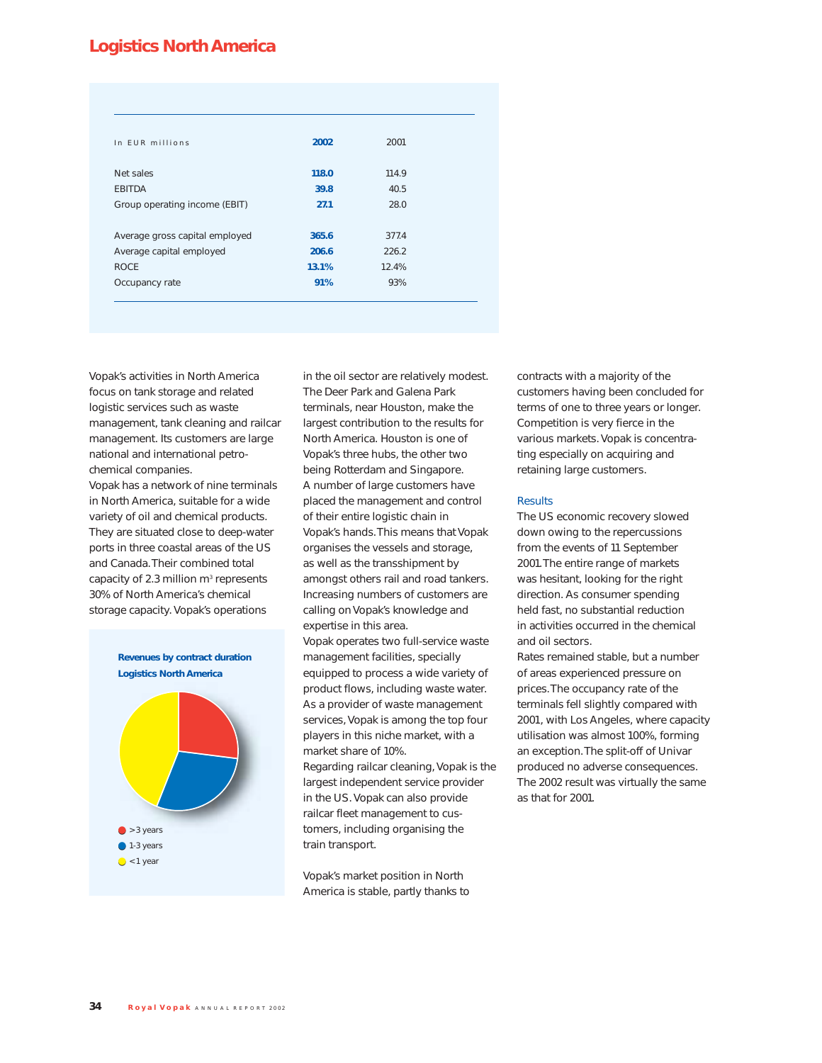# Logistics North America

| In EUR millions | 2002 | 2001 |
|---|---|---|
| Net sales | 118.0 | 114.9 |
| EBITDA | 39.8 | 40.5 |
| Group operating income (EBIT) | 27.1 | 28.0 |
| Average gross capital employed | 365.6 | 377.4 |
| Average capital employed | 206.6 | 226.2 |
| ROCE | 13.1% | 12.4% |
| Occupancy rate | 91% | 93% |

Vopak's activities in North America focus on tank storage and related logistic services such as waste management, tank cleaning and railcar management. Its customers are large national and international petrochemical companies.
Vopak has a network of nine terminals in North America, suitable for a wide variety of oil and chemical products. They are situated close to deep-water ports in three coastal areas of the US and Canada. Their combined total capacity of 2.3 million m³ represents 30% of North America's chemical storage capacity. Vopak's operations in the oil sector are relatively modest. The Deer Park and Galena Park terminals, near Houston, make the largest contribution to the results for North America. Houston is one of Vopak's three hubs, the other two being Rotterdam and Singapore.
A number of large customers have placed the management and control of their entire logistic chain in Vopak's hands. This means that Vopak organises the vessels and storage, as well as the transshipment by amongst others rail and road tankers. Increasing numbers of customers are calling on Vopak's knowledge and expertise in this area.
Vopak operates two full-service waste management facilities, specially equipped to process a wide variety of product flows, including waste water. As a provider of waste management services, Vopak is among the top four players in this niche market, with a market share of 10%.
Regarding railcar cleaning, Vopak is the largest independent service provider in the US. Vopak can also provide railcar fleet management to customers, including organising the train transport.

Vopak's market position in North America is stable, partly thanks to contracts with a majority of the customers having been concluded for terms of one to three years or longer. Competition is very fierce in the various markets. Vopak is concentrating especially on acquiring and retaining large customers.

**Revenues by contract duration Logistics North America**

- >3 years
- 1-3 years
- <1 year

### Results

The US economic recovery slowed down owing to the repercussions from the events of 11 September 2001. The entire range of markets was hesitant, looking for the right direction. As consumer spending held fast, no substantial reduction in activities occurred in the chemical and oil sectors.
Rates remained stable, but a number of areas experienced pressure on prices. The occupancy rate of the terminals fell slightly compared with 2001, with Los Angeles, where capacity utilisation was almost 100%, forming an exception. The split-off of Univar produced no adverse consequences. The 2002 result was virtually the same as that for 2001.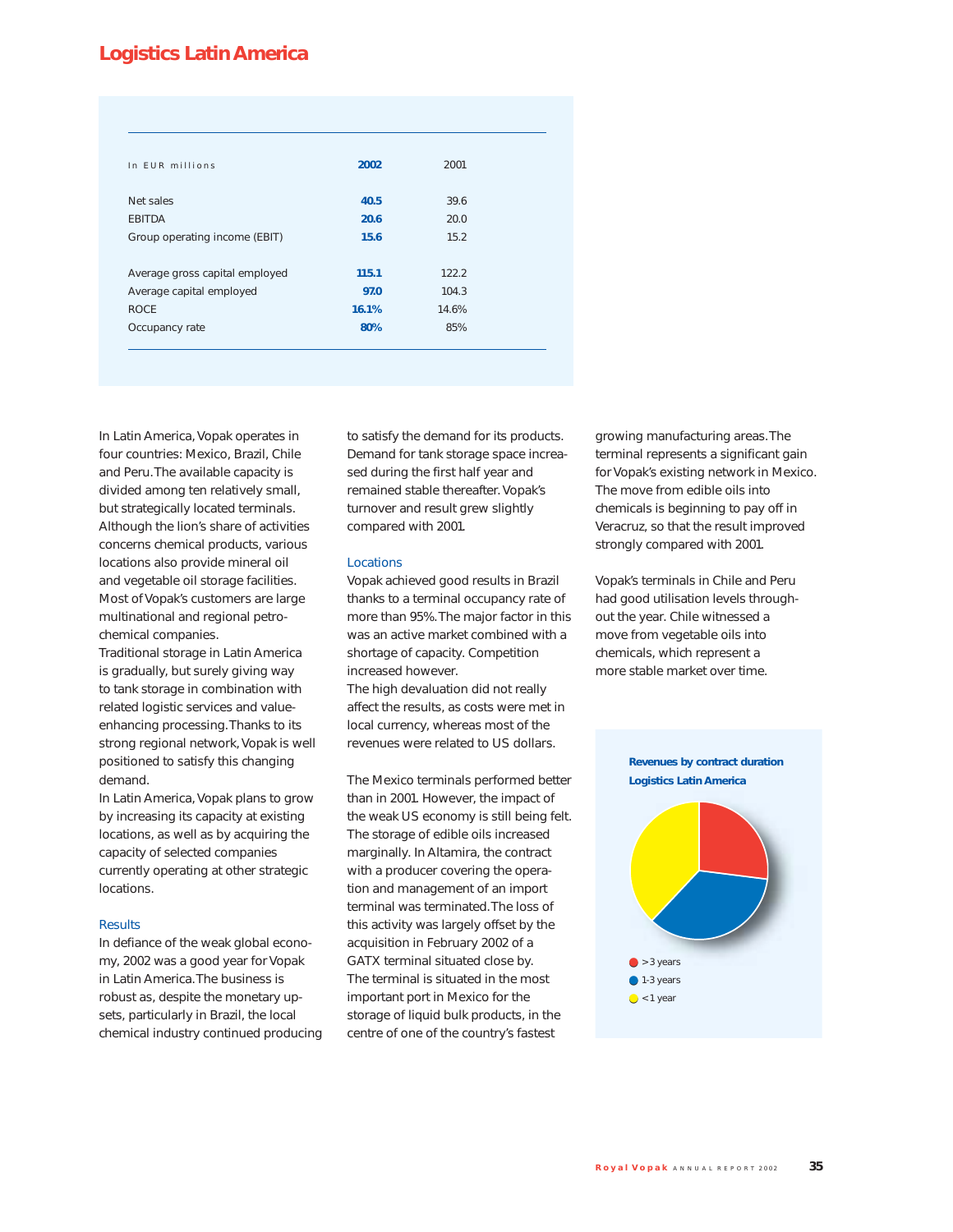# Logistics Latin America

| In EUR millions | 2002 | 2001 |
|---|---|---|
| Net sales | 40.5 | 39.6 |
| EBITDA | 20.6 | 20.0 |
| Group operating income (EBIT) | 15.6 | 15.2 |
| Average gross capital employed | 115.1 | 122.2 |
| Average capital employed | 97.0 | 104.3 |
| ROCE | 16.1% | 14.6% |
| Occupancy rate | 80% | 85% |

In Latin America, Vopak operates in four countries: Mexico, Brazil, Chile and Peru. The available capacity is divided among ten relatively small, but strategically located terminals. Although the lion's share of activities concerns chemical products, various locations also provide mineral oil and vegetable oil storage facilities. Most of Vopak's customers are large multinational and regional petrochemical companies.

Traditional storage in Latin America is gradually, but surely giving way to tank storage in combination with related logistic services and value-enhancing processing. Thanks to its strong regional network, Vopak is well positioned to satisfy this changing demand.

In Latin America, Vopak plans to grow by increasing its capacity at existing locations, as well as by acquiring the capacity of selected companies currently operating at other strategic locations.

## Results

In defiance of the weak global economy, 2002 was a good year for Vopak in Latin America. The business is robust as, despite the monetary upsets, particularly in Brazil, the local chemical industry continued producing to satisfy the demand for its products. Demand for tank storage space increased during the first half year and remained stable thereafter. Vopak's turnover and result grew slightly compared with 2001.

## Locations

Vopak achieved good results in Brazil thanks to a terminal occupancy rate of more than 95%. The major factor in this was an active market combined with a shortage of capacity. Competition increased however.

The high devaluation did not really affect the results, as costs were met in local currency, whereas most of the revenues were related to US dollars.

The Mexico terminals performed better than in 2001. However, the impact of the weak US economy is still being felt. The storage of edible oils increased marginally. In Altamira, the contract with a producer covering the operation and management of an import terminal was terminated. The loss of this activity was largely offset by the acquisition in February 2002 of a GATX terminal situated close by. The terminal is situated in the most important port in Mexico for the storage of liquid bulk products, in the centre of one of the country's fastest growing manufacturing areas. The terminal represents a significant gain for Vopak's existing network in Mexico. The move from edible oils into chemicals is beginning to pay off in Veracruz, so that the result improved strongly compared with 2001.

Vopak's terminals in Chile and Peru had good utilisation levels throughout the year. Chile witnessed a move from vegetable oils into chemicals, which represent a more stable market over time.

**Revenues by contract duration Logistics Latin America**

- >3 years
- 1-3 years
- <1 year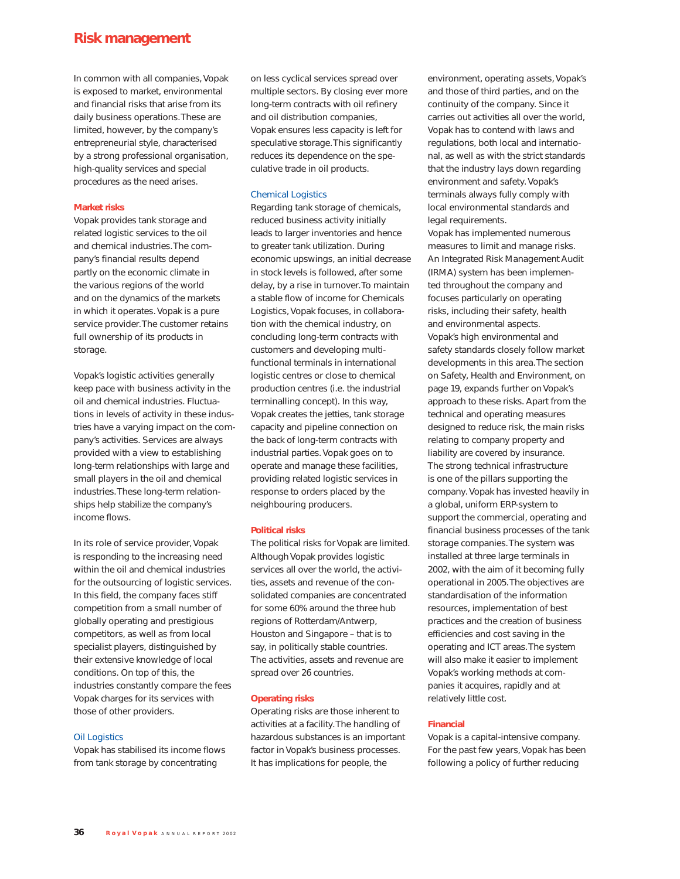# Risk management

In common with all companies, Vopak is exposed to market, environmental and financial risks that arise from its daily business operations. These are limited, however, by the company's entrepreneurial style, characterised by a strong professional organisation, high-quality services and special procedures as the need arises.

## Market risks

Vopak provides tank storage and related logistic services to the oil and chemical industries. The company's financial results depend partly on the economic climate in the various regions of the world and on the dynamics of the markets in which it operates. Vopak is a pure service provider. The customer retains full ownership of its products in storage.

Vopak's logistic activities generally keep pace with business activity in the oil and chemical industries. Fluctuations in levels of activity in these industries have a varying impact on the company's activities. Services are always provided with a view to establishing long-term relationships with large and small players in the oil and chemical industries. These long-term relationships help stabilize the company's income flows.

In its role of service provider, Vopak is responding to the increasing need within the oil and chemical industries for the outsourcing of logistic services. In this field, the company faces stiff competition from a small number of globally operating and prestigious competitors, as well as from local specialist players, distinguished by their extensive knowledge of local conditions. On top of this, the industries constantly compare the fees Vopak charges for its services with those of other providers.

### Oil Logistics

Vopak has stabilised its income flows from tank storage by concentrating on less cyclical services spread over multiple sectors. By closing ever more long-term contracts with oil refinery and oil distribution companies, Vopak ensures less capacity is left for speculative storage. This significantly reduces its dependence on the speculative trade in oil products.

### Chemical Logistics

Regarding tank storage of chemicals, reduced business activity initially leads to larger inventories and hence to greater tank utilization. During economic upswings, an initial decrease in stock levels is followed, after some delay, by a rise in turnover. To maintain a stable flow of income for Chemicals Logistics, Vopak focuses, in collaboration with the chemical industry, on concluding long-term contracts with customers and developing multi-functional terminals in international logistic centres or close to chemical production centres (i.e. the industrial terminalling concept). In this way, Vopak creates the jetties, tank storage capacity and pipeline connection on the back of long-term contracts with industrial parties. Vopak goes on to operate and manage these facilities, providing related logistic services in response to orders placed by the neighbouring producers.

## Political risks

The political risks for Vopak are limited. Although Vopak provides logistic services all over the world, the activities, assets and revenue of the consolidated companies are concentrated for some 60% around the three hub regions of Rotterdam/Antwerp, Houston and Singapore – that is to say, in politically stable countries. The activities, assets and revenue are spread over 26 countries.

## Operating risks

Operating risks are those inherent to activities at a facility. The handling of hazardous substances is an important factor in Vopak's business processes. It has implications for people, the environment, operating assets, Vopak's and those of third parties, and on the continuity of the company. Since it carries out activities all over the world, Vopak has to contend with laws and regulations, both local and international, as well as with the strict standards that the industry lays down regarding environment and safety. Vopak's terminals always fully comply with local environmental standards and legal requirements.
Vopak has implemented numerous measures to limit and manage risks. An Integrated Risk Management Audit (IRMA) system has been implemented throughout the company and focuses particularly on operating risks, including their safety, health and environmental aspects.
Vopak's high environmental and safety standards closely follow market developments in this area. The section on Safety, Health and Environment, on page 19, expands further on Vopak's approach to these risks. Apart from the technical and operating measures designed to reduce risk, the main risks relating to company property and liability are covered by insurance.
The strong technical infrastructure is one of the pillars supporting the company. Vopak has invested heavily in a global, uniform ERP-system to support the commercial, operating and financial business processes of the tank storage companies. The system was installed at three large terminals in 2002, with the aim of it becoming fully operational in 2005. The objectives are standardisation of the information resources, implementation of best practices and the creation of business efficiencies and cost saving in the operating and ICT areas. The system will also make it easier to implement Vopak's working methods at companies it acquires, rapidly and at relatively little cost.

## Financial

Vopak is a capital-intensive company. For the past few years, Vopak has been following a policy of further reducing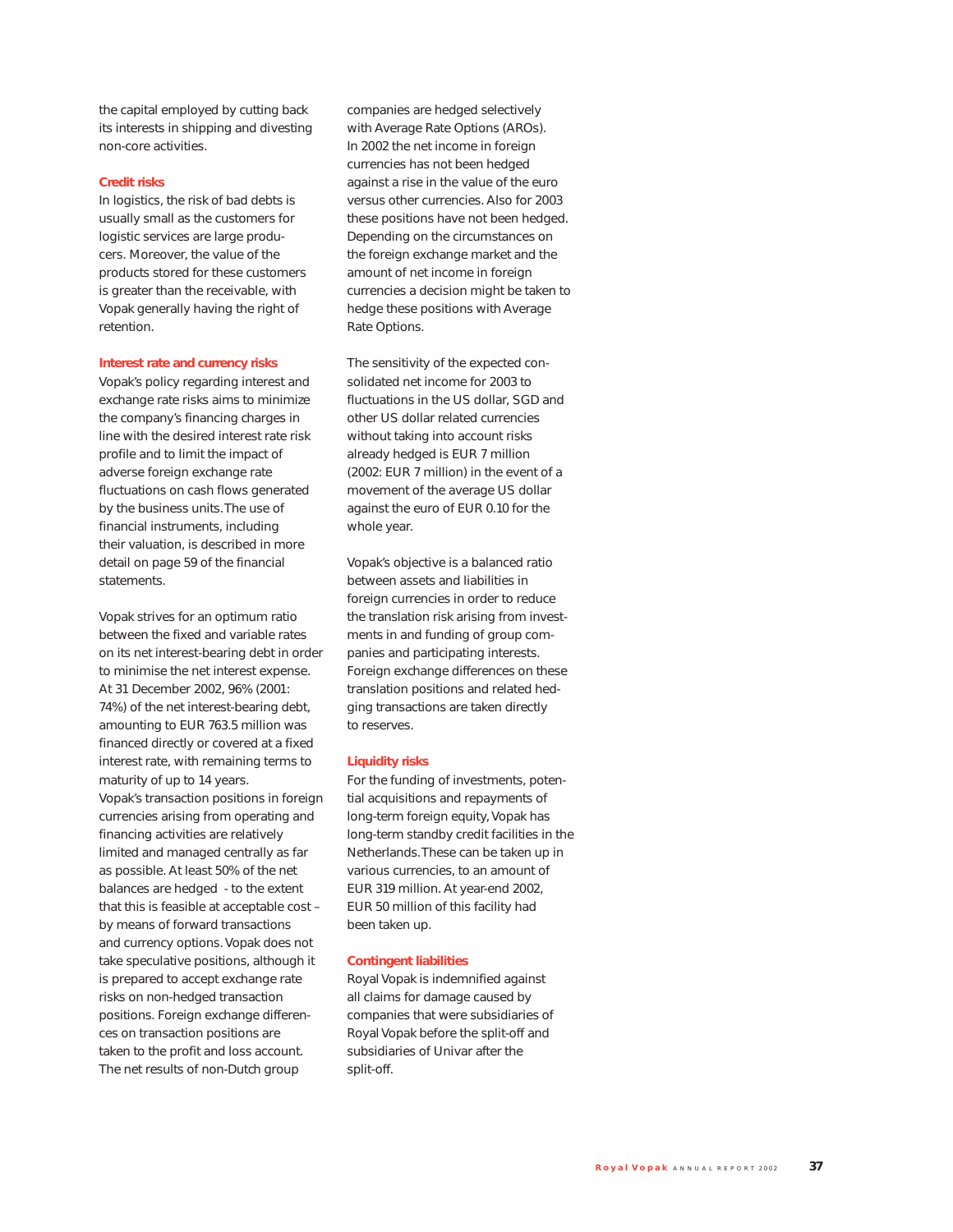the capital employed by cutting back its interests in shipping and divesting non-core activities.

### Credit risks

In logistics, the risk of bad debts is usually small as the customers for logistic services are large producers. Moreover, the value of the products stored for these customers is greater than the receivable, with Vopak generally having the right of retention.

### Interest rate and currency risks

Vopak's policy regarding interest and exchange rate risks aims to minimize the company's financing charges in line with the desired interest rate risk profile and to limit the impact of adverse foreign exchange rate fluctuations on cash flows generated by the business units. The use of financial instruments, including their valuation, is described in more detail on page 59 of the financial statements.

Vopak strives for an optimum ratio between the fixed and variable rates on its net interest-bearing debt in order to minimise the net interest expense. At 31 December 2002, 96% (2001: 74%) of the net interest-bearing debt, amounting to EUR 763.5 million was financed directly or covered at a fixed interest rate, with remaining terms to maturity of up to 14 years.
Vopak's transaction positions in foreign currencies arising from operating and financing activities are relatively limited and managed centrally as far as possible. At least 50% of the net balances are hedged - to the extent that this is feasible at acceptable cost – by means of forward transactions and currency options. Vopak does not take speculative positions, although it is prepared to accept exchange rate risks on non-hedged transaction positions. Foreign exchange differences on transaction positions are taken to the profit and loss account.
The net results of non-Dutch group companies are hedged selectively with Average Rate Options (AROs). In 2002 the net income in foreign currencies has not been hedged against a rise in the value of the euro versus other currencies. Also for 2003 these positions have not been hedged. Depending on the circumstances on the foreign exchange market and the amount of net income in foreign currencies a decision might be taken to hedge these positions with Average Rate Options.

The sensitivity of the expected consolidated net income for 2003 to fluctuations in the US dollar, SGD and other US dollar related currencies without taking into account risks already hedged is EUR 7 million (2002: EUR 7 million) in the event of a movement of the average US dollar against the euro of EUR 0.10 for the whole year.

Vopak's objective is a balanced ratio between assets and liabilities in foreign currencies in order to reduce the translation risk arising from investments in and funding of group companies and participating interests. Foreign exchange differences on these translation positions and related hedging transactions are taken directly to reserves.

### Liquidity risks

For the funding of investments, potential acquisitions and repayments of long-term foreign equity, Vopak has long-term standby credit facilities in the Netherlands. These can be taken up in various currencies, to an amount of EUR 319 million. At year-end 2002, EUR 50 million of this facility had been taken up.

### Contingent liabilities

Royal Vopak is indemnified against all claims for damage caused by companies that were subsidiaries of Royal Vopak before the split-off and subsidiaries of Univar after the split-off.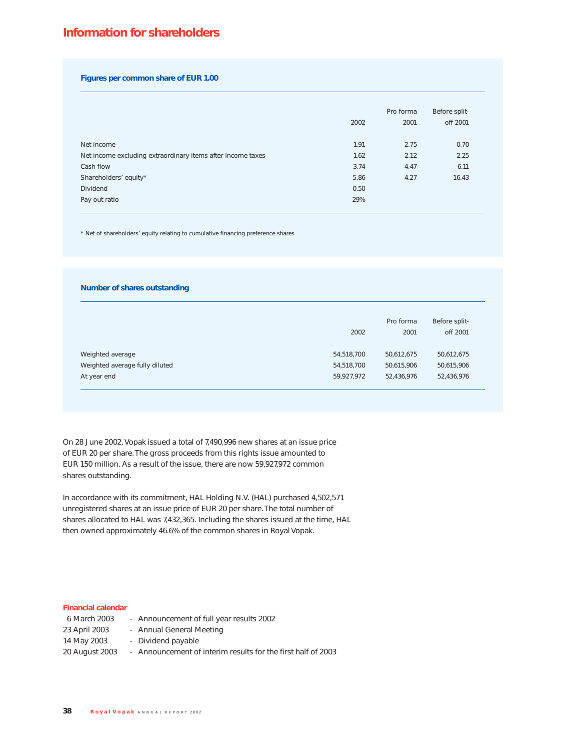# Information for shareholders

### Figures per common share of EUR 1.00

| | 2002 | Pro forma 2001 | Before split-off 2001 |
|---|---|---|---|
| Net income | 1.91 | 2.75 | 0.70 |
| Net income excluding extraordinary items after income taxes | 1.62 | 2.12 | 2.25 |
| Cash flow | 3.74 | 4.47 | 6.11 |
| Shareholders' equity* | 5.86 | 4.27 | 16.43 |
| Dividend | 0.50 | – | – |
| Pay-out ratio | 29% | – | – |

* Net of shareholders' equity relating to cumulative financing preference shares

### Number of shares outstanding

| | 2002 | Pro forma 2001 | Before split-off 2001 |
|---|---|---|---|
| Weighted average | 54,518,700 | 50,612,675 | 50,612,675 |
| Weighted average fully diluted | 54,518,700 | 50,615,906 | 50,615,906 |
| At year end | 59,927,972 | 52,436,976 | 52,436,976 |

On 28 June 2002, Vopak issued a total of 7,490,996 new shares at an issue price of EUR 20 per share. The gross proceeds from this rights issue amounted to EUR 150 million. As a result of the issue, there are now 59,927,972 common shares outstanding.

In accordance with its commitment, HAL Holding N.V. (HAL) purchased 4,502,571 unregistered shares at an issue price of EUR 20 per share. The total number of shares allocated to HAL was 7,432,365. Including the shares issued at the time, HAL then owned approximately 46.6% of the common shares in Royal Vopak.

### Financial calendar

6 March 2003 - Announcement of full year results 2002
23 April 2003 - Annual General Meeting
14 May 2003 - Dividend payable
20 August 2003 - Announcement of interim results for the first half of 2003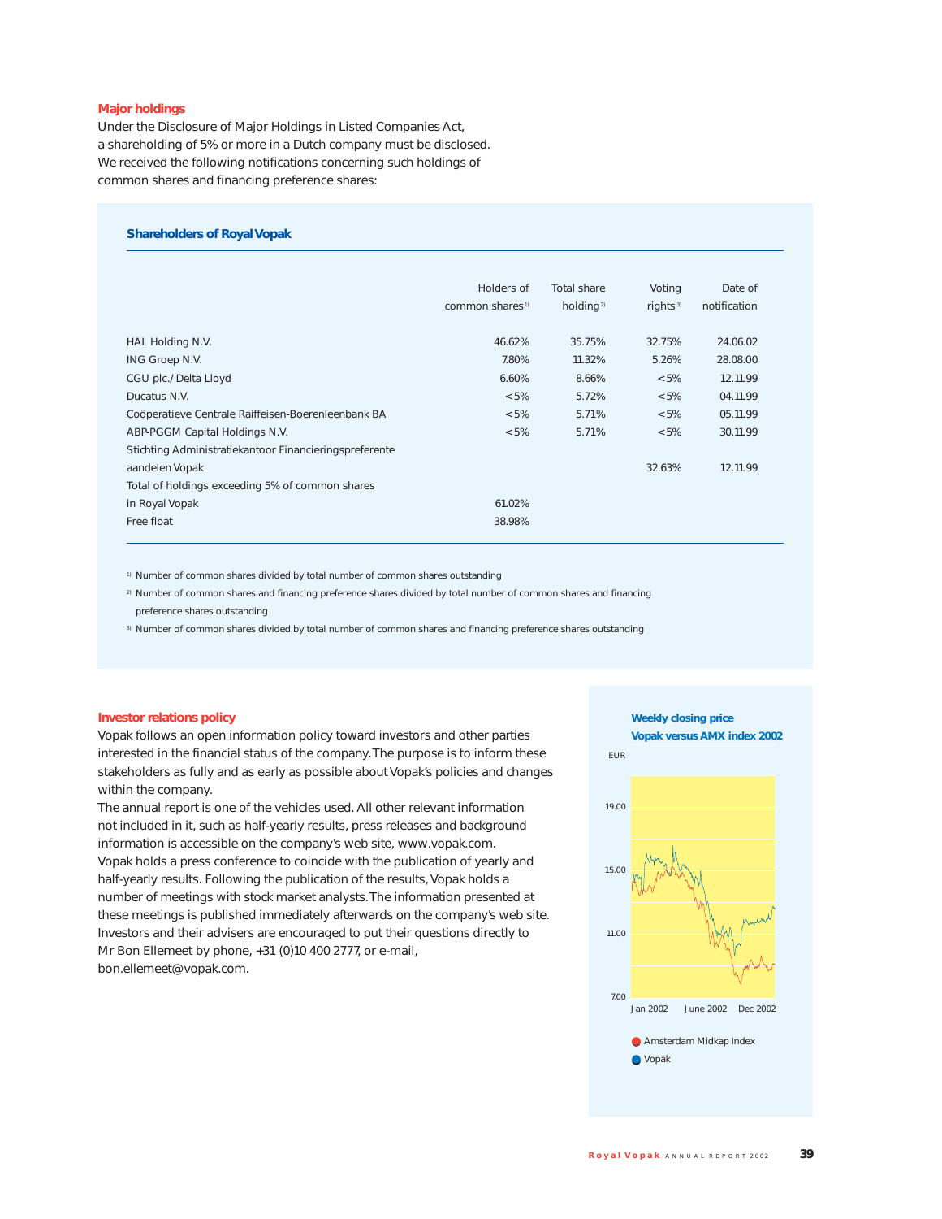## Major holdings

Under the Disclosure of Major Holdings in Listed Companies Act, a shareholding of 5% or more in a Dutch company must be disclosed. We received the following notifications concerning such holdings of common shares and financing preference shares:

### Shareholders of Royal Vopak

| | Holders of common shares[1] | Total share holding[2] | Voting rights[3] | Date of notification |
|---|---|---|---|---|
| HAL Holding N.V. | 46.62% | 35.75% | 32.75% | 24.06.02 |
| ING Groep N.V. | 7.80% | 11.32% | 5.26% | 28.08.00 |
| CGU plc./Delta Lloyd | 6.60% | 8.66% | <5% | 12.11.99 |
| Ducatus N.V. | <5% | 5.72% | <5% | 04.11.99 |
| Coöperatieve Centrale Raiffeisen-Boerenleenbank BA | <5% | 5.71% | <5% | 05.11.99 |
| ABP-PGGM Capital Holdings N.V. | <5% | 5.71% | <5% | 30.11.99 |
| Stichting Administratiekantoor Financieringspreferente aandelen Vopak | | | 32.63% | 12.11.99 |
| Total of holdings exceeding 5% of common shares in Royal Vopak | 61.02% | | | |
| Free float | 38.98% | | | |

[1] Number of common shares divided by total number of common shares outstanding

[2] Number of common shares and financing preference shares divided by total number of common shares and financing preference shares outstanding

[3] Number of common shares divided by total number of common shares and financing preference shares outstanding

## Investor relations policy

Vopak follows an open information policy toward investors and other parties interested in the financial status of the company. The purpose is to inform these stakeholders as fully and as early as possible about Vopak's policies and changes within the company.

The annual report is one of the vehicles used. All other relevant information not included in it, such as half-yearly results, press releases and background information is accessible on the company's web site, www.vopak.com.

Vopak holds a press conference to coincide with the publication of yearly and half-yearly results. Following the publication of the results, Vopak holds a number of meetings with stock market analysts. The information presented at these meetings is published immediately afterwards on the company's web site.

Investors and their advisers are encouraged to put their questions directly to Mr Bon Ellemeet by phone, +31 (0)10 400 2777, or e-mail, bon.ellemeet@vopak.com.

**Weekly closing price Vopak versus AMX index 2002**

EUR: 7.00, 11.00, 15.00, 19.00

Jan 2002 · June 2002 · Dec 2002

- Amsterdam Midkap Index
- Vopak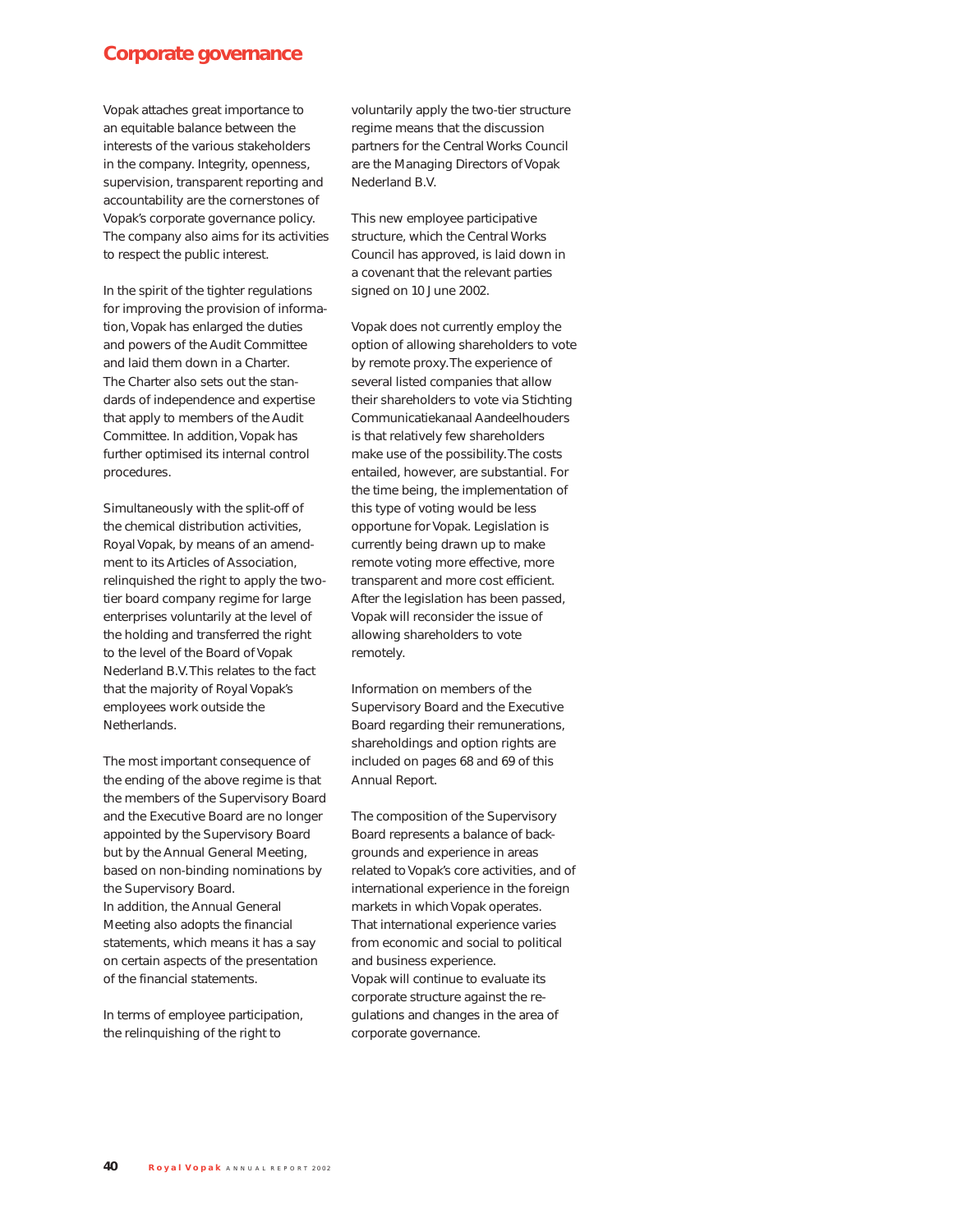# Corporate governance

Vopak attaches great importance to an equitable balance between the interests of the various stakeholders in the company. Integrity, openness, supervision, transparent reporting and accountability are the cornerstones of Vopak's corporate governance policy. The company also aims for its activities to respect the public interest.

In the spirit of the tighter regulations for improving the provision of information, Vopak has enlarged the duties and powers of the Audit Committee and laid them down in a Charter. The Charter also sets out the standards of independence and expertise that apply to members of the Audit Committee. In addition, Vopak has further optimised its internal control procedures.

Simultaneously with the split-off of the chemical distribution activities, Royal Vopak, by means of an amendment to its Articles of Association, relinquished the right to apply the two-tier board company regime for large enterprises voluntarily at the level of the holding and transferred the right to the level of the Board of Vopak Nederland B.V. This relates to the fact that the majority of Royal Vopak's employees work outside the Netherlands.

The most important consequence of the ending of the above regime is that the members of the Supervisory Board and the Executive Board are no longer appointed by the Supervisory Board but by the Annual General Meeting, based on non-binding nominations by the Supervisory Board.
In addition, the Annual General Meeting also adopts the financial statements, which means it has a say on certain aspects of the presentation of the financial statements.

In terms of employee participation, the relinquishing of the right to voluntarily apply the two-tier structure regime means that the discussion partners for the Central Works Council are the Managing Directors of Vopak Nederland B.V.

This new employee participative structure, which the Central Works Council has approved, is laid down in a covenant that the relevant parties signed on 10 June 2002.

Vopak does not currently employ the option of allowing shareholders to vote by remote proxy. The experience of several listed companies that allow their shareholders to vote via Stichting Communicatiekanaal Aandeelhouders is that relatively few shareholders make use of the possibility. The costs entailed, however, are substantial. For the time being, the implementation of this type of voting would be less opportune for Vopak. Legislation is currently being drawn up to make remote voting more effective, more transparent and more cost efficient. After the legislation has been passed, Vopak will reconsider the issue of allowing shareholders to vote remotely.

Information on members of the Supervisory Board and the Executive Board regarding their remunerations, shareholdings and option rights are included on pages 68 and 69 of this Annual Report.

The composition of the Supervisory Board represents a balance of backgrounds and experience in areas related to Vopak's core activities, and of international experience in the foreign markets in which Vopak operates. That international experience varies from economic and social to political and business experience.
Vopak will continue to evaluate its corporate structure against the regulations and changes in the area of corporate governance.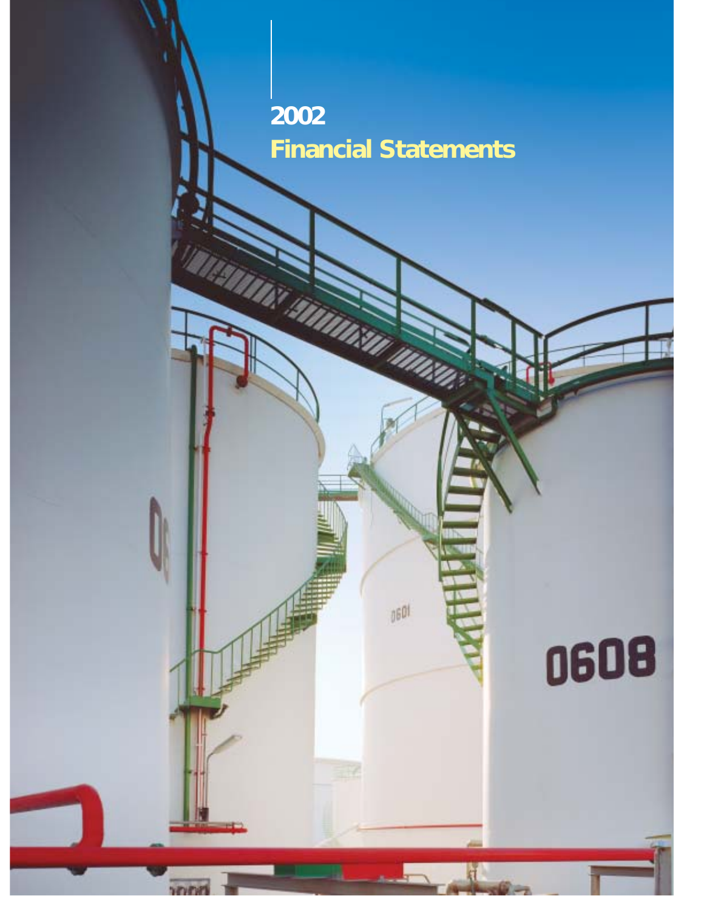# 2002
# Financial Statements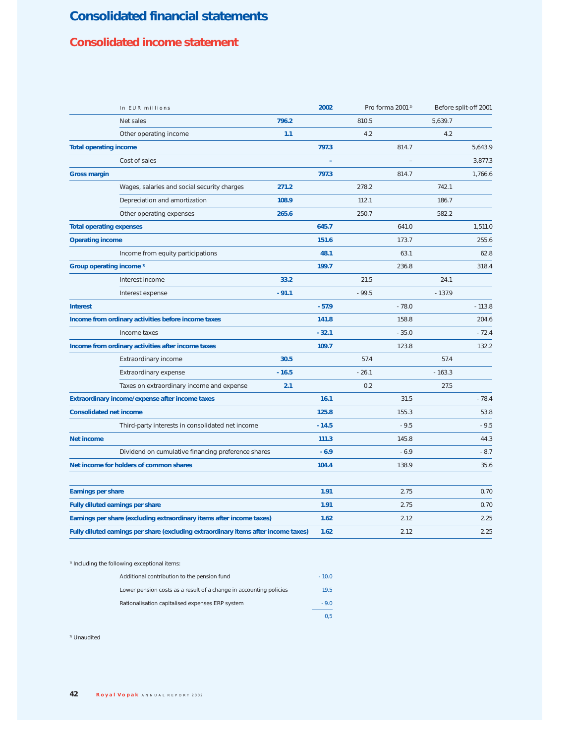# Consolidated financial statements

## Consolidated income statement

| In EUR millions | | 2002 | | Pro forma 2001[2] | | Before split-off 2001 |
|---|---|---|---|---|---|---|
| Net sales | 796.2 | | 810.5 | | 5,639.7 | |
| Other operating income | 1.1 | | 4.2 | | 4.2 | |
| **Total operating income** | | **797.3** | | 814.7 | | 5,643.9 |
| Cost of sales | | – | | – | | 3,877.3 |
| **Gross margin** | | **797.3** | | 814.7 | | 1,766.6 |
| Wages, salaries and social security charges | 271.2 | | 278.2 | | 742.1 | |
| Depreciation and amortization | 108.9 | | 112.1 | | 186.7 | |
| Other operating expenses | 265.6 | | 250.7 | | 582.2 | |
| **Total operating expenses** | | **645.7** | | 641.0 | | 1,511.0 |
| **Operating income** | | **151.6** | | 173.7 | | 255.6 |
| Income from equity participations | | 48.1 | | 63.1 | | 62.8 |
| **Group operating income** [1] | | **199.7** | | 236.8 | | 318.4 |
| Interest income | 33.2 | | 21.5 | | 24.1 | |
| Interest expense | - 91.1 | | - 99.5 | | - 137.9 | |
| **Interest** | | **- 57.9** | | - 78.0 | | - 113.8 |
| **Income from ordinary activities before income taxes** | | **141.8** | | 158.8 | | 204.6 |
| Income taxes | | - 32.1 | | - 35.0 | | - 72.4 |
| **Income from ordinary activities after income taxes** | | **109.7** | | 123.8 | | 132.2 |
| Extraordinary income | 30.5 | | 57.4 | | 57.4 | |
| Extraordinary expense | - 16.5 | | - 26.1 | | - 163.3 | |
| Taxes on extraordinary income and expense | 2.1 | | 0.2 | | 27.5 | |
| **Extraordinary income/expense after income taxes** | | **16.1** | | 31.5 | | - 78.4 |
| **Consolidated net income** | | **125.8** | | 155.3 | | 53.8 |
| Third-party interests in consolidated net income | | - 14.5 | | - 9.5 | | - 9.5 |
| **Net income** | | **111.3** | | 145.8 | | 44.3 |
| Dividend on cumulative financing preference shares | | - 6.9 | | - 6.9 | | - 8.7 |
| **Net income for holders of common shares** | | **104.4** | | 138.9 | | 35.6 |
| | | | | | | |
| **Earnings per share** | | **1.91** | | 2.75 | | 0.70 |
| **Fully diluted earnings per share** | | **1.91** | | 2.75 | | 0.70 |
| **Earnings per share (excluding extraordinary items after income taxes)** | | **1.62** | | 2.12 | | 2.25 |
| **Fully diluted earnings per share (excluding extraordinary items after income taxes)** | | **1.62** | | 2.12 | | 2.25 |

[1] Including the following exceptional items:

| | |
|---|---|
| Additional contribution to the pension fund | - 10.0 |
| Lower pension costs as a result of a change in accounting policies | 19.5 |
| Rationalisation capitalised expenses ERP system | - 9.0 |
| | 0,5 |

[2] Unaudited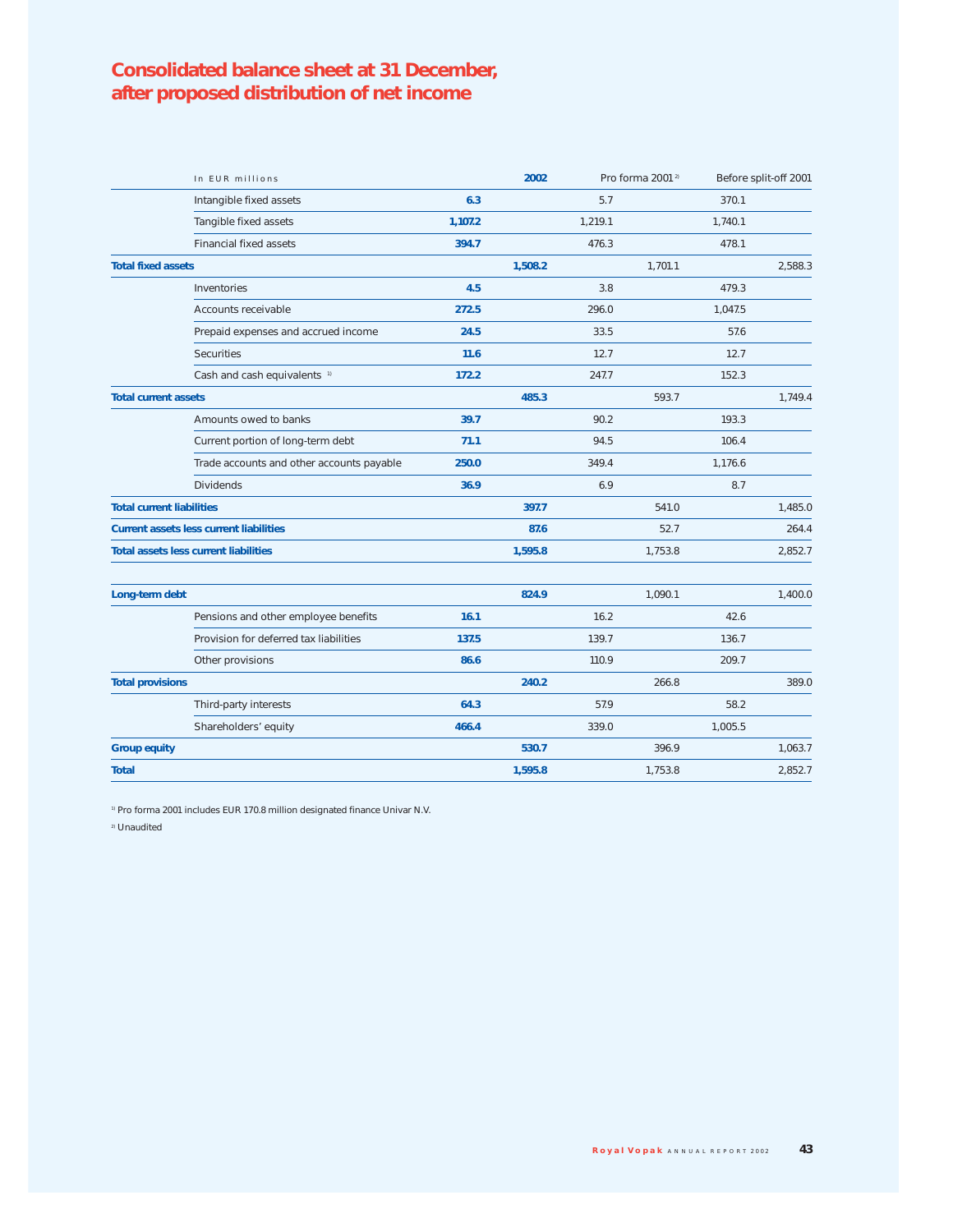# Consolidated balance sheet at 31 December, after proposed distribution of net income

| In EUR millions | 2002 | | Pro forma 2001 [2] | | Before split-off 2001 | |
|---|---|---|---|---|---|---|
| Intangible fixed assets | 6.3 | | 5.7 | | 370.1 | |
| Tangible fixed assets | 1,107.2 | | 1,219.1 | | 1,740.1 | |
| Financial fixed assets | 394.7 | | 476.3 | | 478.1 | |
| **Total fixed assets** | | 1,508.2 | | 1,701.1 | | 2,588.3 |
| Inventories | 4.5 | | 3.8 | | 479.3 | |
| Accounts receivable | 272.5 | | 296.0 | | 1,047.5 | |
| Prepaid expenses and accrued income | 24.5 | | 33.5 | | 57.6 | |
| Securities | 11.6 | | 12.7 | | 12.7 | |
| Cash and cash equivalents [1] | 172.2 | | 247.7 | | 152.3 | |
| **Total current assets** | | 485.3 | | 593.7 | | 1,749.4 |
| Amounts owed to banks | 39.7 | | 90.2 | | 193.3 | |
| Current portion of long-term debt | 71.1 | | 94.5 | | 106.4 | |
| Trade accounts and other accounts payable | 250.0 | | 349.4 | | 1,176.6 | |
| Dividends | 36.9 | | 6.9 | | 8.7 | |
| **Total current liabilities** | | 397.7 | | 541.0 | | 1,485.0 |
| **Current assets less current liabilities** | | 87.6 | | 52.7 | | 264.4 |
| **Total assets less current liabilities** | | 1,595.8 | | 1,753.8 | | 2,852.7 |
| | | | | | | |
| **Long-term debt** | | 824.9 | | 1,090.1 | | 1,400.0 |
| Pensions and other employee benefits | 16.1 | | 16.2 | | 42.6 | |
| Provision for deferred tax liabilities | 137.5 | | 139.7 | | 136.7 | |
| Other provisions | 86.6 | | 110.9 | | 209.7 | |
| **Total provisions** | | 240.2 | | 266.8 | | 389.0 |
| Third-party interests | 64.3 | | 57.9 | | 58.2 | |
| Shareholders' equity | 466.4 | | 339.0 | | 1,005.5 | |
| **Group equity** | | 530.7 | | 396.9 | | 1,063.7 |
| **Total** | | 1,595.8 | | 1,753.8 | | 2,852.7 |

[1] Pro forma 2001 includes EUR 170.8 million designated finance Univar N.V.

[2] Unaudited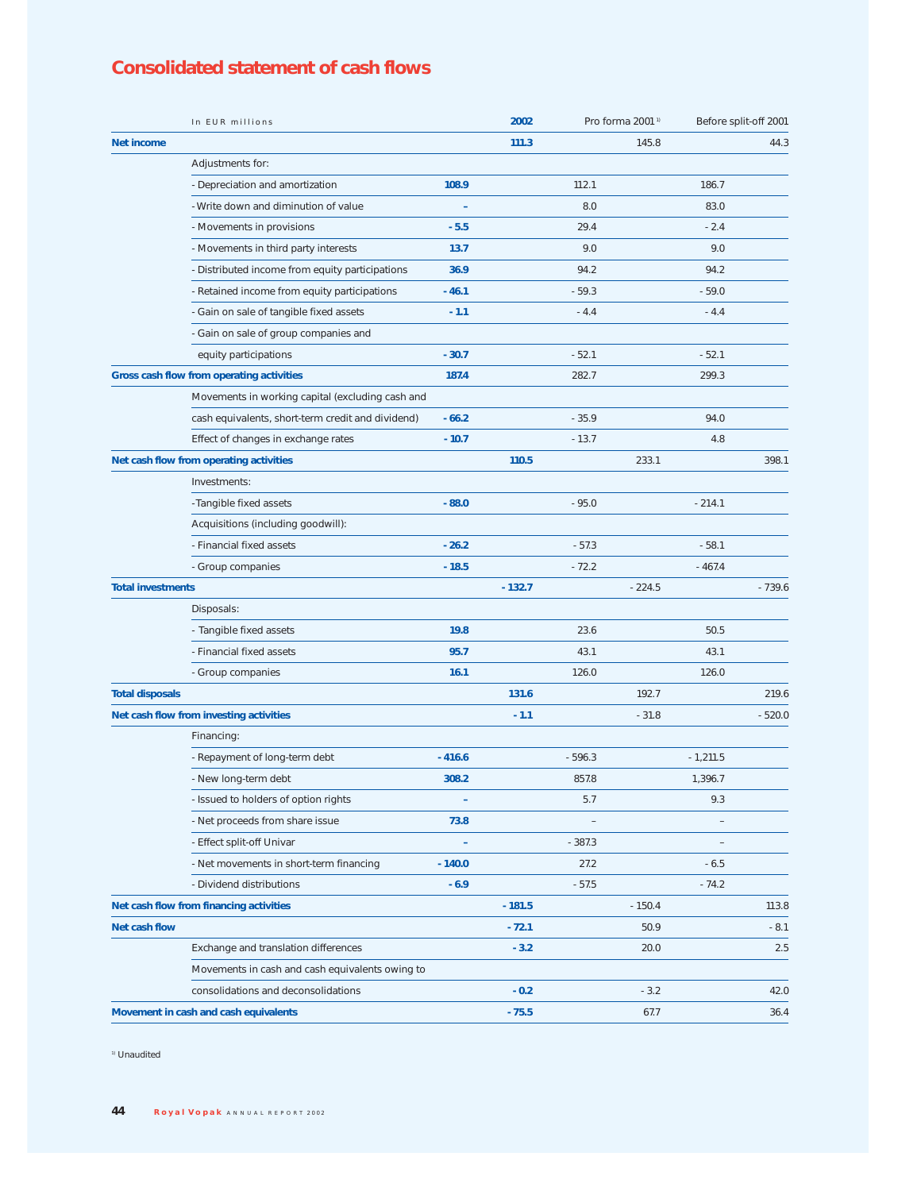# Consolidated statement of cash flows

| In EUR millions | 2002 | | Pro forma 2001[1] | | Before split-off 2001 | |
|---|---|---|---|---|---|---|
| **Net income** | | **111.3** | | 145.8 | | 44.3 |
| Adjustments for: | | | | | | |
| - Depreciation and amortization | **108.9** | | 112.1 | | 186.7 | |
| - Write down and diminution of value | **–** | | 8.0 | | 83.0 | |
| - Movements in provisions | **- 5.5** | | 29.4 | | - 2.4 | |
| - Movements in third party interests | **13.7** | | 9.0 | | 9.0 | |
| - Distributed income from equity participations | **36.9** | | 94.2 | | 94.2 | |
| - Retained income from equity participations | **- 46.1** | | - 59.3 | | - 59.0 | |
| - Gain on sale of tangible fixed assets | **- 1.1** | | - 4.4 | | - 4.4 | |
| - Gain on sale of group companies and equity participations | **- 30.7** | | - 52.1 | | - 52.1 | |
| **Gross cash flow from operating activities** | **187.4** | | 282.7 | | 299.3 | |
| Movements in working capital (excluding cash and cash equivalents, short-term credit and dividend) | **- 66.2** | | - 35.9 | | 94.0 | |
| Effect of changes in exchange rates | **- 10.7** | | - 13.7 | | 4.8 | |
| **Net cash flow from operating activities** | | **110.5** | | 233.1 | | 398.1 |
| Investments: | | | | | | |
| - Tangible fixed assets | **- 88.0** | | - 95.0 | | - 214.1 | |
| Acquisitions (including goodwill): | | | | | | |
| - Financial fixed assets | **- 26.2** | | - 57.3 | | - 58.1 | |
| - Group companies | **- 18.5** | | - 72.2 | | - 467.4 | |
| **Total investments** | | **- 132.7** | | - 224.5 | | - 739.6 |
| Disposals: | | | | | | |
| - Tangible fixed assets | **19.8** | | 23.6 | | 50.5 | |
| - Financial fixed assets | **95.7** | | 43.1 | | 43.1 | |
| - Group companies | **16.1** | | 126.0 | | 126.0 | |
| **Total disposals** | | **131.6** | | 192.7 | | 219.6 |
| **Net cash flow from investing activities** | | **- 1.1** | | - 31.8 | | - 520.0 |
| Financing: | | | | | | |
| - Repayment of long-term debt | **- 416.6** | | - 596.3 | | - 1,211.5 | |
| - New long-term debt | **308.2** | | 857.8 | | 1,396.7 | |
| - Issued to holders of option rights | **–** | | 5.7 | | 9.3 | |
| - Net proceeds from share issue | **73.8** | | – | | – | |
| - Effect split-off Univar | **–** | | - 387.3 | | – | |
| - Net movements in short-term financing | **- 140.0** | | 27.2 | | - 6.5 | |
| - Dividend distributions | **- 6.9** | | - 57.5 | | - 74.2 | |
| **Net cash flow from financing activities** | | **- 181.5** | | - 150.4 | | 113.8 |
| **Net cash flow** | | **- 72.1** | | 50.9 | | - 8.1 |
| Exchange and translation differences | | **- 3.2** | | 20.0 | | 2.5 |
| Movements in cash and cash equivalents owing to consolidations and deconsolidations | | **- 0.2** | | - 3.2 | | 42.0 |
| **Movement in cash and cash equivalents** | | **- 75.5** | | 67.7 | | 36.4 |

[1] Unaudited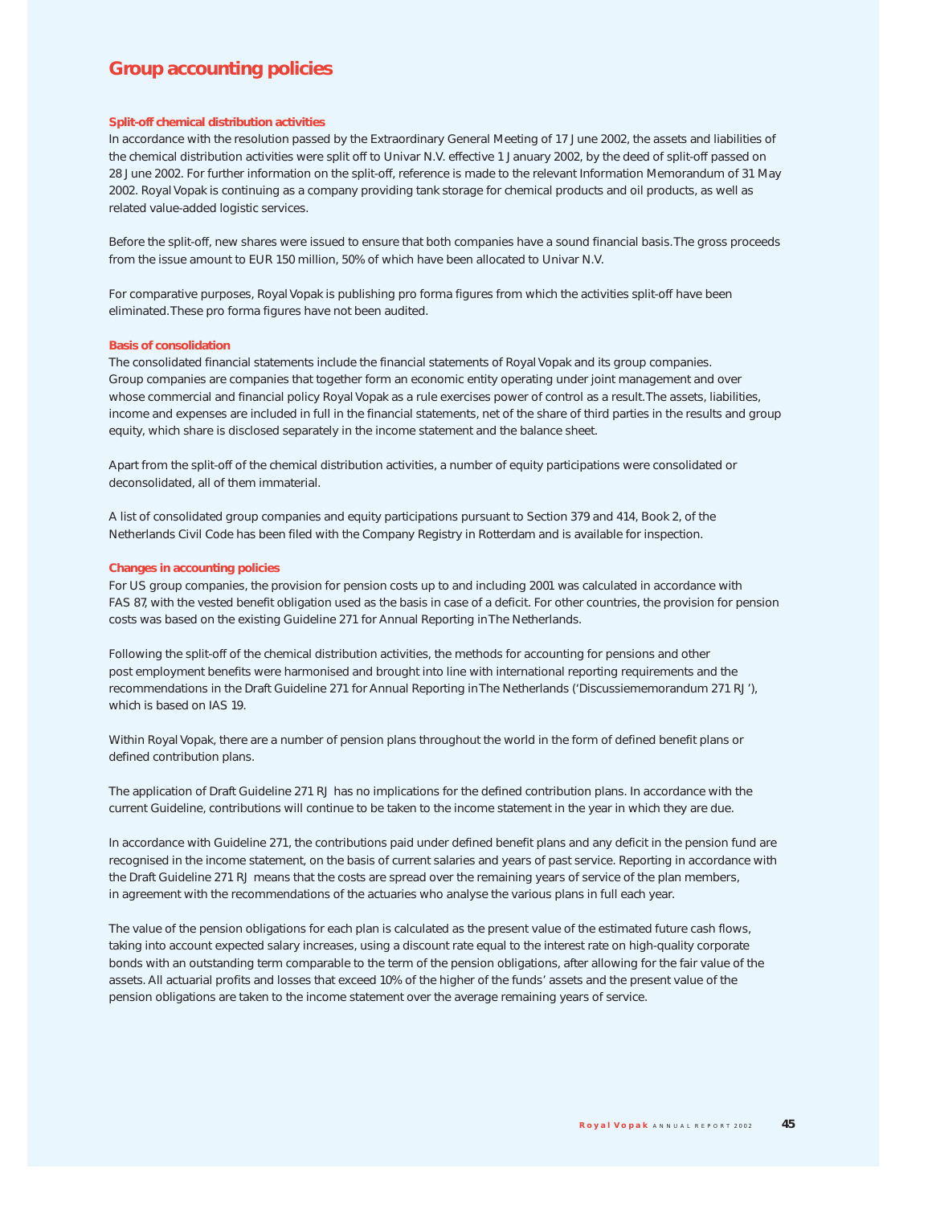# Group accounting policies

### Split-off chemical distribution activities

In accordance with the resolution passed by the Extraordinary General Meeting of 17 June 2002, the assets and liabilities of the chemical distribution activities were split off to Univar N.V. effective 1 January 2002, by the deed of split-off passed on 28 June 2002. For further information on the split-off, reference is made to the relevant Information Memorandum of 31 May 2002. Royal Vopak is continuing as a company providing tank storage for chemical products and oil products, as well as related value-added logistic services.

Before the split-off, new shares were issued to ensure that both companies have a sound financial basis. The gross proceeds from the issue amount to EUR 150 million, 50% of which have been allocated to Univar N.V.

For comparative purposes, Royal Vopak is publishing pro forma figures from which the activities split-off have been eliminated. These pro forma figures have not been audited.

### Basis of consolidation

The consolidated financial statements include the financial statements of Royal Vopak and its group companies. Group companies are companies that together form an economic entity operating under joint management and over whose commercial and financial policy Royal Vopak as a rule exercises power of control as a result. The assets, liabilities, income and expenses are included in full in the financial statements, net of the share of third parties in the results and group equity, which share is disclosed separately in the income statement and the balance sheet.

Apart from the split-off of the chemical distribution activities, a number of equity participations were consolidated or deconsolidated, all of them immaterial.

A list of consolidated group companies and equity participations pursuant to Section 379 and 414, Book 2, of the Netherlands Civil Code has been filed with the Company Registry in Rotterdam and is available for inspection.

### Changes in accounting policies

For US group companies, the provision for pension costs up to and including 2001 was calculated in accordance with FAS 87, with the vested benefit obligation used as the basis in case of a deficit. For other countries, the provision for pension costs was based on the existing Guideline 271 for Annual Reporting in The Netherlands.

Following the split-off of the chemical distribution activities, the methods for accounting for pensions and other post employment benefits were harmonised and brought into line with international reporting requirements and the recommendations in the Draft Guideline 271 for Annual Reporting in The Netherlands ('Discussiememorandum 271 RJ'), which is based on IAS 19.

Within Royal Vopak, there are a number of pension plans throughout the world in the form of defined benefit plans or defined contribution plans.

The application of Draft Guideline 271 RJ has no implications for the defined contribution plans. In accordance with the current Guideline, contributions will continue to be taken to the income statement in the year in which they are due.

In accordance with Guideline 271, the contributions paid under defined benefit plans and any deficit in the pension fund are recognised in the income statement, on the basis of current salaries and years of past service. Reporting in accordance with the Draft Guideline 271 RJ means that the costs are spread over the remaining years of service of the plan members, in agreement with the recommendations of the actuaries who analyse the various plans in full each year.

The value of the pension obligations for each plan is calculated as the present value of the estimated future cash flows, taking into account expected salary increases, using a discount rate equal to the interest rate on high-quality corporate bonds with an outstanding term comparable to the term of the pension obligations, after allowing for the fair value of the assets. All actuarial profits and losses that exceed 10% of the higher of the funds' assets and the present value of the pension obligations are taken to the income statement over the average remaining years of service.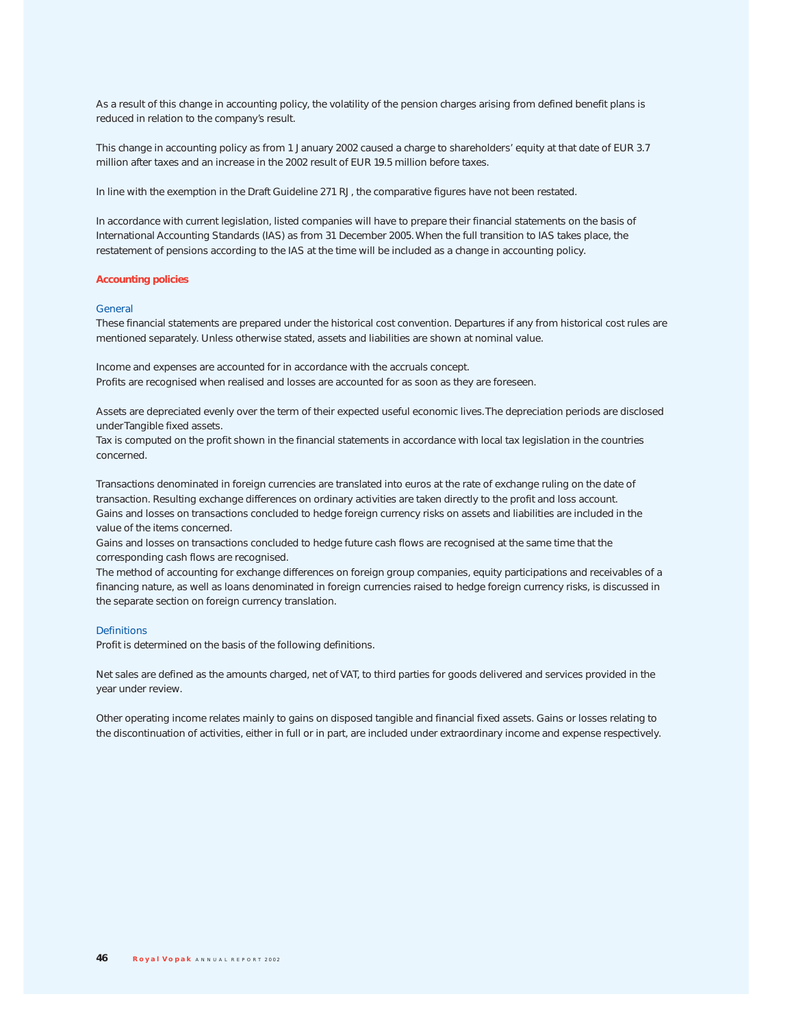As a result of this change in accounting policy, the volatility of the pension charges arising from defined benefit plans is reduced in relation to the company's result.

This change in accounting policy as from 1 January 2002 caused a charge to shareholders' equity at that date of EUR 3.7 million after taxes and an increase in the 2002 result of EUR 19.5 million before taxes.

In line with the exemption in the Draft Guideline 271 RJ, the comparative figures have not been restated.

In accordance with current legislation, listed companies will have to prepare their financial statements on the basis of International Accounting Standards (IAS) as from 31 December 2005. When the full transition to IAS takes place, the restatement of pensions according to the IAS at the time will be included as a change in accounting policy.

## Accounting policies

### General

These financial statements are prepared under the historical cost convention. Departures if any from historical cost rules are mentioned separately. Unless otherwise stated, assets and liabilities are shown at nominal value.

Income and expenses are accounted for in accordance with the accruals concept.
Profits are recognised when realised and losses are accounted for as soon as they are foreseen.

Assets are depreciated evenly over the term of their expected useful economic lives. The depreciation periods are disclosed under Tangible fixed assets.
Tax is computed on the profit shown in the financial statements in accordance with local tax legislation in the countries concerned.

Transactions denominated in foreign currencies are translated into euros at the rate of exchange ruling on the date of transaction. Resulting exchange differences on ordinary activities are taken directly to the profit and loss account.
Gains and losses on transactions concluded to hedge foreign currency risks on assets and liabilities are included in the value of the items concerned.
Gains and losses on transactions concluded to hedge future cash flows are recognised at the same time that the corresponding cash flows are recognised.
The method of accounting for exchange differences on foreign group companies, equity participations and receivables of a financing nature, as well as loans denominated in foreign currencies raised to hedge foreign currency risks, is discussed in the separate section on foreign currency translation.

### Definitions

Profit is determined on the basis of the following definitions.

Net sales are defined as the amounts charged, net of VAT, to third parties for goods delivered and services provided in the year under review.

Other operating income relates mainly to gains on disposed tangible and financial fixed assets. Gains or losses relating to the discontinuation of activities, either in full or in part, are included under extraordinary income and expense respectively.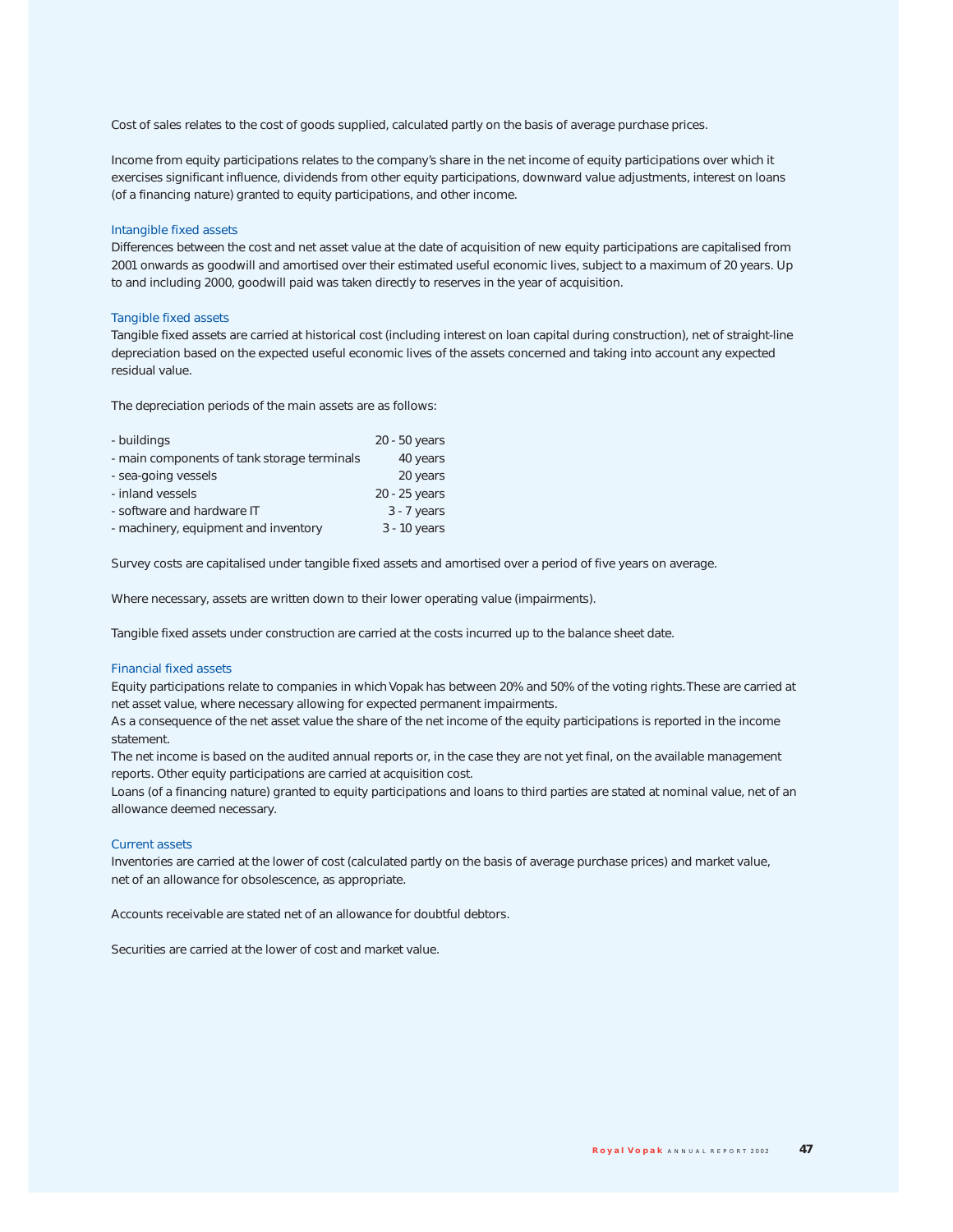Cost of sales relates to the cost of goods supplied, calculated partly on the basis of average purchase prices.

Income from equity participations relates to the company's share in the net income of equity participations over which it exercises significant influence, dividends from other equity participations, downward value adjustments, interest on loans (of a financing nature) granted to equity participations, and other income.

### Intangible fixed assets

Differences between the cost and net asset value at the date of acquisition of new equity participations are capitalised from 2001 onwards as goodwill and amortised over their estimated useful economic lives, subject to a maximum of 20 years. Up to and including 2000, goodwill paid was taken directly to reserves in the year of acquisition.

### Tangible fixed assets

Tangible fixed assets are carried at historical cost (including interest on loan capital during construction), net of straight-line depreciation based on the expected useful economic lives of the assets concerned and taking into account any expected residual value.

The depreciation periods of the main assets are as follows:

| | |
|---|---|
| - buildings | 20 - 50 years |
| - main components of tank storage terminals | 40 years |
| - sea-going vessels | 20 years |
| - inland vessels | 20 - 25 years |
| - software and hardware IT | 3 - 7 years |
| - machinery, equipment and inventory | 3 - 10 years |

Survey costs are capitalised under tangible fixed assets and amortised over a period of five years on average.

Where necessary, assets are written down to their lower operating value (impairments).

Tangible fixed assets under construction are carried at the costs incurred up to the balance sheet date.

### Financial fixed assets

Equity participations relate to companies in which Vopak has between 20% and 50% of the voting rights. These are carried at net asset value, where necessary allowing for expected permanent impairments.
As a consequence of the net asset value the share of the net income of the equity participations is reported in the income statement.
The net income is based on the audited annual reports or, in the case they are not yet final, on the available management reports. Other equity participations are carried at acquisition cost.
Loans (of a financing nature) granted to equity participations and loans to third parties are stated at nominal value, net of an allowance deemed necessary.

### Current assets

Inventories are carried at the lower of cost (calculated partly on the basis of average purchase prices) and market value, net of an allowance for obsolescence, as appropriate.

Accounts receivable are stated net of an allowance for doubtful debtors.

Securities are carried at the lower of cost and market value.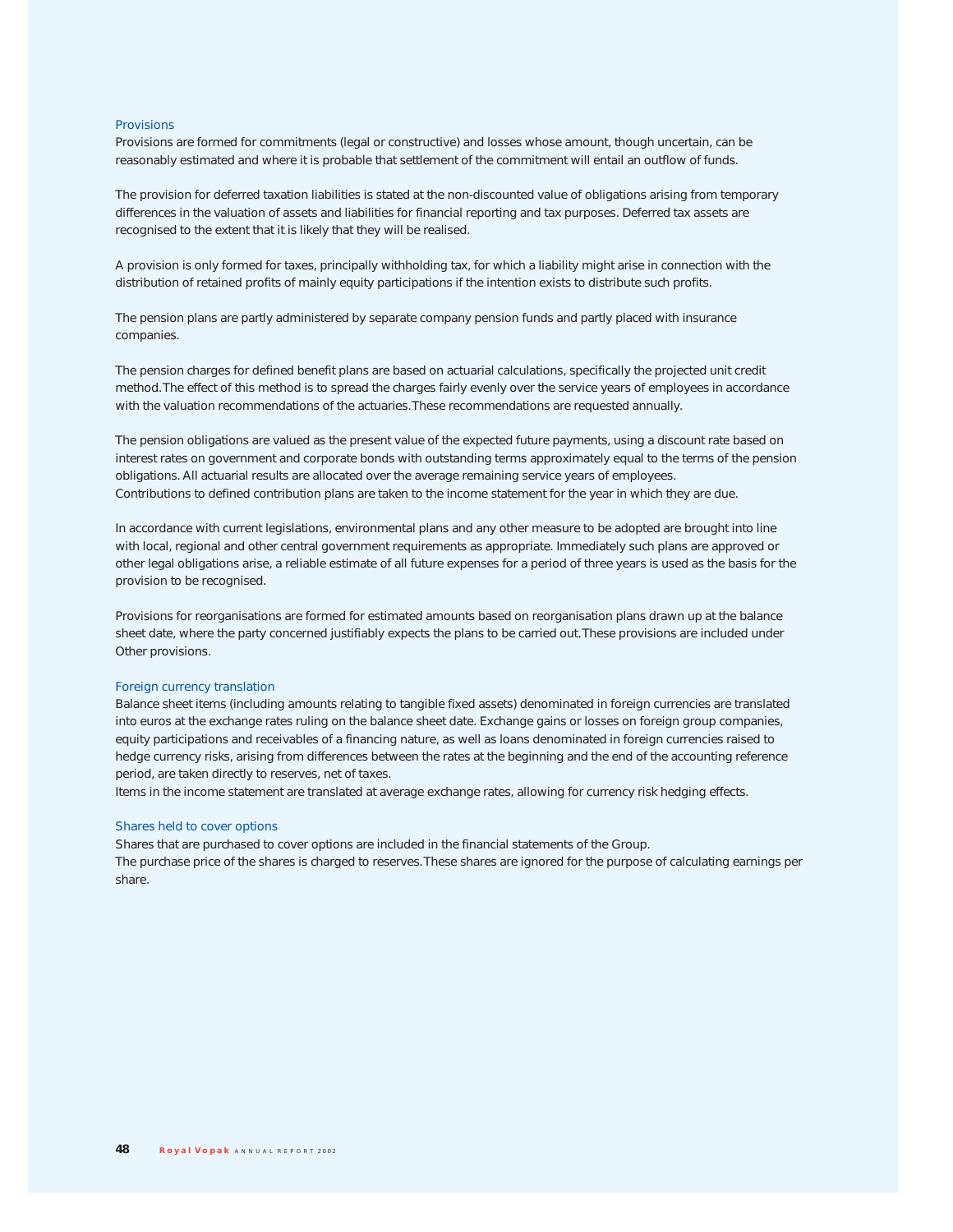### Provisions

Provisions are formed for commitments (legal or constructive) and losses whose amount, though uncertain, can be reasonably estimated and where it is probable that settlement of the commitment will entail an outflow of funds.

The provision for deferred taxation liabilities is stated at the non-discounted value of obligations arising from temporary differences in the valuation of assets and liabilities for financial reporting and tax purposes. Deferred tax assets are recognised to the extent that it is likely that they will be realised.

A provision is only formed for taxes, principally withholding tax, for which a liability might arise in connection with the distribution of retained profits of mainly equity participations if the intention exists to distribute such profits.

The pension plans are partly administered by separate company pension funds and partly placed with insurance companies.

The pension charges for defined benefit plans are based on actuarial calculations, specifically the projected unit credit method. The effect of this method is to spread the charges fairly evenly over the service years of employees in accordance with the valuation recommendations of the actuaries. These recommendations are requested annually.

The pension obligations are valued as the present value of the expected future payments, using a discount rate based on interest rates on government and corporate bonds with outstanding terms approximately equal to the terms of the pension obligations. All actuarial results are allocated over the average remaining service years of employees.
Contributions to defined contribution plans are taken to the income statement for the year in which they are due.

In accordance with current legislations, environmental plans and any other measure to be adopted are brought into line with local, regional and other central government requirements as appropriate. Immediately such plans are approved or other legal obligations arise, a reliable estimate of all future expenses for a period of three years is used as the basis for the provision to be recognised.

Provisions for reorganisations are formed for estimated amounts based on reorganisation plans drawn up at the balance sheet date, where the party concerned justifiably expects the plans to be carried out. These provisions are included under Other provisions.

### Foreign currency translation

Balance sheet items (including amounts relating to tangible fixed assets) denominated in foreign currencies are translated into euros at the exchange rates ruling on the balance sheet date. Exchange gains or losses on foreign group companies, equity participations and receivables of a financing nature, as well as loans denominated in foreign currencies raised to hedge currency risks, arising from differences between the rates at the beginning and the end of the accounting reference period, are taken directly to reserves, net of taxes.
Items in the income statement are translated at average exchange rates, allowing for currency risk hedging effects.

### Shares held to cover options

Shares that are purchased to cover options are included in the financial statements of the Group.
The purchase price of the shares is charged to reserves. These shares are ignored for the purpose of calculating earnings per share.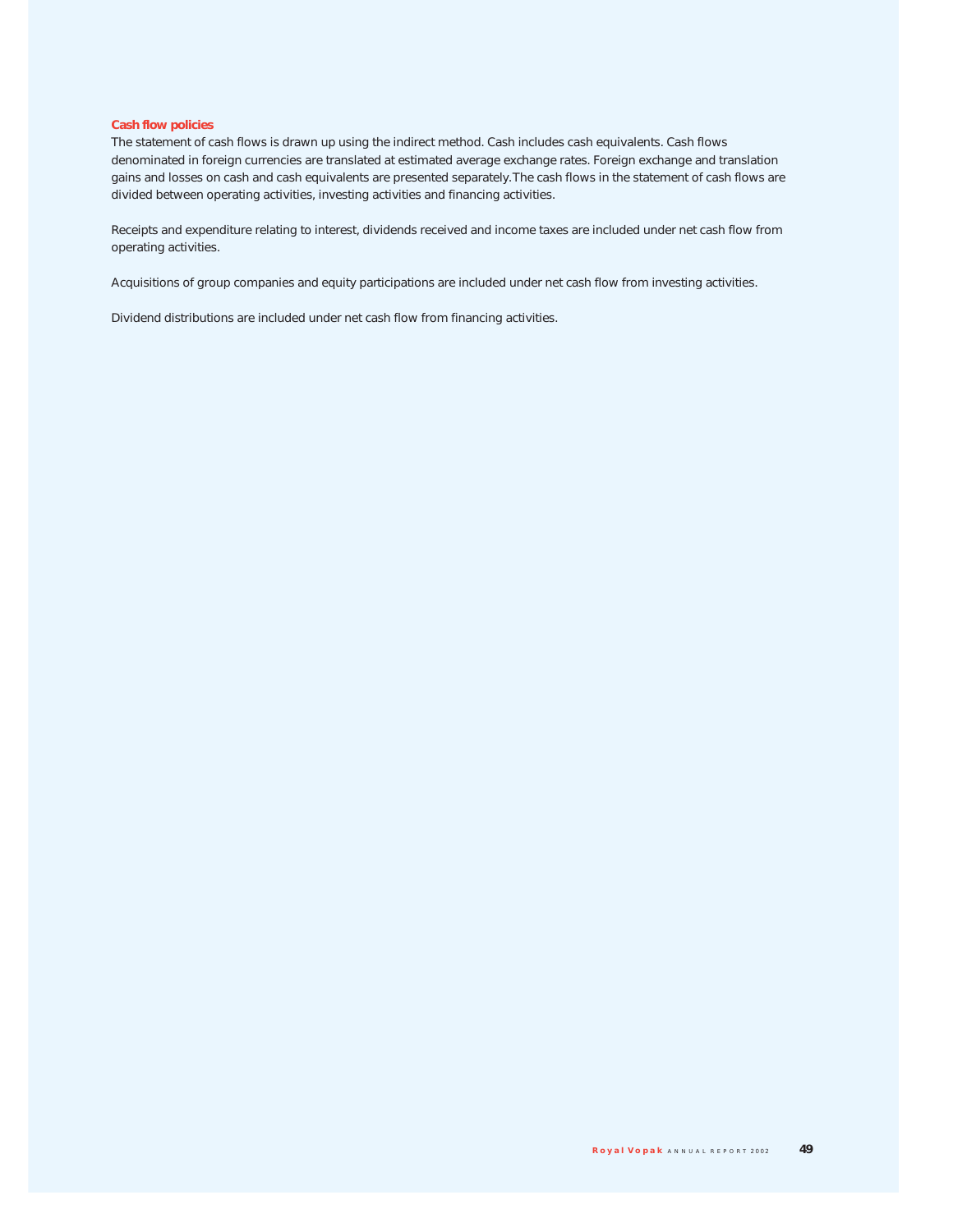### Cash flow policies

The statement of cash flows is drawn up using the indirect method. Cash includes cash equivalents. Cash flows denominated in foreign currencies are translated at estimated average exchange rates. Foreign exchange and translation gains and losses on cash and cash equivalents are presented separately.The cash flows in the statement of cash flows are divided between operating activities, investing activities and financing activities.

Receipts and expenditure relating to interest, dividends received and income taxes are included under net cash flow from operating activities.

Acquisitions of group companies and equity participations are included under net cash flow from investing activities.

Dividend distributions are included under net cash flow from financing activities.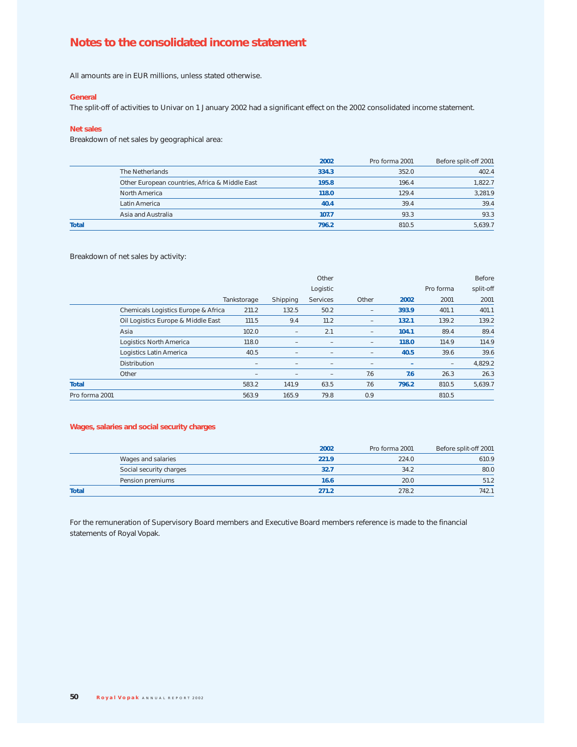# Notes to the consolidated income statement

All amounts are in EUR millions, unless stated otherwise.

## General

The split-off of activities to Univar on 1 January 2002 had a significant effect on the 2002 consolidated income statement.

## Net sales

Breakdown of net sales by geographical area:

| | | 2002 | Pro forma 2001 | Before split-off 2001 |
|---|---|---|---|---|
| | The Netherlands | **334.3** | 352.0 | 402.4 |
| | Other European countries, Africa & Middle East | **195.8** | 196.4 | 1,822.7 |
| | North America | **118.0** | 129.4 | 3,281.9 |
| | Latin America | **40.4** | 39.4 | 39.4 |
| | Asia and Australia | **107.7** | 93.3 | 93.3 |
| **Total** | | **796.2** | 810.5 | 5,639.7 |

Breakdown of net sales by activity:

| | | Tankstorage | Shipping | Other Logistic Services | Other | 2002 | Pro forma 2001 | Before split-off 2001 |
|---|---|---|---|---|---|---|---|---|
| | Chemicals Logistics Europe & Africa | 211.2 | 132.5 | 50.2 | – | **393.9** | 401.1 | 401.1 |
| | Oil Logistics Europe & Middle East | 111.5 | 9.4 | 11.2 | – | **132.1** | 139.2 | 139.2 |
| | Asia | 102.0 | – | 2.1 | – | **104.1** | 89.4 | 89.4 |
| | Logistics North America | 118.0 | – | – | – | **118.0** | 114.9 | 114.9 |
| | Logistics Latin America | 40.5 | – | – | – | **40.5** | 39.6 | 39.6 |
| | Distribution | – | – | – | – | **–** | – | 4,829.2 |
| | Other | – | – | – | 7.6 | **7.6** | 26.3 | 26.3 |
| **Total** | | 583.2 | 141.9 | 63.5 | 7.6 | **796.2** | 810.5 | 5,639.7 |
| Pro forma 2001 | | 563.9 | 165.9 | 79.8 | 0.9 | | 810.5 | |

## Wages, salaries and social security charges

| | | 2002 | Pro forma 2001 | Before split-off 2001 |
|---|---|---|---|---|
| | Wages and salaries | **221.9** | 224.0 | 610.9 |
| | Social security charges | **32.7** | 34.2 | 80.0 |
| | Pension premiums | **16.6** | 20.0 | 51.2 |
| **Total** | | **271.2** | 278.2 | 742.1 |

For the remuneration of Supervisory Board members and Executive Board members reference is made to the financial statements of Royal Vopak.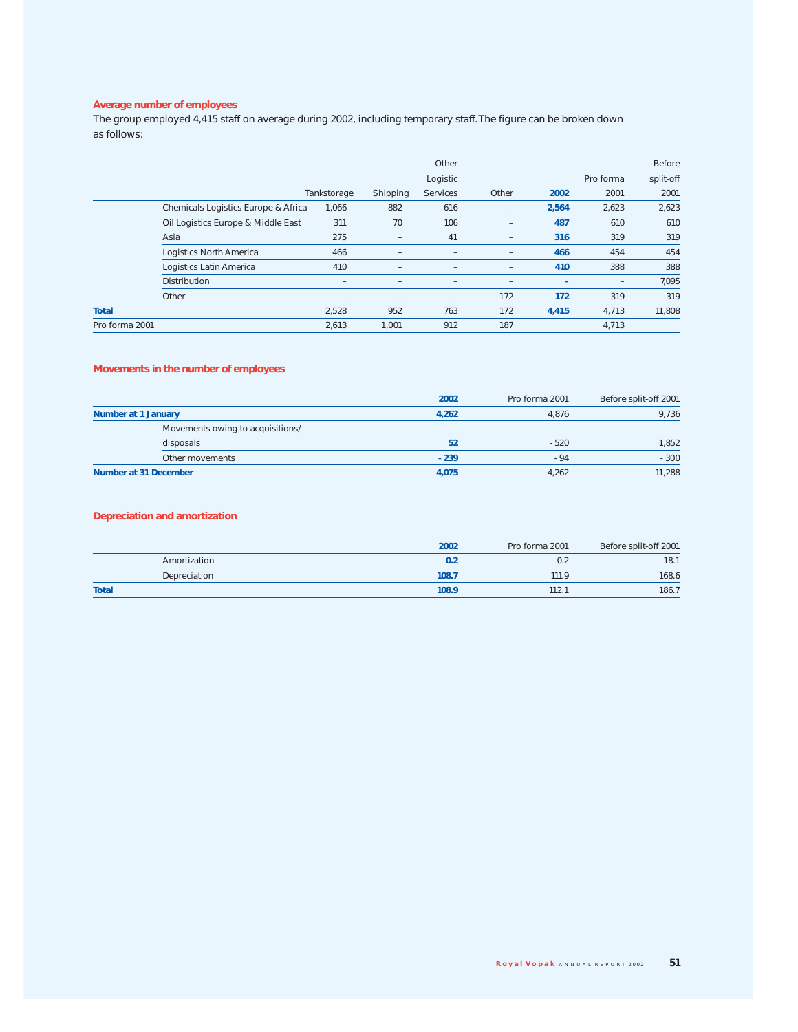## Average number of employees

The group employed 4,415 staff on average during 2002, including temporary staff. The figure can be broken down as follows:

| | | Tankstorage | Shipping | Other Logistic Services | Other | 2002 | Pro forma 2001 | Before split-off 2001 |
|---|---|---|---|---|---|---|---|---|
| | Chemicals Logistics Europe & Africa | 1,066 | 882 | 616 | – | **2,564** | 2,623 | 2,623 |
| | Oil Logistics Europe & Middle East | 311 | 70 | 106 | – | **487** | 610 | 610 |
| | Asia | 275 | – | 41 | – | **316** | 319 | 319 |
| | Logistics North America | 466 | – | – | – | **466** | 454 | 454 |
| | Logistics Latin America | 410 | – | – | – | **410** | 388 | 388 |
| | Distribution | – | – | – | – | **–** | – | 7,095 |
| | Other | – | – | – | 172 | **172** | 319 | 319 |
| **Total** | | 2,528 | 952 | 763 | 172 | **4,415** | 4,713 | 11,808 |
| Pro forma 2001 | | 2,613 | 1,001 | 912 | 187 | | 4,713 | |

## Movements in the number of employees

| | | 2002 | Pro forma 2001 | Before split-off 2001 |
|---|---|---|---|---|
| **Number at 1 January** | | **4,262** | 4,876 | 9,736 |
| | Movements owing to acquisitions/ disposals | **52** | - 520 | 1,852 |
| | Other movements | **- 239** | - 94 | - 300 |
| **Number at 31 December** | | **4,075** | 4,262 | 11,288 |

## Depreciation and amortization

| | | 2002 | Pro forma 2001 | Before split-off 2001 |
|---|---|---|---|---|
| | Amortization | **0.2** | 0.2 | 18.1 |
| | Depreciation | **108.7** | 111.9 | 168.6 |
| **Total** | | **108.9** | 112.1 | 186.7 |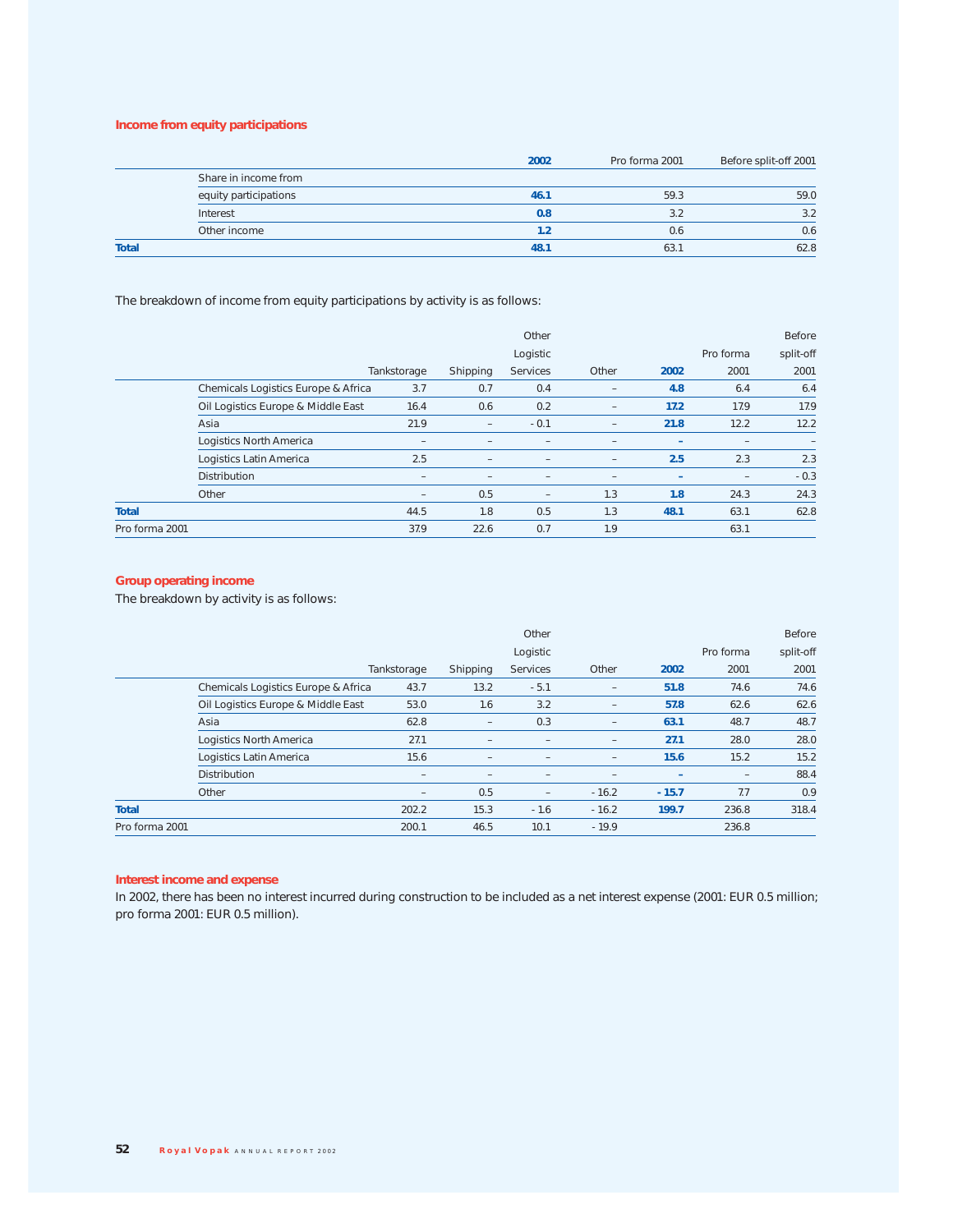### Income from equity participations

| | | 2002 | Pro forma 2001 | Before split-off 2001 |
|---|---|---|---|---|
| | Share in income from equity participations | **46.1** | 59.3 | 59.0 |
| | Interest | **0.8** | 3.2 | 3.2 |
| | Other income | **1.2** | 0.6 | 0.6 |
| **Total** | | **48.1** | 63.1 | 62.8 |

The breakdown of income from equity participations by activity is as follows:

| | | Tankstorage | Shipping | Other Logistic Services | Other | 2002 | Pro forma 2001 | Before split-off 2001 |
|---|---|---|---|---|---|---|---|---|
| | Chemicals Logistics Europe & Africa | 3.7 | 0.7 | 0.4 | – | **4.8** | 6.4 | 6.4 |
| | Oil Logistics Europe & Middle East | 16.4 | 0.6 | 0.2 | – | **17.2** | 17.9 | 17.9 |
| | Asia | 21.9 | – | - 0.1 | – | **21.8** | 12.2 | 12.2 |
| | Logistics North America | – | – | – | – | **–** | – | – |
| | Logistics Latin America | 2.5 | – | – | – | **2.5** | 2.3 | 2.3 |
| | Distribution | – | – | – | – | **–** | – | - 0.3 |
| | Other | – | 0.5 | – | 1.3 | **1.8** | 24.3 | 24.3 |
| **Total** | | 44.5 | 1.8 | 0.5 | 1.3 | **48.1** | 63.1 | 62.8 |
| Pro forma 2001 | | 37.9 | 22.6 | 0.7 | 1.9 | | 63.1 | |

### Group operating income

The breakdown by activity is as follows:

| | | Tankstorage | Shipping | Other Logistic Services | Other | 2002 | Pro forma 2001 | Before split-off 2001 |
|---|---|---|---|---|---|---|---|---|
| | Chemicals Logistics Europe & Africa | 43.7 | 13.2 | - 5.1 | – | **51.8** | 74.6 | 74.6 |
| | Oil Logistics Europe & Middle East | 53.0 | 1.6 | 3.2 | – | **57.8** | 62.6 | 62.6 |
| | Asia | 62.8 | – | 0.3 | – | **63.1** | 48.7 | 48.7 |
| | Logistics North America | 27.1 | – | – | – | **27.1** | 28.0 | 28.0 |
| | Logistics Latin America | 15.6 | – | – | – | **15.6** | 15.2 | 15.2 |
| | Distribution | – | – | – | – | **–** | – | 88.4 |
| | Other | – | 0.5 | – | - 16.2 | **- 15.7** | 7.7 | 0.9 |
| **Total** | | 202.2 | 15.3 | - 1.6 | - 16.2 | **199.7** | 236.8 | 318.4 |
| Pro forma 2001 | | 200.1 | 46.5 | 10.1 | - 19.9 | | 236.8 | |

### Interest income and expense

In 2002, there has been no interest incurred during construction to be included as a net interest expense (2001: EUR 0.5 million; pro forma 2001: EUR 0.5 million).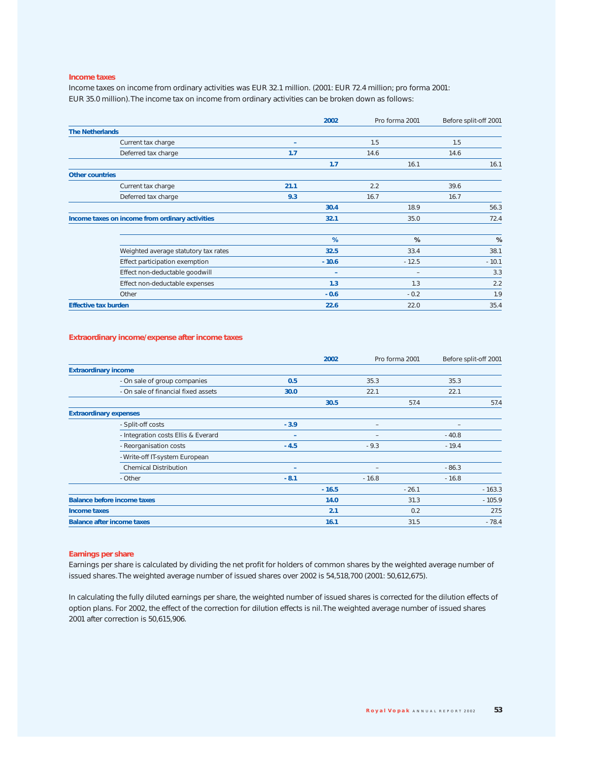## Income taxes

Income taxes on income from ordinary activities was EUR 32.1 million. (2001: EUR 72.4 million; pro forma 2001: EUR 35.0 million). The income tax on income from ordinary activities can be broken down as follows:

| | | | 2002 | | Pro forma 2001 | | Before split-off 2001 |
|---|---|---|---|---|---|---|---|
| **The Netherlands** | | | | | | | |
| | Current tax charge | – | | 1.5 | | 1.5 | |
| | Deferred tax charge | 1.7 | | 14.6 | | 14.6 | |
| | | | 1.7 | | 16.1 | | 16.1 |
| **Other countries** | | | | | | | |
| | Current tax charge | 21.1 | | 2.2 | | 39.6 | |
| | Deferred tax charge | 9.3 | | 16.7 | | 16.7 | |
| | | | 30.4 | | 18.9 | | 56.3 |
| **Income taxes on income from ordinary activities** | | | 32.1 | | 35.0 | | 72.4 |

| | | 2002 % | Pro forma 2001 % | Before split-off 2001 % |
|---|---|---|---|---|
| | Weighted average statutory tax rates | 32.5 | 33.4 | 38.1 |
| | Effect participation exemption | - 10.6 | - 12.5 | - 10.1 |
| | Effect non-deductable goodwill | – | – | 3.3 |
| | Effect non-deductable expenses | 1.3 | 1.3 | 2.2 |
| | Other | - 0.6 | - 0.2 | 1.9 |
| **Effective tax burden** | | 22.6 | 22.0 | 35.4 |

## Extraordinary income/expense after income taxes

| | | | 2002 | | Pro forma 2001 | | Before split-off 2001 |
|---|---|---|---|---|---|---|---|
| **Extraordinary income** | | | | | | | |
| | - On sale of group companies | 0.5 | | 35.3 | | 35.3 | |
| | - On sale of financial fixed assets | 30.0 | | 22.1 | | 22.1 | |
| | | | 30.5 | | 57.4 | | 57.4 |
| **Extraordinary expenses** | | | | | | | |
| | - Split-off costs | - 3.9 | | – | | – | |
| | - Integration costs Ellis & Everard | – | | – | | - 40.8 | |
| | - Reorganisation costs | - 4.5 | | - 9.3 | | - 19.4 | |
| | - Write-off IT-system European Chemical Distribution | – | | – | | - 86.3 | |
| | - Other | - 8.1 | | - 16.8 | | - 16.8 | |
| | | | - 16.5 | | - 26.1 | | - 163.3 |
| **Balance before income taxes** | | | 14.0 | | 31.3 | | - 105.9 |
| **Income taxes** | | | 2.1 | | 0.2 | | 27.5 |
| **Balance after income taxes** | | | 16.1 | | 31.5 | | - 78.4 |

## Earnings per share

Earnings per share is calculated by dividing the net profit for holders of common shares by the weighted average number of issued shares. The weighted average number of issued shares over 2002 is 54,518,700 (2001: 50,612,675).

In calculating the fully diluted earnings per share, the weighted number of issued shares is corrected for the dilution effects of option plans. For 2002, the effect of the correction for dilution effects is nil. The weighted average number of issued shares 2001 after correction is 50,615,906.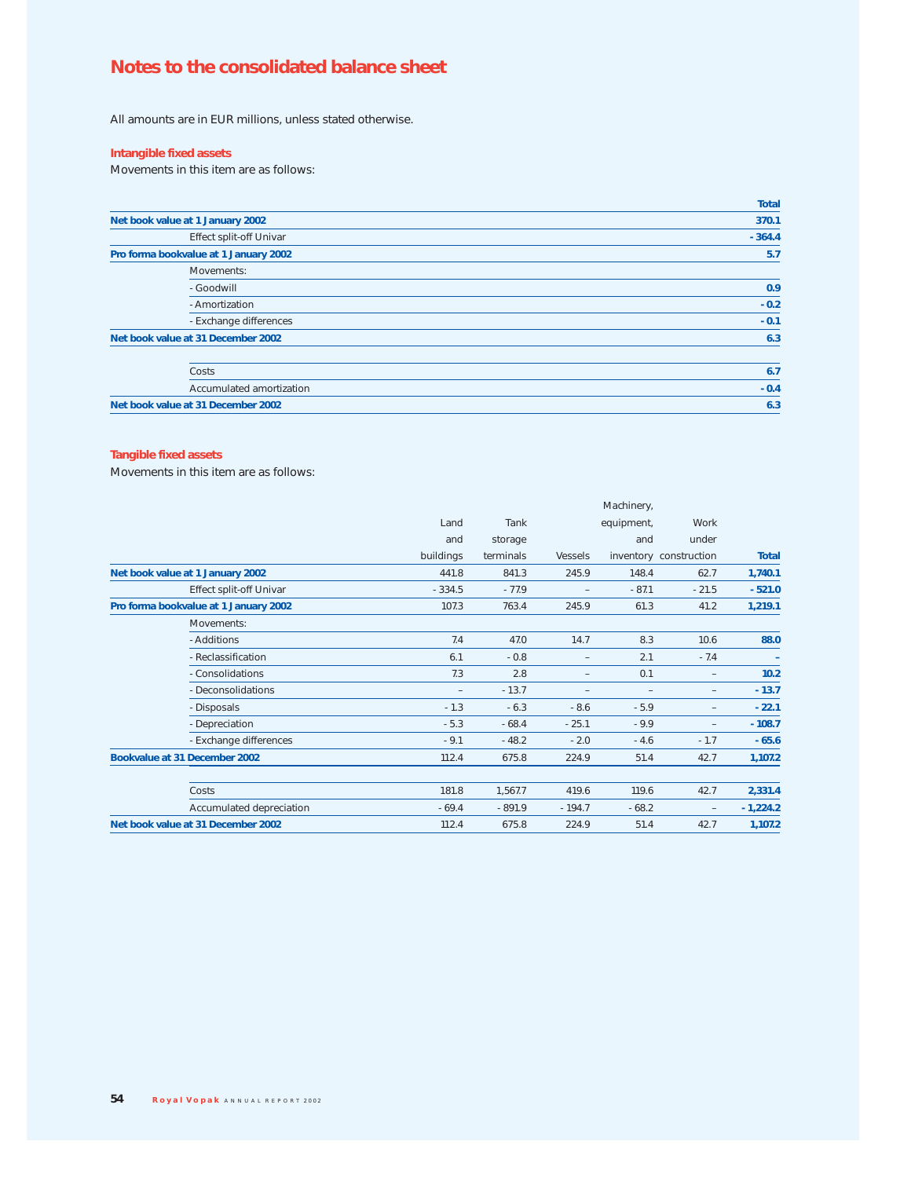# Notes to the consolidated balance sheet

All amounts are in EUR millions, unless stated otherwise.

### Intangible fixed assets

Movements in this item are as follows:

| | Total |
|---|---|
| **Net book value at 1 January 2002** | **370.1** |
| Effect split-off Univar | **- 364.4** |
| **Pro forma bookvalue at 1 January 2002** | **5.7** |
| Movements: | |
| - Goodwill | **0.9** |
| - Amortization | **- 0.2** |
| - Exchange differences | **- 0.1** |
| **Net book value at 31 December 2002** | **6.3** |
| | |
| Costs | **6.7** |
| Accumulated amortization | **- 0.4** |
| **Net book value at 31 December 2002** | **6.3** |

### Tangible fixed assets

Movements in this item are as follows:

| | Land and buildings | Tank storage terminals | Vessels | Machinery, equipment, and inventory | Work under construction | Total |
|---|---|---|---|---|---|---|
| **Net book value at 1 January 2002** | 441.8 | 841.3 | 245.9 | 148.4 | 62.7 | **1,740.1** |
| Effect split-off Univar | - 334.5 | - 77.9 | – | - 87.1 | - 21.5 | **- 521.0** |
| **Pro forma bookvalue at 1 January 2002** | 107.3 | 763.4 | 245.9 | 61.3 | 41.2 | **1,219.1** |
| Movements: | | | | | | |
| - Additions | 7.4 | 47.0 | 14.7 | 8.3 | 10.6 | **88.0** |
| - Reclassification | 6.1 | - 0.8 | – | 2.1 | - 7.4 | **–** |
| - Consolidations | 7.3 | 2.8 | – | 0.1 | – | **10.2** |
| - Deconsolidations | – | - 13.7 | – | – | – | **- 13.7** |
| - Disposals | - 1.3 | - 6.3 | - 8.6 | - 5.9 | – | **- 22.1** |
| - Depreciation | - 5.3 | - 68.4 | - 25.1 | - 9.9 | – | **- 108.7** |
| - Exchange differences | - 9.1 | - 48.2 | - 2.0 | - 4.6 | - 1.7 | **- 65.6** |
| **Bookvalue at 31 December 2002** | 112.4 | 675.8 | 224.9 | 51.4 | 42.7 | **1,107.2** |
| | | | | | | |
| Costs | 181.8 | 1,567.7 | 419.6 | 119.6 | 42.7 | **2,331.4** |
| Accumulated depreciation | - 69.4 | - 891.9 | - 194.7 | - 68.2 | – | **- 1,224.2** |
| **Net book value at 31 December 2002** | 112.4 | 675.8 | 224.9 | 51.4 | 42.7 | **1,107.2** |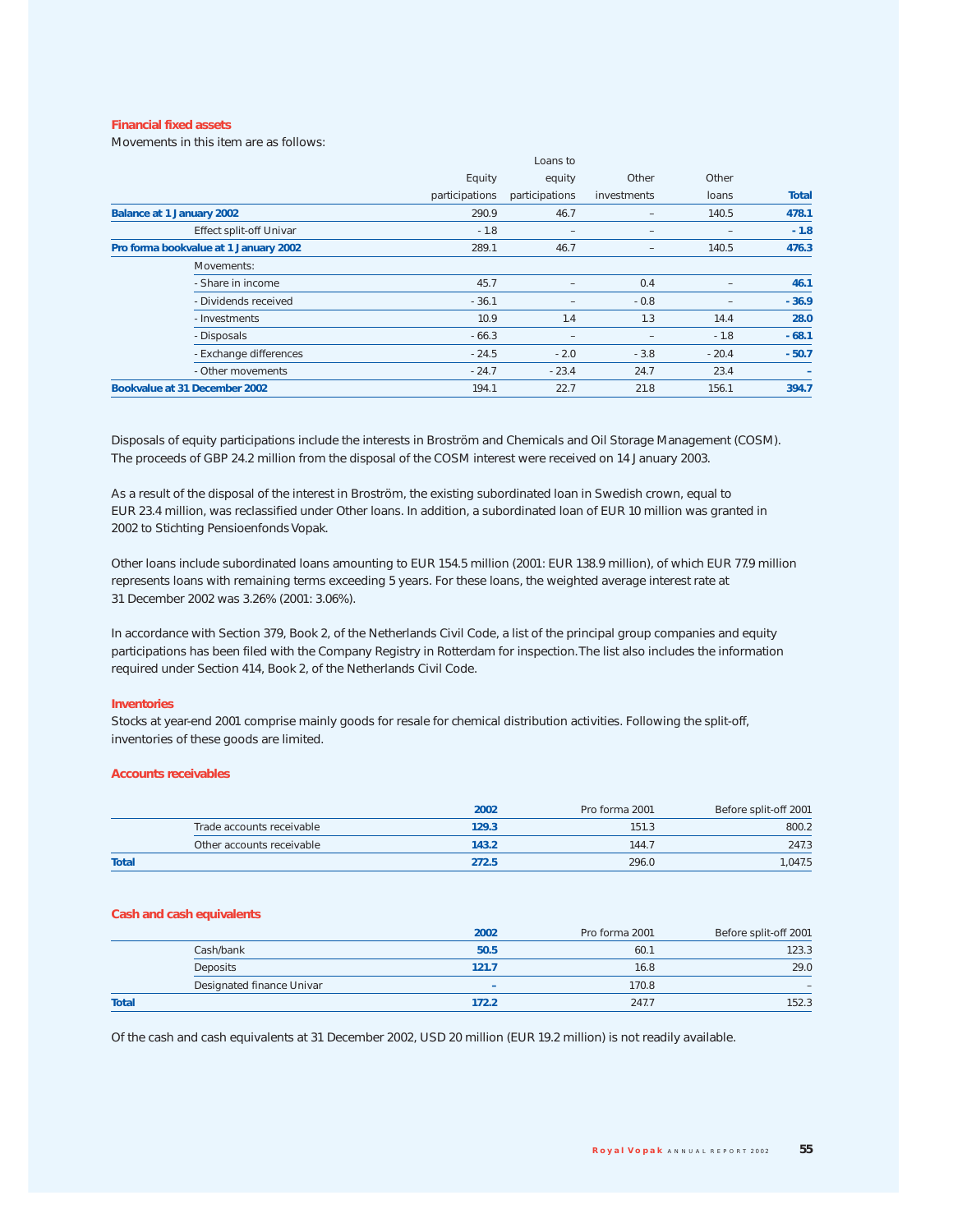### Financial fixed assets

Movements in this item are as follows:

| | Equity participations | Loans to equity participations | Other investments | Other loans | Total |
|---|---|---|---|---|---|
| **Balance at 1 January 2002** | 290.9 | 46.7 | – | 140.5 | **478.1** |
| Effect split-off Univar | - 1.8 | – | – | – | **- 1.8** |
| **Pro forma bookvalue at 1 January 2002** | 289.1 | 46.7 | – | 140.5 | **476.3** |
| Movements: | | | | | |
| - Share in income | 45.7 | – | 0.4 | – | **46.1** |
| - Dividends received | - 36.1 | – | - 0.8 | – | **- 36.9** |
| - Investments | 10.9 | 1.4 | 1.3 | 14.4 | **28.0** |
| - Disposals | - 66.3 | – | – | - 1.8 | **- 68.1** |
| - Exchange differences | - 24.5 | - 2.0 | - 3.8 | - 20.4 | **- 50.7** |
| - Other movements | - 24.7 | - 23.4 | 24.7 | 23.4 | **–** |
| **Bookvalue at 31 December 2002** | 194.1 | 22.7 | 21.8 | 156.1 | **394.7** |

Disposals of equity participations include the interests in Broström and Chemicals and Oil Storage Management (COSM). The proceeds of GBP 24.2 million from the disposal of the COSM interest were received on 14 January 2003.

As a result of the disposal of the interest in Broström, the existing subordinated loan in Swedish crown, equal to EUR 23.4 million, was reclassified under Other loans. In addition, a subordinated loan of EUR 10 million was granted in 2002 to Stichting Pensioenfonds Vopak.

Other loans include subordinated loans amounting to EUR 154.5 million (2001: EUR 138.9 million), of which EUR 77.9 million represents loans with remaining terms exceeding 5 years. For these loans, the weighted average interest rate at 31 December 2002 was 3.26% (2001: 3.06%).

In accordance with Section 379, Book 2, of the Netherlands Civil Code, a list of the principal group companies and equity participations has been filed with the Company Registry in Rotterdam for inspection. The list also includes the information required under Section 414, Book 2, of the Netherlands Civil Code.

### Inventories

Stocks at year-end 2001 comprise mainly goods for resale for chemical distribution activities. Following the split-off, inventories of these goods are limited.

### Accounts receivables

| | 2002 | Pro forma 2001 | Before split-off 2001 |
|---|---|---|---|
| Trade accounts receivable | **129.3** | 151.3 | 800.2 |
| Other accounts receivable | **143.2** | 144.7 | 247.3 |
| **Total** | **272.5** | 296.0 | 1,047.5 |

### Cash and cash equivalents

| | 2002 | Pro forma 2001 | Before split-off 2001 |
|---|---|---|---|
| Cash/bank | **50.5** | 60.1 | 123.3 |
| Deposits | **121.7** | 16.8 | 29.0 |
| Designated finance Univar | **–** | 170.8 | – |
| **Total** | **172.2** | 247.7 | 152.3 |

Of the cash and cash equivalents at 31 December 2002, USD 20 million (EUR 19.2 million) is not readily available.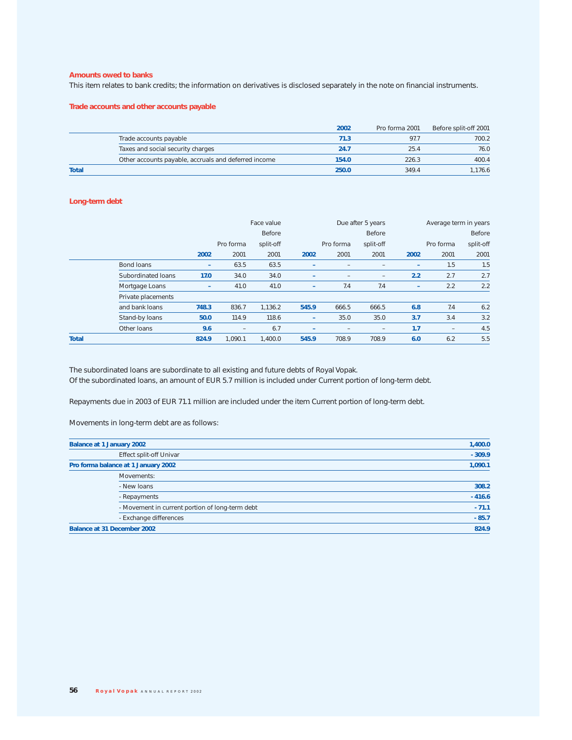### Amounts owed to banks

This item relates to bank credits; the information on derivatives is disclosed separately in the note on financial instruments.

### Trade accounts and other accounts payable

| | | 2002 | Pro forma 2001 | Before split-off 2001 |
|---|---|---|---|---|
| | Trade accounts payable | **71.3** | 97.7 | 700.2 |
| | Taxes and social security charges | **24.7** | 25.4 | 76.0 |
| | Other accounts payable, accruals and deferred income | **154.0** | 226.3 | 400.4 |
| **Total** | | **250.0** | 349.4 | 1,176.6 |

### Long-term debt

| | | Face value | | | Due after 5 years | | | Average term in years | | |
|---|---|---|---|---|---|---|---|---|---|---|
| | | **2002** | Pro forma 2001 | Before split-off 2001 | **2002** | Pro forma 2001 | Before split-off 2001 | **2002** | Pro forma 2001 | Before split-off 2001 |
| | Bond loans | **–** | 63.5 | 63.5 | **–** | – | – | **–** | 1.5 | 1.5 |
| | Subordinated loans | **17.0** | 34.0 | 34.0 | **–** | – | – | **2.2** | 2.7 | 2.7 |
| | Mortgage Loans | **–** | 41.0 | 41.0 | **–** | 7.4 | 7.4 | **–** | 2.2 | 2.2 |
| | Private placements and bank loans | **748.3** | 836.7 | 1,136.2 | **545.9** | 666.5 | 666.5 | **6.8** | 7.4 | 6.2 |
| | Stand-by loans | **50.0** | 114.9 | 118.6 | **–** | 35.0 | 35.0 | **3.7** | 3.4 | 3.2 |
| | Other loans | **9.6** | – | 6.7 | **–** | – | – | **1.7** | – | 4.5 |
| **Total** | | **824.9** | 1,090.1 | 1,400.0 | **545.9** | 708.9 | 708.9 | **6.0** | 6.2 | 5.5 |

The subordinated loans are subordinate to all existing and future debts of Royal Vopak.
Of the subordinated loans, an amount of EUR 5.7 million is included under Current portion of long-term debt.

Repayments due in 2003 of EUR 71.1 million are included under the item Current portion of long-term debt.

Movements in long-term debt are as follows:

| | |
|---|---|
| **Balance at 1 January 2002** | **1,400.0** |
| Effect split-off Univar | **- 309.9** |
| **Pro forma balance at 1 January 2002** | **1,090.1** |
| Movements: | |
| - New loans | **308.2** |
| - Repayments | **- 416.6** |
| - Movement in current portion of long-term debt | **- 71.1** |
| - Exchange differences | **- 85.7** |
| **Balance at 31 December 2002** | **824.9** |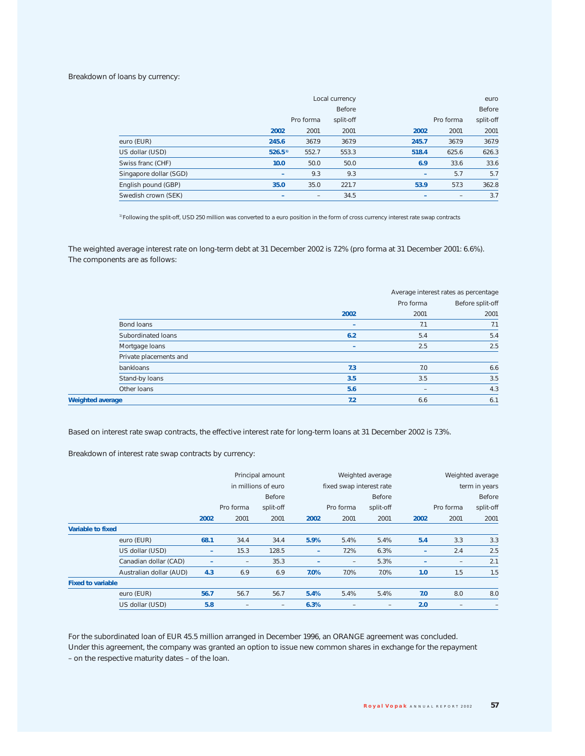Breakdown of loans by currency:

| | Local currency | | | euro | | |
|---|---|---|---|---|---|---|
| | | | Before | | | Before |
| | | Pro forma | split-off | | Pro forma | split-off |
| | **2002** | 2001 | 2001 | **2002** | 2001 | 2001 |
| euro (EUR) | **245.6** | 367.9 | 367.9 | **245.7** | 367.9 | 367.9 |
| US dollar (USD) | **526.5** [1] | 552.7 | 553.3 | **518.4** | 625.6 | 626.3 |
| Swiss franc (CHF) | **10.0** | 50.0 | 50.0 | **6.9** | 33.6 | 33.6 |
| Singapore dollar (SGD) | **–** | 9.3 | 9.3 | **–** | 5.7 | 5.7 |
| English pound (GBP) | **35.0** | 35.0 | 221.7 | **53.9** | 57.3 | 362.8 |
| Swedish crown (SEK) | **–** | – | 34.5 | **–** | – | 3.7 |

[1] Following the split-off, USD 250 million was converted to a euro position in the form of cross currency interest rate swap contracts

The weighted average interest rate on long-term debt at 31 December 2002 is 7.2% (pro forma at 31 December 2001: 6.6%). The components are as follows:

| | Average interest rates as percentage | | |
|---|---|---|---|
| | | Pro forma | Before split-off |
| | **2002** | 2001 | 2001 |
| Bond loans | **–** | 7.1 | 7.1 |
| Subordinated loans | **6.2** | 5.4 | 5.4 |
| Mortgage loans | **–** | 2.5 | 2.5 |
| Private placements and bankloans | **7.3** | 7.0 | 6.6 |
| Stand-by loans | **3.5** | 3.5 | 3.5 |
| Other loans | **5.6** | – | 4.3 |
| **Weighted average** | **7.2** | 6.6 | 6.1 |

Based on interest rate swap contracts, the effective interest rate for long-term loans at 31 December 2002 is 7.3%.

Breakdown of interest rate swap contracts by currency:

| | Principal amount in millions of euro | | | Weighted average fixed swap interest rate | | | Weighted average term in years | | |
|---|---|---|---|---|---|---|---|---|---|
| | | | Before | | | Before | | | Before |
| | | Pro forma | split-off | | Pro forma | split-off | | Pro forma | split-off |
| | **2002** | 2001 | 2001 | **2002** | 2001 | 2001 | **2002** | 2001 | 2001 |
| **Variable to fixed** | | | | | | | | | |
| euro (EUR) | **68.1** | 34.4 | 34.4 | **5.9%** | 5.4% | 5.4% | **5.4** | 3.3 | 3.3 |
| US dollar (USD) | **–** | 15.3 | 128.5 | **–** | 7.2% | 6.3% | **–** | 2.4 | 2.5 |
| Canadian dollar (CAD) | **–** | – | 35.3 | **–** | – | 5.3% | **–** | – | 2.1 |
| Australian dollar (AUD) | **4.3** | 6.9 | 6.9 | **7.0%** | 7.0% | 7.0% | **1.0** | 1.5 | 1.5 |
| **Fixed to variable** | | | | | | | | | |
| euro (EUR) | **56.7** | 56.7 | 56.7 | **5.4%** | 5.4% | 5.4% | **7.0** | 8.0 | 8.0 |
| US dollar (USD) | **5.8** | – | – | **6.3%** | – | – | **2.0** | – | – |

For the subordinated loan of EUR 45.5 million arranged in December 1996, an ORANGE agreement was concluded. Under this agreement, the company was granted an option to issue new common shares in exchange for the repayment – on the respective maturity dates – of the loan.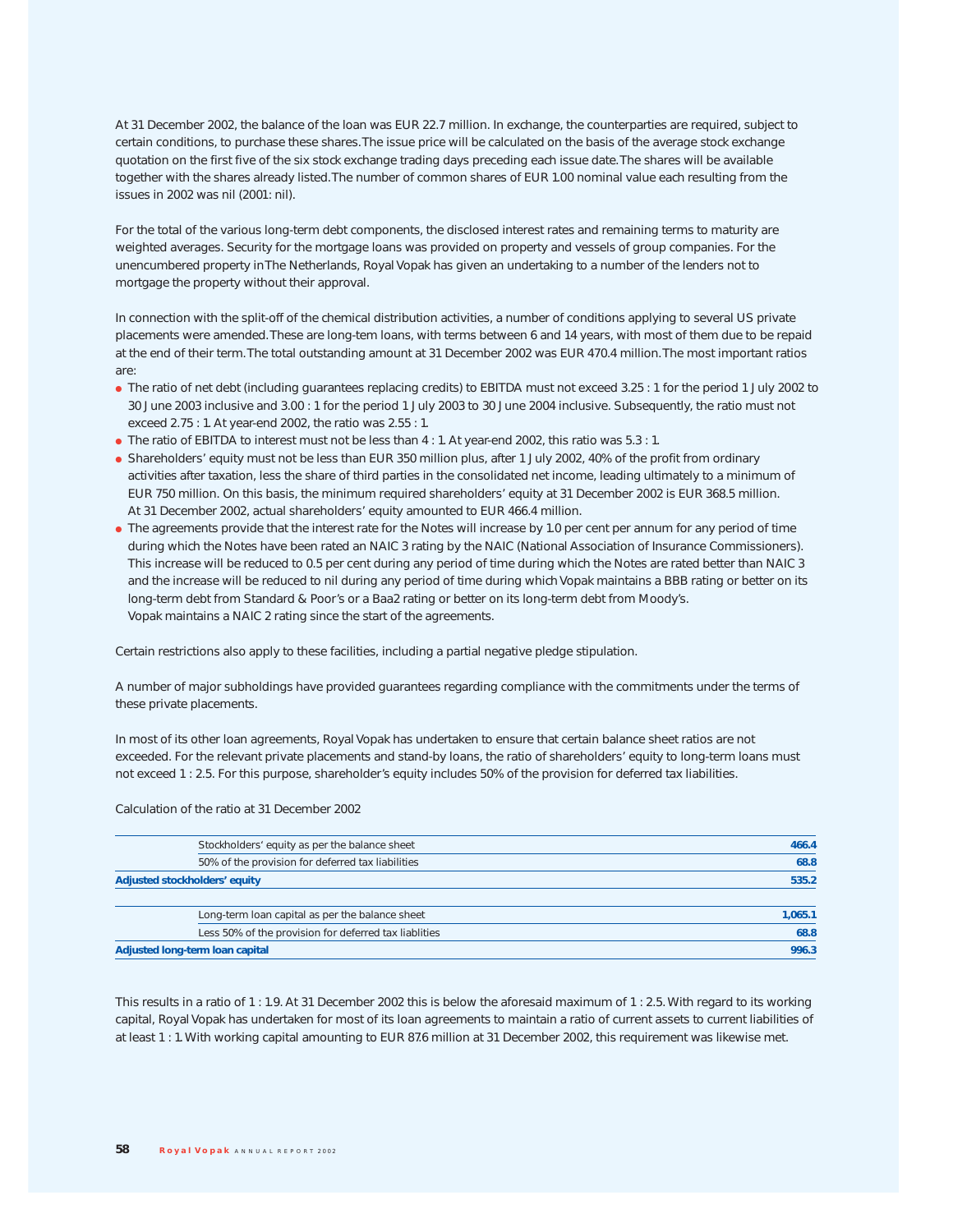At 31 December 2002, the balance of the loan was EUR 22.7 million. In exchange, the counterparties are required, subject to certain conditions, to purchase these shares. The issue price will be calculated on the basis of the average stock exchange quotation on the first five of the six stock exchange trading days preceding each issue date. The shares will be available together with the shares already listed. The number of common shares of EUR 1.00 nominal value each resulting from the issues in 2002 was nil (2001: nil).

For the total of the various long-term debt components, the disclosed interest rates and remaining terms to maturity are weighted averages. Security for the mortgage loans was provided on property and vessels of group companies. For the unencumbered property in The Netherlands, Royal Vopak has given an undertaking to a number of the lenders not to mortgage the property without their approval.

In connection with the split-off of the chemical distribution activities, a number of conditions applying to several US private placements were amended. These are long-tem loans, with terms between 6 and 14 years, with most of them due to be repaid at the end of their term. The total outstanding amount at 31 December 2002 was EUR 470.4 million. The most important ratios are:

- The ratio of net debt (including guarantees replacing credits) to EBITDA must not exceed 3.25 : 1 for the period 1 July 2002 to 30 June 2003 inclusive and 3.00 : 1 for the period 1 July 2003 to 30 June 2004 inclusive. Subsequently, the ratio must not exceed 2.75 : 1. At year-end 2002, the ratio was 2.55 : 1.
- The ratio of EBITDA to interest must not be less than 4 : 1. At year-end 2002, this ratio was 5.3 : 1.
- Shareholders' equity must not be less than EUR 350 million plus, after 1 July 2002, 40% of the profit from ordinary activities after taxation, less the share of third parties in the consolidated net income, leading ultimately to a minimum of EUR 750 million. On this basis, the minimum required shareholders' equity at 31 December 2002 is EUR 368.5 million. At 31 December 2002, actual shareholders' equity amounted to EUR 466.4 million.
- The agreements provide that the interest rate for the Notes will increase by 1.0 per cent per annum for any period of time during which the Notes have been rated an NAIC 3 rating by the NAIC (National Association of Insurance Commissioners). This increase will be reduced to 0.5 per cent during any period of time during which the Notes are rated better than NAIC 3 and the increase will be reduced to nil during any period of time during which Vopak maintains a BBB rating or better on its long-term debt from Standard & Poor's or a Baa2 rating or better on its long-term debt from Moody's.
  Vopak maintains a NAIC 2 rating since the start of the agreements.

Certain restrictions also apply to these facilities, including a partial negative pledge stipulation.

A number of major subholdings have provided guarantees regarding compliance with the commitments under the terms of these private placements.

In most of its other loan agreements, Royal Vopak has undertaken to ensure that certain balance sheet ratios are not exceeded. For the relevant private placements and stand-by loans, the ratio of shareholders' equity to long-term loans must not exceed 1 : 2.5. For this purpose, shareholder's equity includes 50% of the provision for deferred tax liabilities.

Calculation of the ratio at 31 December 2002

| | | |
|---|---|---|
| | Stockholders' equity as per the balance sheet | **466.4** |
| | 50% of the provision for deferred tax liabilities | **68.8** |
| **Adjusted stockholders' equity** | | **535.2** |
| | | |
| | Long-term loan capital as per the balance sheet | **1,065.1** |
| | Less 50% of the provision for deferred tax liablities | **68.8** |
| **Adjusted long-term loan capital** | | **996.3** |

This results in a ratio of 1 : 1.9. At 31 December 2002 this is below the aforesaid maximum of 1 : 2.5. With regard to its working capital, Royal Vopak has undertaken for most of its loan agreements to maintain a ratio of current assets to current liabilities of at least 1 : 1. With working capital amounting to EUR 87.6 million at 31 December 2002, this requirement was likewise met.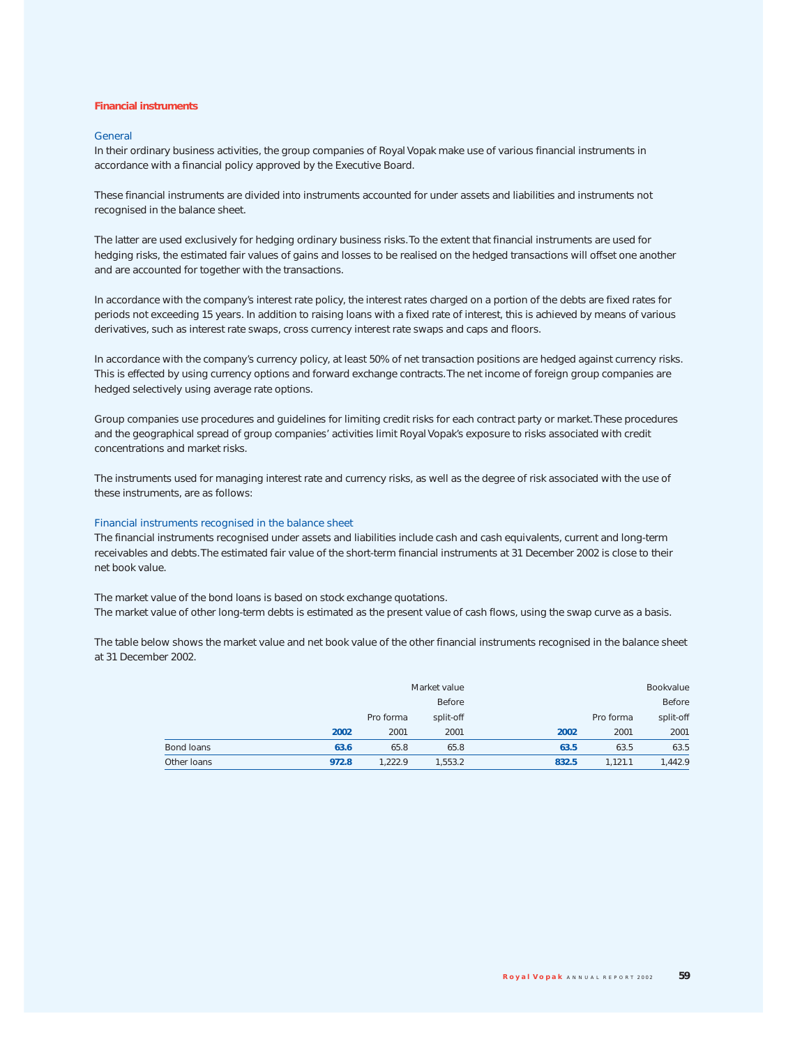## Financial instruments

### General

In their ordinary business activities, the group companies of Royal Vopak make use of various financial instruments in accordance with a financial policy approved by the Executive Board.

These financial instruments are divided into instruments accounted for under assets and liabilities and instruments not recognised in the balance sheet.

The latter are used exclusively for hedging ordinary business risks. To the extent that financial instruments are used for hedging risks, the estimated fair values of gains and losses to be realised on the hedged transactions will offset one another and are accounted for together with the transactions.

In accordance with the company's interest rate policy, the interest rates charged on a portion of the debts are fixed rates for periods not exceeding 15 years. In addition to raising loans with a fixed rate of interest, this is achieved by means of various derivatives, such as interest rate swaps, cross currency interest rate swaps and caps and floors.

In accordance with the company's currency policy, at least 50% of net transaction positions are hedged against currency risks. This is effected by using currency options and forward exchange contracts. The net income of foreign group companies are hedged selectively using average rate options.

Group companies use procedures and guidelines for limiting credit risks for each contract party or market. These procedures and the geographical spread of group companies' activities limit Royal Vopak's exposure to risks associated with credit concentrations and market risks.

The instruments used for managing interest rate and currency risks, as well as the degree of risk associated with the use of these instruments, are as follows:

### Financial instruments recognised in the balance sheet

The financial instruments recognised under assets and liabilities include cash and cash equivalents, current and long-term receivables and debts. The estimated fair value of the short-term financial instruments at 31 December 2002 is close to their net book value.

The market value of the bond loans is based on stock exchange quotations.
The market value of other long-term debts is estimated as the present value of cash flows, using the swap curve as a basis.

The table below shows the market value and net book value of the other financial instruments recognised in the balance sheet at 31 December 2002.

| | Market value | | | Bookvalue | | |
|---|---|---|---|---|---|---|
| | | | Before | | | Before |
| | | Pro forma | split-off | | Pro forma | split-off |
| | **2002** | 2001 | 2001 | **2002** | 2001 | 2001 |
| Bond loans | **63.6** | 65.8 | 65.8 | **63.5** | 63.5 | 63.5 |
| Other loans | **972.8** | 1,222.9 | 1,553.2 | **832.5** | 1,121.1 | 1,442.9 |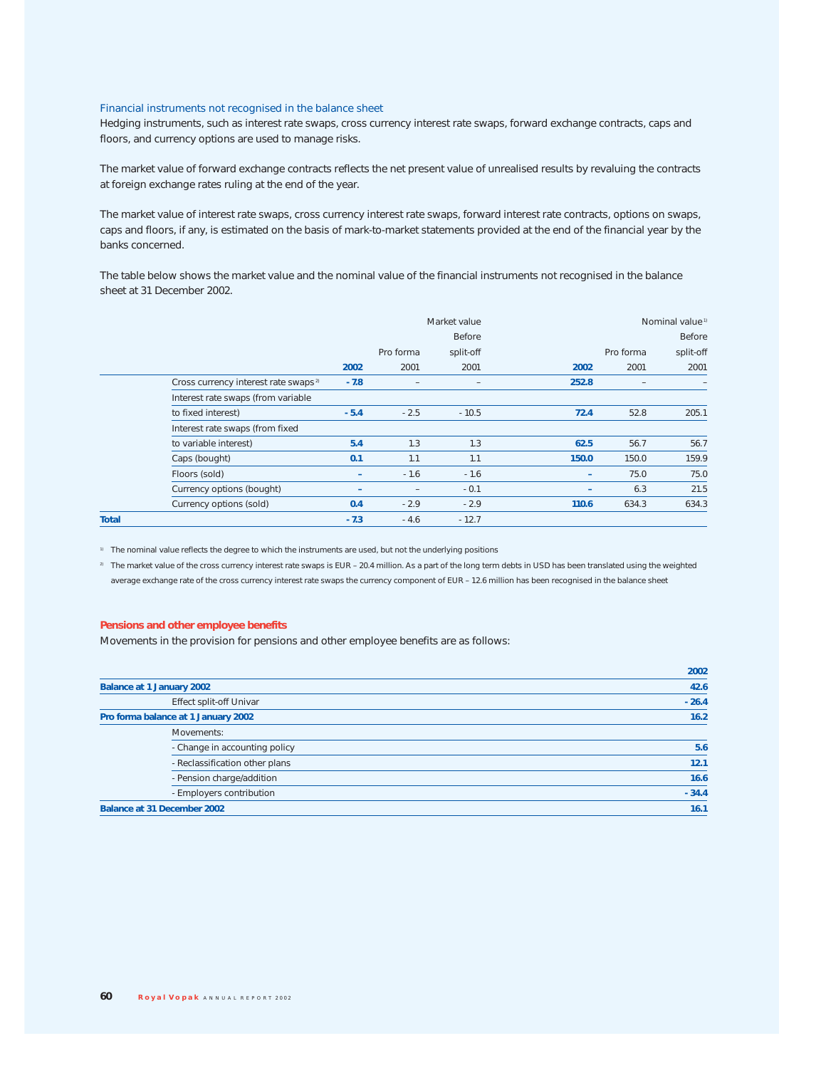## Financial instruments not recognised in the balance sheet

Hedging instruments, such as interest rate swaps, cross currency interest rate swaps, forward exchange contracts, caps and floors, and currency options are used to manage risks.

The market value of forward exchange contracts reflects the net present value of unrealised results by revaluing the contracts at foreign exchange rates ruling at the end of the year.

The market value of interest rate swaps, cross currency interest rate swaps, forward interest rate contracts, options on swaps, caps and floors, if any, is estimated on the basis of mark-to-market statements provided at the end of the financial year by the banks concerned.

The table below shows the market value and the nominal value of the financial instruments not recognised in the balance sheet at 31 December 2002.

| | Market value | | | Nominal value[1] | | |
|---|---|---|---|---|---|---|
| | **2002** | Pro forma 2001 | Before split-off 2001 | **2002** | Pro forma 2001 | Before split-off 2001 |
| Cross currency interest rate swaps[2] | **- 7.8** | – | – | **252.8** | – | – |
| Interest rate swaps (from variable to fixed interest) | **- 5.4** | - 2.5 | - 10.5 | **72.4** | 52.8 | 205.1 |
| Interest rate swaps (from fixed to variable interest) | **5.4** | 1.3 | 1.3 | **62.5** | 56.7 | 56.7 |
| Caps (bought) | **0.1** | 1.1 | 1.1 | **150.0** | 150.0 | 159.9 |
| Floors (sold) | **–** | - 1.6 | - 1.6 | **–** | 75.0 | 75.0 |
| Currency options (bought) | **–** | – | - 0.1 | **–** | 6.3 | 21.5 |
| Currency options (sold) | **0.4** | - 2.9 | - 2.9 | **110.6** | 634.3 | 634.3 |
| **Total** | **- 7.3** | - 4.6 | - 12.7 | | | |

[1] The nominal value reflects the degree to which the instruments are used, but not the underlying positions

[2] The market value of the cross currency interest rate swaps is EUR – 20.4 million. As a part of the long term debts in USD has been translated using the weighted average exchange rate of the cross currency interest rate swaps the currency component of EUR – 12.6 million has been recognised in the balance sheet

## Pensions and other employee benefits

Movements in the provision for pensions and other employee benefits are as follows:

| | **2002** |
|---|---|
| **Balance at 1 January 2002** | **42.6** |
| Effect split-off Univar | **- 26.4** |
| **Pro forma balance at 1 January 2002** | **16.2** |
| Movements: | |
| - Change in accounting policy | **5.6** |
| - Reclassification other plans | **12.1** |
| - Pension charge/addition | **16.6** |
| - Employers contribution | **- 34.4** |
| **Balance at 31 December 2002** | **16.1** |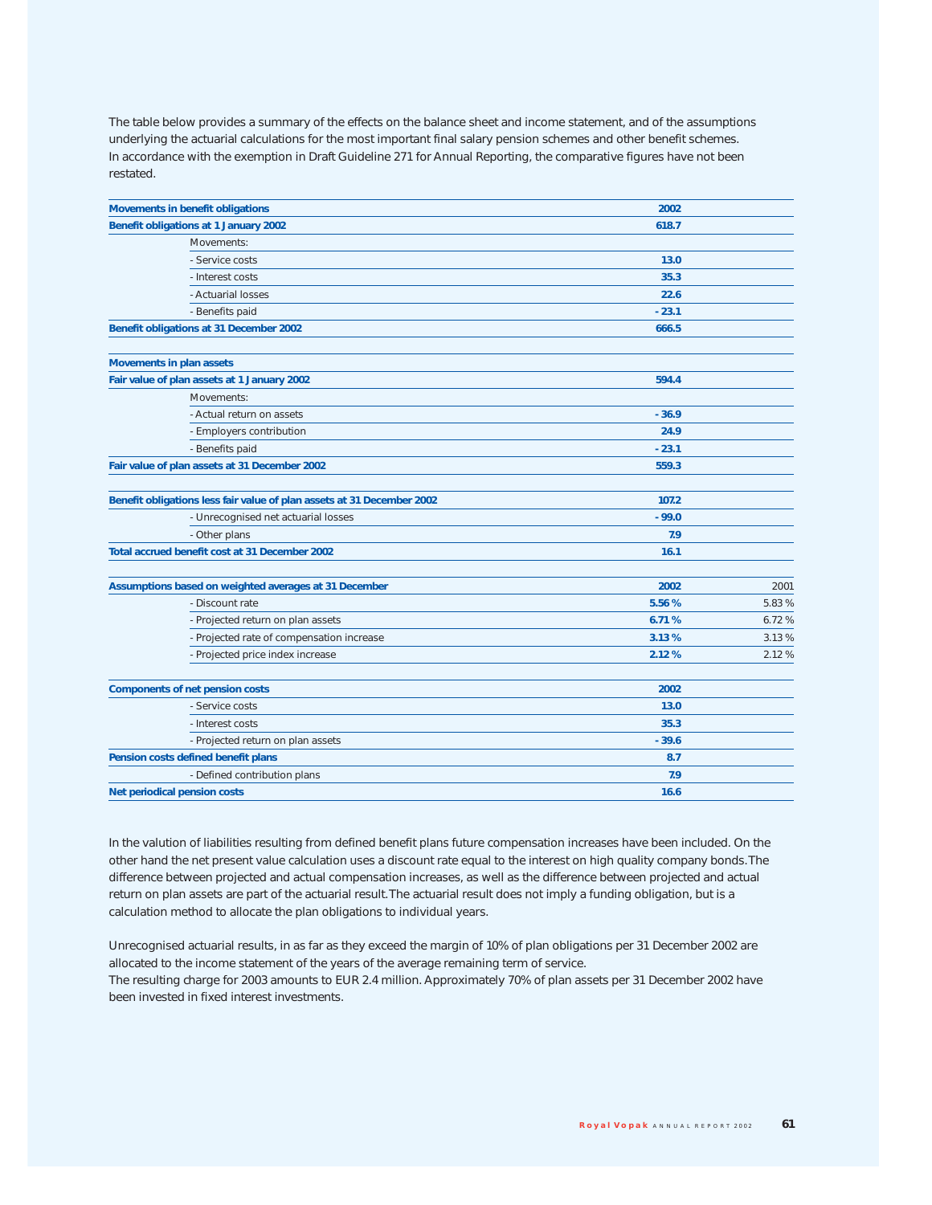The table below provides a summary of the effects on the balance sheet and income statement, and of the assumptions underlying the actuarial calculations for the most important final salary pension schemes and other benefit schemes. In accordance with the exemption in Draft Guideline 271 for Annual Reporting, the comparative figures have not been restated.

| **Movements in benefit obligations** | **2002** | |
|---|---|---|
| **Benefit obligations at 1 January 2002** | **618.7** | |
| Movements: | | |
| - Service costs | **13.0** | |
| - Interest costs | **35.3** | |
| - Actuarial losses | **22.6** | |
| - Benefits paid | **- 23.1** | |
| **Benefit obligations at 31 December 2002** | **666.5** | |
| | | |
| **Movements in plan assets** | | |
| **Fair value of plan assets at 1 January 2002** | **594.4** | |
| Movements: | | |
| - Actual return on assets | **- 36.9** | |
| - Employers contribution | **24.9** | |
| - Benefits paid | **- 23.1** | |
| **Fair value of plan assets at 31 December 2002** | **559.3** | |
| | | |
| **Benefit obligations less fair value of plan assets at 31 December 2002** | **107.2** | |
| - Unrecognised net actuarial losses | **- 99.0** | |
| - Other plans | **7.9** | |
| **Total accrued benefit cost at 31 December 2002** | **16.1** | |
| | | |
| **Assumptions based on weighted averages at 31 December** | **2002** | 2001 |
| - Discount rate | **5.56 %** | 5.83 % |
| - Projected return on plan assets | **6.71 %** | 6.72 % |
| - Projected rate of compensation increase | **3.13 %** | 3.13 % |
| - Projected price index increase | **2.12 %** | 2.12 % |
| | | |
| **Components of net pension costs** | **2002** | |
| - Service costs | **13.0** | |
| - Interest costs | **35.3** | |
| - Projected return on plan assets | **- 39.6** | |
| **Pension costs defined benefit plans** | **8.7** | |
| - Defined contribution plans | **7.9** | |
| **Net periodical pension costs** | **16.6** | |

In the valution of liabilities resulting from defined benefit plans future compensation increases have been included. On the other hand the net present value calculation uses a discount rate equal to the interest on high quality company bonds. The difference between projected and actual compensation increases, as well as the difference between projected and actual return on plan assets are part of the actuarial result. The actuarial result does not imply a funding obligation, but is a calculation method to allocate the plan obligations to individual years.

Unrecognised actuarial results, in as far as they exceed the margin of 10% of plan obligations per 31 December 2002 are allocated to the income statement of the years of the average remaining term of service.
The resulting charge for 2003 amounts to EUR 2.4 million. Approximately 70% of plan assets per 31 December 2002 have been invested in fixed interest investments.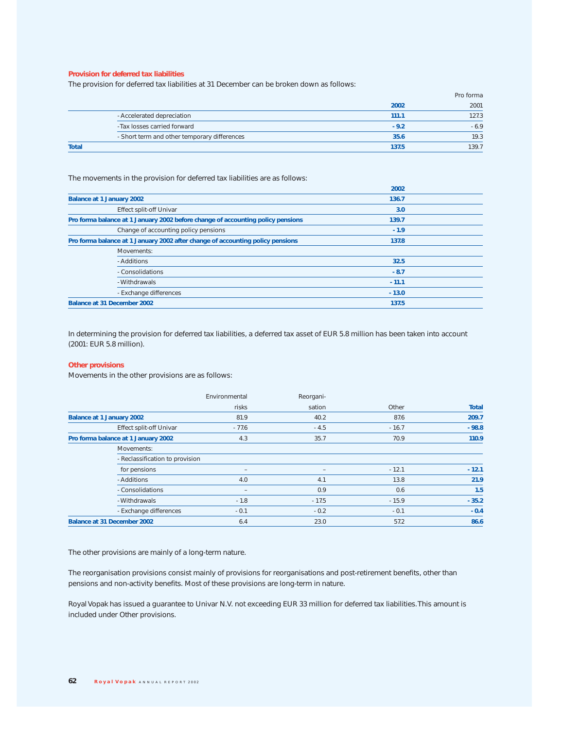## Provision for deferred tax liabilities

The provision for deferred tax liabilities at 31 December can be broken down as follows:

| | **2002** | Pro forma 2001 |
|---|---|---|
| - Accelerated depreciation | **111.1** | 127.3 |
| - Tax losses carried forward | **- 9.2** | - 6.9 |
| - Short term and other temporary differences | **35.6** | 19.3 |
| **Total** | **137.5** | 139.7 |

The movements in the provision for deferred tax liabilities are as follows:

| | **2002** |
|---|---|
| **Balance at 1 January 2002** | **136.7** |
| Effect split-off Univar | **3.0** |
| **Pro forma balance at 1 January 2002 before change of accounting policy pensions** | **139.7** |
| Change of accounting policy pensions | **- 1.9** |
| **Pro forma balance at 1 January 2002 after change of accounting policy pensions** | **137.8** |
| Movements: | |
| - Additions | **32.5** |
| - Consolidations | **- 8.7** |
| - Withdrawals | **- 11.1** |
| - Exchange differences | **- 13.0** |
| **Balance at 31 December 2002** | **137.5** |

In determining the provision for deferred tax liabilities, a deferred tax asset of EUR 5.8 million has been taken into account (2001: EUR 5.8 million).

## Other provisions

Movements in the other provisions are as follows:

| | Environmental risks | Reorgani- sation | Other | **Total** |
|---|---|---|---|---|
| **Balance at 1 January 2002** | 81.9 | 40.2 | 87.6 | **209.7** |
| Effect split-off Univar | - 77.6 | - 4.5 | - 16.7 | **- 98.8** |
| **Pro forma balance at 1 January 2002** | 4.3 | 35.7 | 70.9 | **110.9** |
| Movements: | | | | |
| - Reclassification to provision for pensions | – | – | - 12.1 | **- 12.1** |
| - Additions | 4.0 | 4.1 | 13.8 | **21.9** |
| - Consolidations | – | 0.9 | 0.6 | **1.5** |
| - Withdrawals | - 1.8 | - 17.5 | - 15.9 | **- 35.2** |
| - Exchange differences | - 0.1 | - 0.2 | - 0.1 | **- 0.4** |
| **Balance at 31 December 2002** | 6.4 | 23.0 | 57.2 | **86.6** |

The other provisions are mainly of a long-term nature.

The reorganisation provisions consist mainly of provisions for reorganisations and post-retirement benefits, other than pensions and non-activity benefits. Most of these provisions are long-term in nature.

Royal Vopak has issued a guarantee to Univar N.V. not exceeding EUR 33 million for deferred tax liabilities. This amount is included under Other provisions.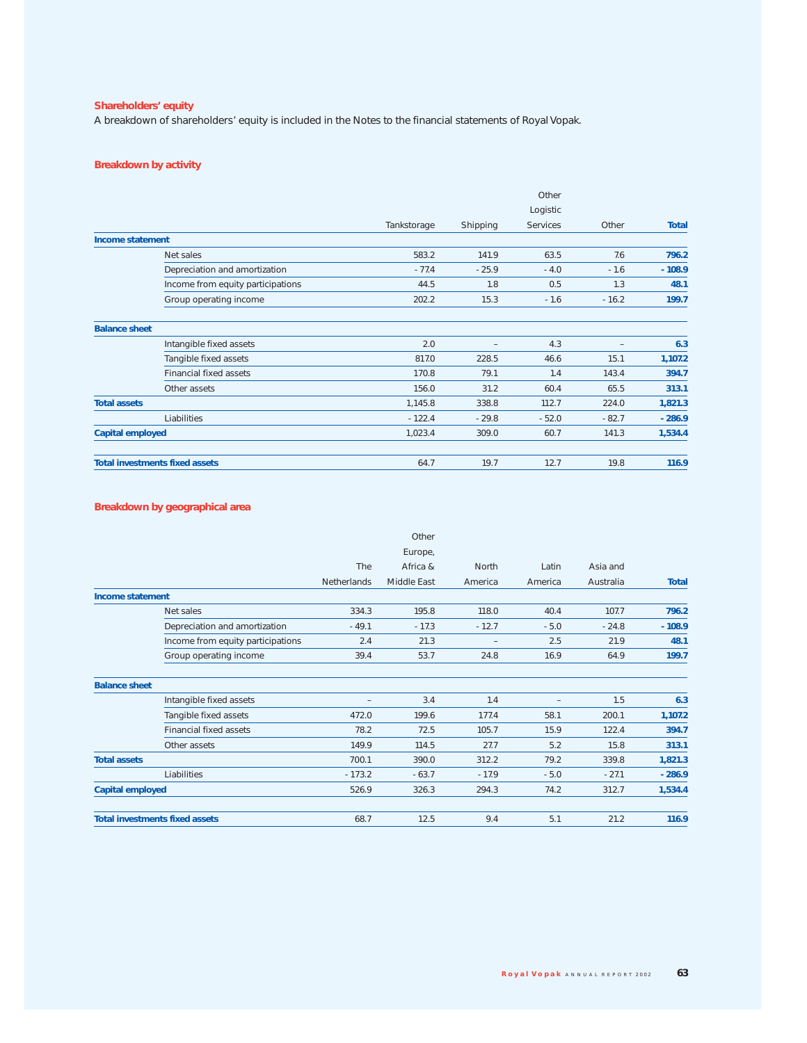## Shareholders' equity

A breakdown of shareholders' equity is included in the Notes to the financial statements of Royal Vopak.

## Breakdown by activity

| | Tankstorage | Shipping | Other Logistic Services | Other | **Total** |
|---|---|---|---|---|---|
| **Income statement** | | | | | |
| Net sales | 583.2 | 141.9 | 63.5 | 7.6 | **796.2** |
| Depreciation and amortization | - 77.4 | - 25.9 | - 4.0 | - 1.6 | **- 108.9** |
| Income from equity participations | 44.5 | 1.8 | 0.5 | 1.3 | **48.1** |
| Group operating income | 202.2 | 15.3 | - 1.6 | - 16.2 | **199.7** |
| **Balance sheet** | | | | | |
| Intangible fixed assets | 2.0 | – | 4.3 | – | **6.3** |
| Tangible fixed assets | 817.0 | 228.5 | 46.6 | 15.1 | **1,107.2** |
| Financial fixed assets | 170.8 | 79.1 | 1.4 | 143.4 | **394.7** |
| Other assets | 156.0 | 31.2 | 60.4 | 65.5 | **313.1** |
| **Total assets** | 1,145.8 | 338.8 | 112.7 | 224.0 | **1,821.3** |
| Liabilities | - 122.4 | - 29.8 | - 52.0 | - 82.7 | **- 286.9** |
| **Capital employed** | 1,023.4 | 309.0 | 60.7 | 141.3 | **1,534.4** |
| **Total investments fixed assets** | 64.7 | 19.7 | 12.7 | 19.8 | **116.9** |

## Breakdown by geographical area

| | The Netherlands | Other Europe, Africa & Middle East | North America | Latin America | Asia and Australia | **Total** |
|---|---|---|---|---|---|---|
| **Income statement** | | | | | | |
| Net sales | 334.3 | 195.8 | 118.0 | 40.4 | 107.7 | **796.2** |
| Depreciation and amortization | - 49.1 | - 17.3 | - 12.7 | - 5.0 | - 24.8 | **- 108.9** |
| Income from equity participations | 2.4 | 21.3 | – | 2.5 | 21.9 | **48.1** |
| Group operating income | 39.4 | 53.7 | 24.8 | 16.9 | 64.9 | **199.7** |
| **Balance sheet** | | | | | | |
| Intangible fixed assets | – | 3.4 | 1.4 | – | 1.5 | **6.3** |
| Tangible fixed assets | 472.0 | 199.6 | 177.4 | 58.1 | 200.1 | **1,107.2** |
| Financial fixed assets | 78.2 | 72.5 | 105.7 | 15.9 | 122.4 | **394.7** |
| Other assets | 149.9 | 114.5 | 27.7 | 5.2 | 15.8 | **313.1** |
| **Total assets** | 700.1 | 390.0 | 312.2 | 79.2 | 339.8 | **1,821.3** |
| Liabilities | - 173.2 | - 63.7 | - 17.9 | - 5.0 | - 27.1 | **- 286.9** |
| **Capital employed** | 526.9 | 326.3 | 294.3 | 74.2 | 312.7 | **1,534.4** |
| **Total investments fixed assets** | 68.7 | 12.5 | 9.4 | 5.1 | 21.2 | **116.9** |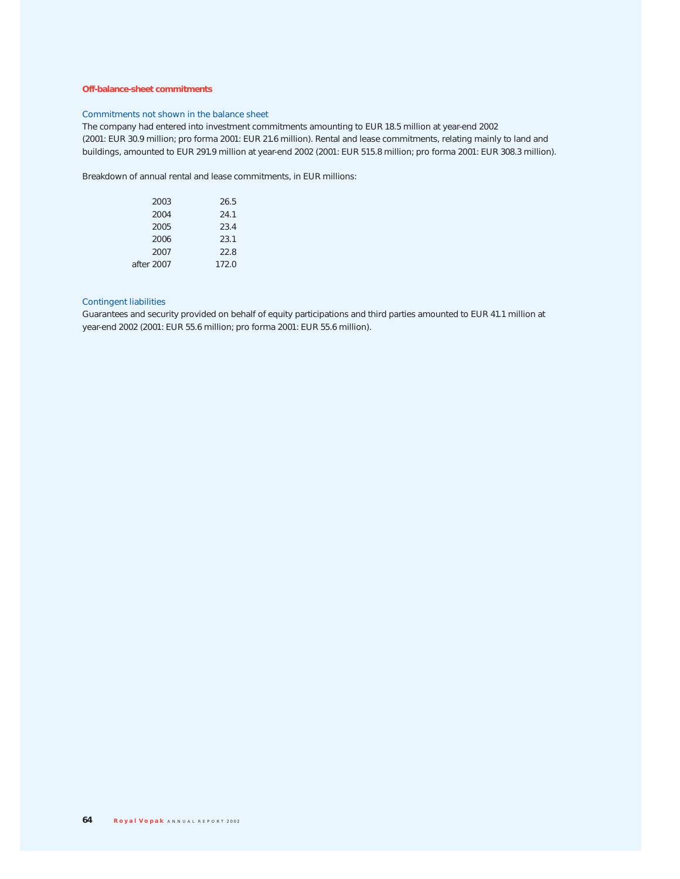### Off-balance-sheet commitments

#### Commitments not shown in the balance sheet

The company had entered into investment commitments amounting to EUR 18.5 million at year-end 2002 (2001: EUR 30.9 million; pro forma 2001: EUR 21.6 million). Rental and lease commitments, relating mainly to land and buildings, amounted to EUR 291.9 million at year-end 2002 (2001: EUR 515.8 million; pro forma 2001: EUR 308.3 million).

Breakdown of annual rental and lease commitments, in EUR millions:

| | |
|---|---|
| 2003 | 26.5 |
| 2004 | 24.1 |
| 2005 | 23.4 |
| 2006 | 23.1 |
| 2007 | 22.8 |
| after 2007 | 172.0 |

#### Contingent liabilities

Guarantees and security provided on behalf of equity participations and third parties amounted to EUR 41.1 million at year-end 2002 (2001: EUR 55.6 million; pro forma 2001: EUR 55.6 million).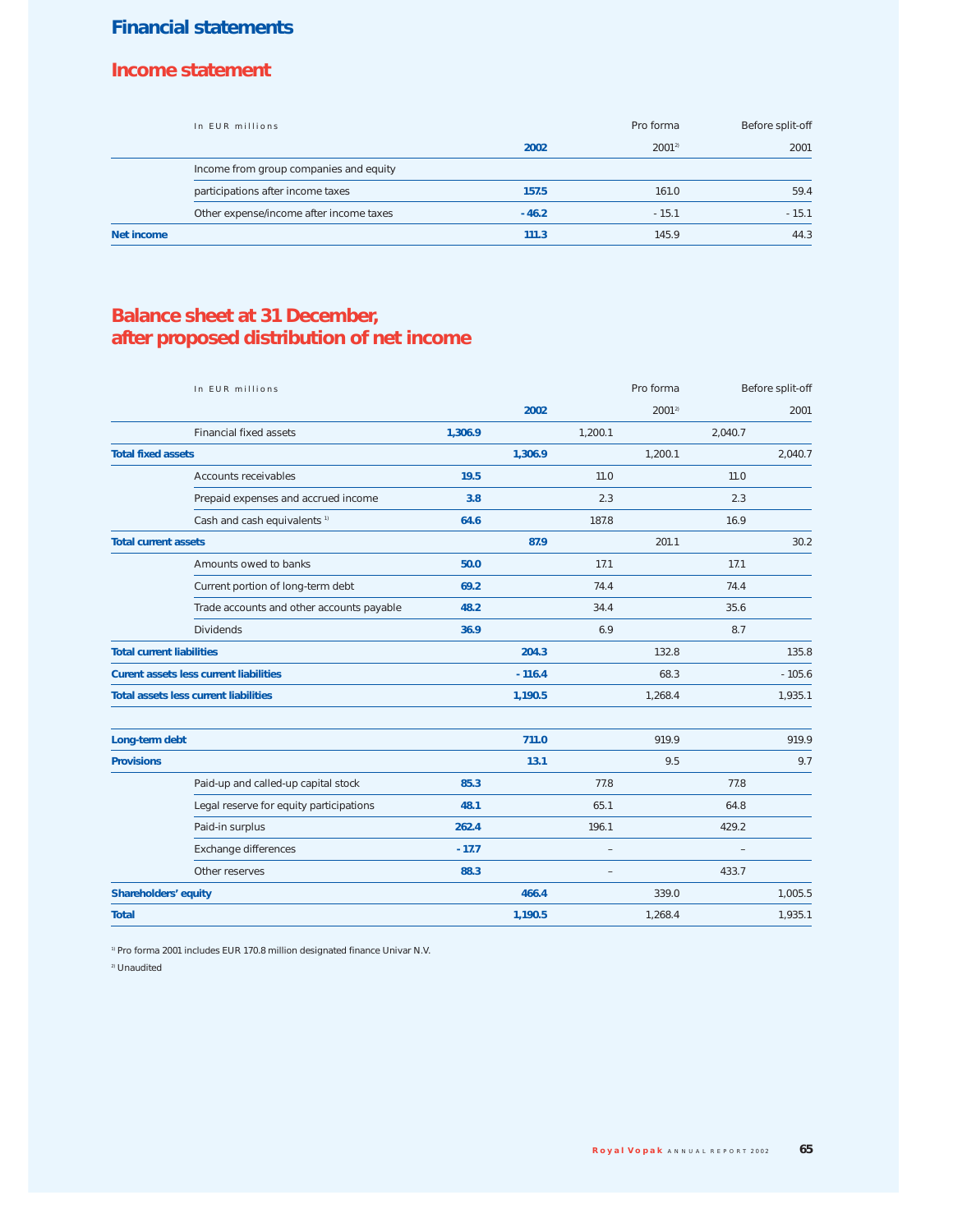# Financial statements

## Income statement

| In EUR millions | 2002 | Pro forma 2001[2] | Before split-off 2001 |
|---|---|---|---|
| Income from group companies and equity participations after income taxes | **157.5** | 161.0 | 59.4 |
| Other expense/income after income taxes | **- 46.2** | - 15.1 | - 15.1 |
| **Net income** | **111.3** | 145.9 | 44.3 |

## Balance sheet at 31 December, after proposed distribution of net income

| In EUR millions | | 2002 | | Pro forma 2001[2] | | Before split-off 2001 |
|---|---|---|---|---|---|---|
| Financial fixed assets | **1,306.9** | | 1,200.1 | | 2,040.7 | |
| **Total fixed assets** | | **1,306.9** | | 1,200.1 | | 2,040.7 |
| Accounts receivables | **19.5** | | 11.0 | | 11.0 | |
| Prepaid expenses and accrued income | **3.8** | | 2.3 | | 2.3 | |
| Cash and cash equivalents [1] | **64.6** | | 187.8 | | 16.9 | |
| **Total current assets** | | **87.9** | | 201.1 | | 30.2 |
| Amounts owed to banks | **50.0** | | 17.1 | | 17.1 | |
| Current portion of long-term debt | **69.2** | | 74.4 | | 74.4 | |
| Trade accounts and other accounts payable | **48.2** | | 34.4 | | 35.6 | |
| Dividends | **36.9** | | 6.9 | | 8.7 | |
| **Total current liabilities** | | **204.3** | | 132.8 | | 135.8 |
| **Curent assets less current liabilities** | | **- 116.4** | | 68.3 | | - 105.6 |
| **Total assets less current liabilities** | | **1,190.5** | | 1,268.4 | | 1,935.1 |
| | | | | | | |
| **Long-term debt** | | **711.0** | | 919.9 | | 919.9 |
| **Provisions** | | **13.1** | | 9.5 | | 9.7 |
| Paid-up and called-up capital stock | **85.3** | | 77.8 | | 77.8 | |
| Legal reserve for equity participations | **48.1** | | 65.1 | | 64.8 | |
| Paid-in surplus | **262.4** | | 196.1 | | 429.2 | |
| Exchange differences | **- 17.7** | | – | | – | |
| Other reserves | **88.3** | | – | | 433.7 | |
| **Shareholders' equity** | | **466.4** | | 339.0 | | 1,005.5 |
| **Total** | | **1,190.5** | | 1,268.4 | | 1,935.1 |

[1] Pro forma 2001 includes EUR 170.8 million designated finance Univar N.V.

[2] Unaudited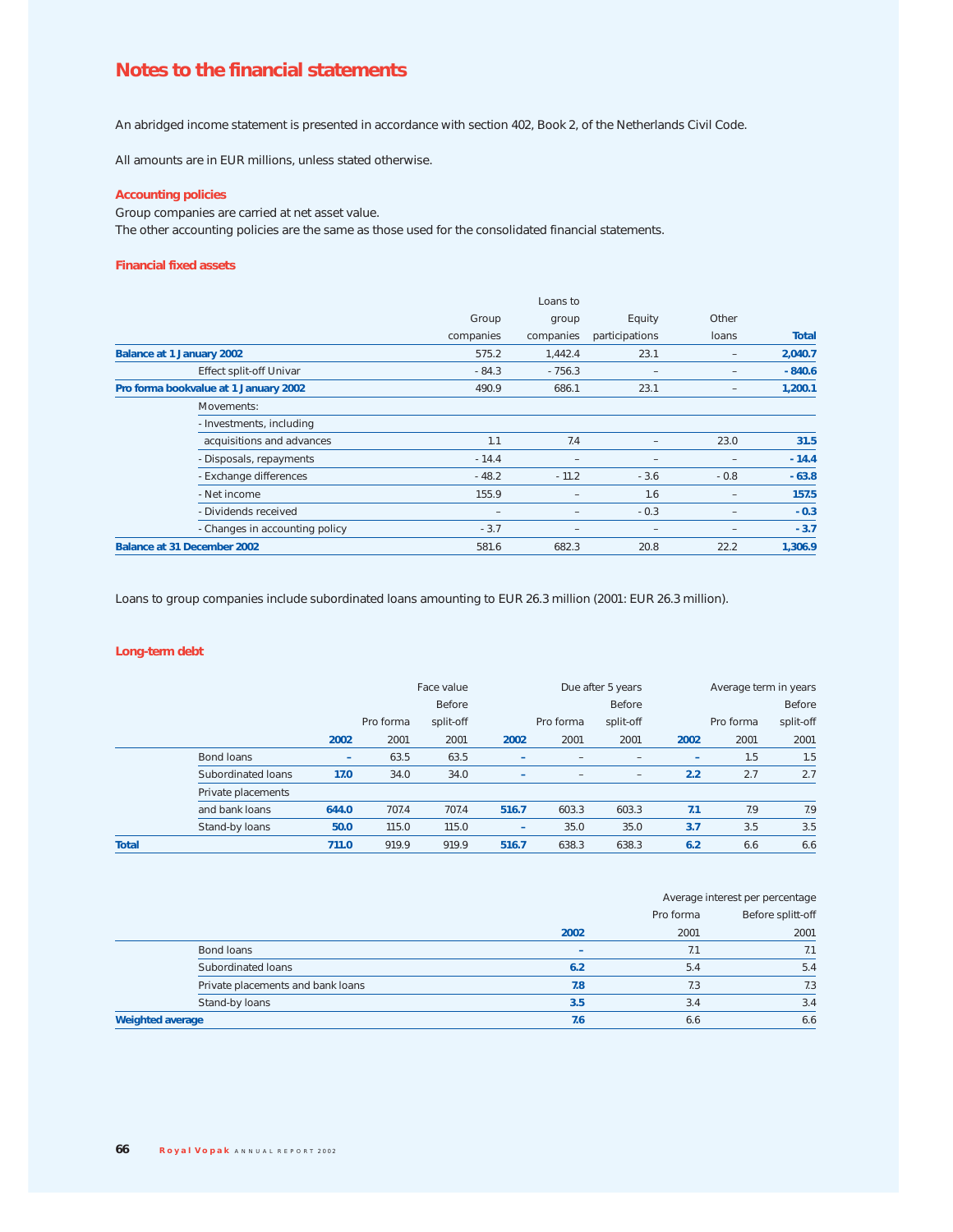# Notes to the financial statements

An abridged income statement is presented in accordance with section 402, Book 2, of the Netherlands Civil Code.

All amounts are in EUR millions, unless stated otherwise.

### Accounting policies

Group companies are carried at net asset value.
The other accounting policies are the same as those used for the consolidated financial statements.

### Financial fixed assets

| | Group companies | Loans to group companies | Equity participations | Other loans | Total |
|---|---|---|---|---|---|
| **Balance at 1 January 2002** | 575.2 | 1,442.4 | 23.1 | – | **2,040.7** |
| Effect split-off Univar | - 84.3 | - 756.3 | – | – | **- 840.6** |
| **Pro forma bookvalue at 1 January 2002** | 490.9 | 686.1 | 23.1 | – | **1,200.1** |
| Movements: | | | | | |
| - Investments, including acquisitions and advances | 1.1 | 7.4 | – | 23.0 | **31.5** |
| - Disposals, repayments | - 14.4 | – | – | – | **- 14.4** |
| - Exchange differences | - 48.2 | - 11.2 | - 3.6 | - 0.8 | **- 63.8** |
| - Net income | 155.9 | – | 1.6 | – | **157.5** |
| - Dividends received | – | – | - 0.3 | – | **- 0.3** |
| - Changes in accounting policy | - 3.7 | – | – | – | **- 3.7** |
| **Balance at 31 December 2002** | 581.6 | 682.3 | 20.8 | 22.2 | **1,306.9** |

Loans to group companies include subordinated loans amounting to EUR 26.3 million (2001: EUR 26.3 million).

### Long-term debt

| | Face value | | | Due after 5 years | | | Average term in years | | |
|---|---|---|---|---|---|---|---|---|---|
| | **2002** | Pro forma 2001 | Before split-off 2001 | **2002** | Pro forma 2001 | Before split-off 2001 | **2002** | Pro forma 2001 | Before split-off 2001 |
| Bond loans | **–** | 63.5 | 63.5 | **–** | – | – | **–** | 1.5 | 1.5 |
| Subordinated loans | **17.0** | 34.0 | 34.0 | **–** | – | – | **2.2** | 2.7 | 2.7 |
| Private placements and bank loans | **644.0** | 707.4 | 707.4 | **516.7** | 603.3 | 603.3 | **7.1** | 7.9 | 7.9 |
| Stand-by loans | **50.0** | 115.0 | 115.0 | **–** | 35.0 | 35.0 | **3.7** | 3.5 | 3.5 |
| **Total** | **711.0** | 919.9 | 919.9 | **516.7** | 638.3 | 638.3 | **6.2** | 6.6 | 6.6 |

| | Average interest per percentage | | |
|---|---|---|---|
| | **2002** | Pro forma 2001 | Before splitt-off 2001 |
| Bond loans | **–** | 7.1 | 7.1 |
| Subordinated loans | **6.2** | 5.4 | 5.4 |
| Private placements and bank loans | **7.8** | 7.3 | 7.3 |
| Stand-by loans | **3.5** | 3.4 | 3.4 |
| **Weighted average** | **7.6** | 6.6 | 6.6 |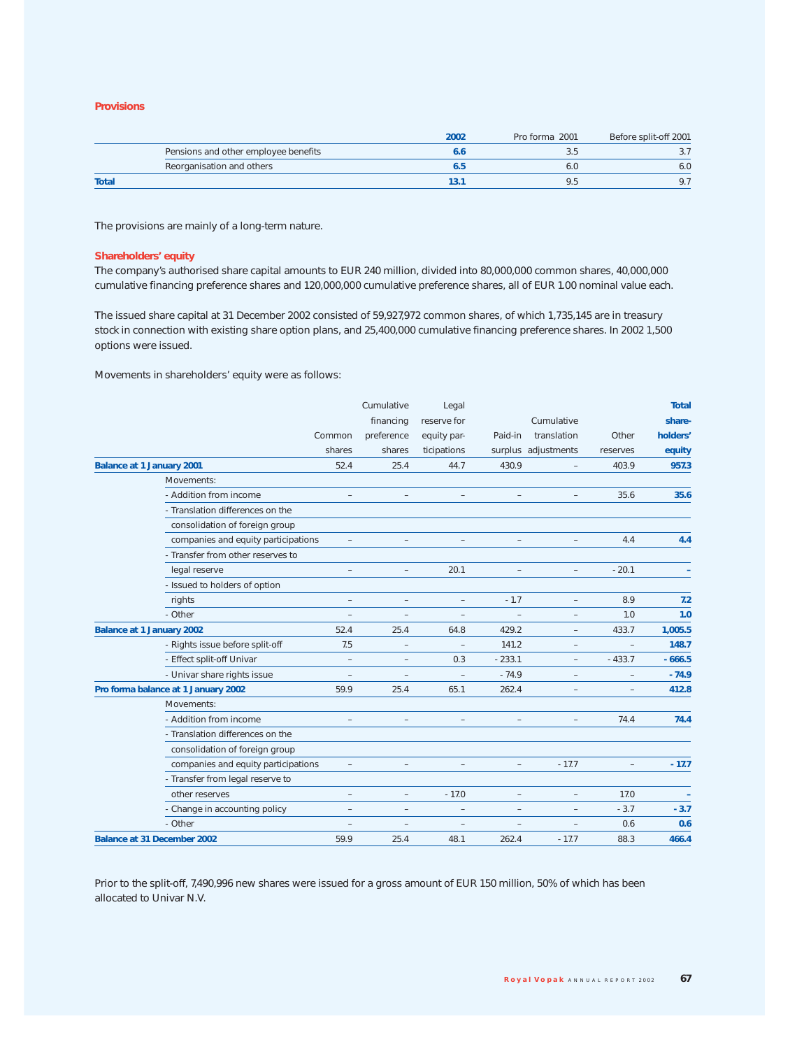## Provisions

| | 2002 | Pro forma 2001 | Before split-off 2001 |
|---|---|---|---|
| Pensions and other employee benefits | **6.6** | 3.5 | 3.7 |
| Reorganisation and others | **6.5** | 6.0 | 6.0 |
| **Total** | **13.1** | 9.5 | 9.7 |

The provisions are mainly of a long-term nature.

## Shareholders' equity

The company's authorised share capital amounts to EUR 240 million, divided into 80,000,000 common shares, 40,000,000 cumulative financing preference shares and 120,000,000 cumulative preference shares, all of EUR 1.00 nominal value each.

The issued share capital at 31 December 2002 consisted of 59,927,972 common shares, of which 1,735,145 are in treasury stock in connection with existing share option plans, and 25,400,000 cumulative financing preference shares. In 2002 1,500 options were issued.

Movements in shareholders' equity were as follows:

| | Common shares | Cumulative financing preference shares | Legal reserve for equity participations | Paid-in surplus | Cumulative translation adjustments | Other reserves | Total shareholders' equity |
|---|---|---|---|---|---|---|---|
| **Balance at 1 January 2001** | 52.4 | 25.4 | 44.7 | 430.9 | – | 403.9 | **957.3** |
| Movements: | | | | | | | |
| - Addition from income | – | – | – | – | – | 35.6 | **35.6** |
| - Translation differences on the consolidation of foreign group companies and equity participations | – | – | – | – | – | 4.4 | **4.4** |
| - Transfer from other reserves to legal reserve | – | – | 20.1 | – | – | - 20.1 | **–** |
| - Issued to holders of option rights | – | – | – | - 1.7 | – | 8.9 | **7.2** |
| - Other | – | – | – | – | – | 1.0 | **1.0** |
| **Balance at 1 January 2002** | 52.4 | 25.4 | 64.8 | 429.2 | – | 433.7 | **1,005.5** |
| - Rights issue before split-off | 7.5 | – | – | 141.2 | – | – | **148.7** |
| - Effect split-off Univar | – | – | 0.3 | - 233.1 | – | - 433.7 | **- 666.5** |
| - Univar share rights issue | – | – | – | - 74.9 | – | – | **- 74.9** |
| **Pro forma balance at 1 January 2002** | 59.9 | 25.4 | 65.1 | 262.4 | – | – | **412.8** |
| Movements: | | | | | | | |
| - Addition from income | – | – | – | – | – | 74.4 | **74.4** |
| - Translation differences on the consolidation of foreign group companies and equity participations | – | – | – | – | - 17.7 | – | **- 17.7** |
| - Transfer from legal reserve to other reserves | – | – | - 17.0 | – | – | 17.0 | **–** |
| - Change in accounting policy | – | – | – | – | – | - 3.7 | **- 3.7** |
| - Other | – | – | – | – | – | 0.6 | **0.6** |
| **Balance at 31 December 2002** | 59.9 | 25.4 | 48.1 | 262.4 | - 17.7 | 88.3 | **466.4** |

Prior to the split-off, 7,490,996 new shares were issued for a gross amount of EUR 150 million, 50% of which has been allocated to Univar N.V.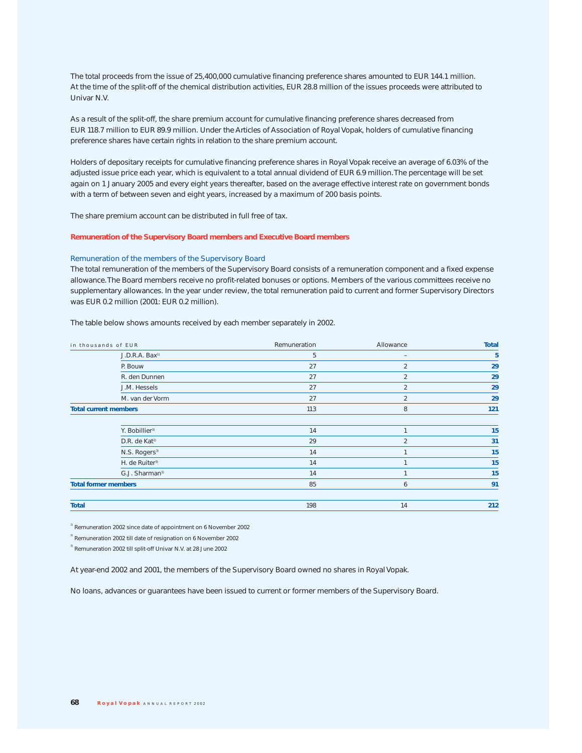The total proceeds from the issue of 25,400,000 cumulative financing preference shares amounted to EUR 144.1 million. At the time of the split-off of the chemical distribution activities, EUR 28.8 million of the issues proceeds were attributed to Univar N.V.

As a result of the split-off, the share premium account for cumulative financing preference shares decreased from EUR 118.7 million to EUR 89.9 million. Under the Articles of Association of Royal Vopak, holders of cumulative financing preference shares have certain rights in relation to the share premium account.

Holders of depositary receipts for cumulative financing preference shares in Royal Vopak receive an average of 6.03% of the adjusted issue price each year, which is equivalent to a total annual dividend of EUR 6.9 million. The percentage will be set again on 1 January 2005 and every eight years thereafter, based on the average effective interest rate on government bonds with a term of between seven and eight years, increased by a maximum of 200 basis points.

The share premium account can be distributed in full free of tax.

## Remuneration of the Supervisory Board members and Executive Board members

### Remuneration of the members of the Supervisory Board

The total remuneration of the members of the Supervisory Board consists of a remuneration component and a fixed expense allowance. The Board members receive no profit-related bonuses or options. Members of the various committees receive no supplementary allowances. In the year under review, the total remuneration paid to current and former Supervisory Directors was EUR 0.2 million (2001: EUR 0.2 million).

The table below shows amounts received by each member separately in 2002.

| in thousands of EUR | | Remuneration | Allowance | Total |
|---|---|---|---|---|
| | J.D.R.A. Bax[1] | 5 | – | **5** |
| | P. Bouw | 27 | 2 | **29** |
| | R. den Dunnen | 27 | 2 | **29** |
| | J.M. Hessels | 27 | 2 | **29** |
| | M. van der Vorm | 27 | 2 | **29** |
| **Total current members** | | 113 | 8 | **121** |
| | Y. Bobillier[3] | 14 | 1 | **15** |
| | D.R. de Kat[2] | 29 | 2 | **31** |
| | N.S. Rogers[3] | 14 | 1 | **15** |
| | H. de Ruiter[3] | 14 | 1 | **15** |
| | G.J. Sharman[3] | 14 | 1 | **15** |
| **Total former members** | | 85 | 6 | **91** |
| **Total** | | 198 | 14 | **212** |

[1] Remuneration 2002 since date of appointment on 6 November 2002

[2] Remuneration 2002 till date of resignation on 6 November 2002

[3] Remuneration 2002 till split-off Univar N.V. at 28 June 2002

At year-end 2002 and 2001, the members of the Supervisory Board owned no shares in Royal Vopak.

No loans, advances or guarantees have been issued to current or former members of the Supervisory Board.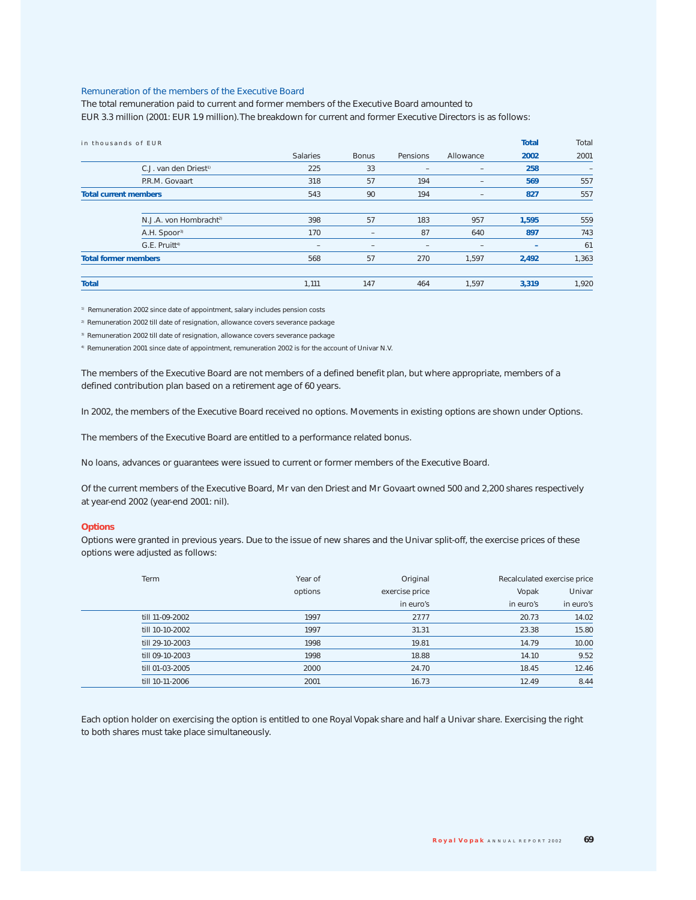## Remuneration of the members of the Executive Board

The total remuneration paid to current and former members of the Executive Board amounted to EUR 3.3 million (2001: EUR 1.9 million). The breakdown for current and former Executive Directors is as follows:

| in thousands of EUR | Salaries | Bonus | Pensions | Allowance | **Total 2002** | Total 2001 |
|---|---|---|---|---|---|---|
| C.J. van den Driest[1] | 225 | 33 | – | – | **258** | – |
| P.R.M. Govaart | 318 | 57 | 194 | – | **569** | 557 |
| **Total current members** | 543 | 90 | 194 | – | **827** | 557 |
| N.J.A. von Hombracht[2] | 398 | 57 | 183 | 957 | **1,595** | 559 |
| A.H. Spoor[3] | 170 | – | 87 | 640 | **897** | 743 |
| G.E. Pruitt[4] | – | – | – | – | **–** | 61 |
| **Total former members** | 568 | 57 | 270 | 1,597 | **2,492** | 1,363 |
| **Total** | 1,111 | 147 | 464 | 1,597 | **3,319** | 1,920 |

[1] Remuneration 2002 since date of appointment, salary includes pension costs

[2] Remuneration 2002 till date of resignation, allowance covers severance package

[3] Remuneration 2002 till date of resignation, allowance covers severance package

[4] Remuneration 2001 since date of appointment, remuneration 2002 is for the account of Univar N.V.

The members of the Executive Board are not members of a defined benefit plan, but where appropriate, members of a defined contribution plan based on a retirement age of 60 years.

In 2002, the members of the Executive Board received no options. Movements in existing options are shown under Options.

The members of the Executive Board are entitled to a performance related bonus.

No loans, advances or guarantees were issued to current or former members of the Executive Board.

Of the current members of the Executive Board, Mr van den Driest and Mr Govaart owned 500 and 2,200 shares respectively at year-end 2002 (year-end 2001: nil).

### Options

Options were granted in previous years. Due to the issue of new shares and the Univar split-off, the exercise prices of these options were adjusted as follows:

| Term | Year of options | Original exercise price in euro's | Recalculated exercise price Vopak in euro's | Recalculated exercise price Univar in euro's |
|---|---|---|---|---|
| till 11-09-2002 | 1997 | 27.77 | 20.73 | 14.02 |
| till 10-10-2002 | 1997 | 31.31 | 23.38 | 15.80 |
| till 29-10-2003 | 1998 | 19.81 | 14.79 | 10.00 |
| till 09-10-2003 | 1998 | 18.88 | 14.10 | 9.52 |
| till 01-03-2005 | 2000 | 24.70 | 18.45 | 12.46 |
| till 10-11-2006 | 2001 | 16.73 | 12.49 | 8.44 |

Each option holder on exercising the option is entitled to one Royal Vopak share and half a Univar share. Exercising the right to both shares must take place simultaneously.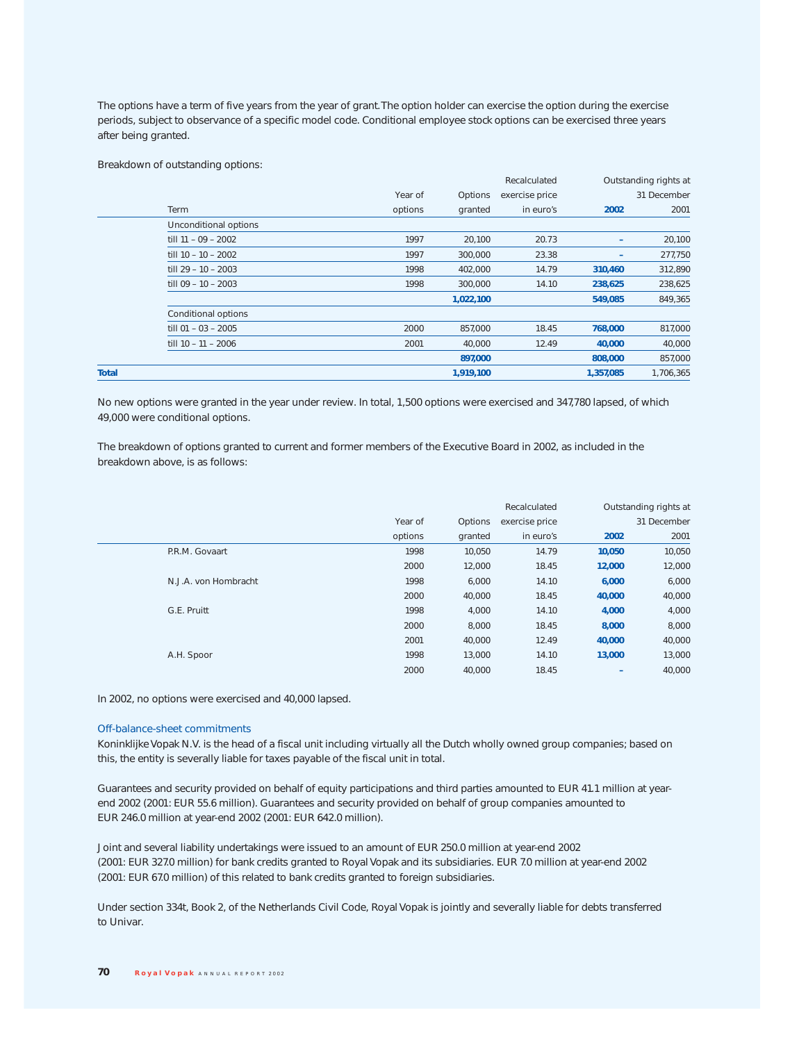The options have a term of five years from the year of grant. The option holder can exercise the option during the exercise periods, subject to observance of a specific model code. Conditional employee stock options can be exercised three years after being granted.

Breakdown of outstanding options:

| | Term | Year of options | Options granted | Recalculated exercise price in euro's | Outstanding rights at 31 December 2002 | 2001 |
|---|---|---|---|---|---|---|
| | Unconditional options | | | | | |
| | till 11 – 09 – 2002 | 1997 | 20,100 | 20.73 | – | 20,100 |
| | till 10 – 10 – 2002 | 1997 | 300,000 | 23.38 | – | 277,750 |
| | till 29 – 10 – 2003 | 1998 | 402,000 | 14.79 | **310,460** | 312,890 |
| | till 09 – 10 – 2003 | 1998 | 300,000 | 14.10 | **238,625** | 238,625 |
| | | | **1,022,100** | | **549,085** | 849,365 |
| | Conditional options | | | | | |
| | till 01 – 03 – 2005 | 2000 | 857,000 | 18.45 | **768,000** | 817,000 |
| | till 10 – 11 – 2006 | 2001 | 40,000 | 12.49 | **40,000** | 40,000 |
| | | | **897,000** | | **808,000** | 857,000 |
| **Total** | | | **1,919,100** | | **1,357,085** | 1,706,365 |

No new options were granted in the year under review. In total, 1,500 options were exercised and 347,780 lapsed, of which 49,000 were conditional options.

The breakdown of options granted to current and former members of the Executive Board in 2002, as included in the breakdown above, is as follows:

| | Year of options | Options granted | Recalculated exercise price in euro's | Outstanding rights at 31 December 2002 | 2001 |
|---|---|---|---|---|---|
| P.R.M. Govaart | 1998 | 10,050 | 14.79 | **10,050** | 10,050 |
| | 2000 | 12,000 | 18.45 | **12,000** | 12,000 |
| N.J.A. von Hombracht | 1998 | 6,000 | 14.10 | **6,000** | 6,000 |
| | 2000 | 40,000 | 18.45 | **40,000** | 40,000 |
| G.E. Pruitt | 1998 | 4,000 | 14.10 | **4,000** | 4,000 |
| | 2000 | 8,000 | 18.45 | **8,000** | 8,000 |
| | 2001 | 40,000 | 12.49 | **40,000** | 40,000 |
| A.H. Spoor | 1998 | 13,000 | 14.10 | **13,000** | 13,000 |
| | 2000 | 40,000 | 18.45 | – | 40,000 |

In 2002, no options were exercised and 40,000 lapsed.

### Off-balance-sheet commitments

Koninklijke Vopak N.V. is the head of a fiscal unit including virtually all the Dutch wholly owned group companies; based on this, the entity is severally liable for taxes payable of the fiscal unit in total.

Guarantees and security provided on behalf of equity participations and third parties amounted to EUR 41.1 million at year-end 2002 (2001: EUR 55.6 million). Guarantees and security provided on behalf of group companies amounted to EUR 246.0 million at year-end 2002 (2001: EUR 642.0 million).

Joint and several liability undertakings were issued to an amount of EUR 250.0 million at year-end 2002 (2001: EUR 327.0 million) for bank credits granted to Royal Vopak and its subsidiaries. EUR 7.0 million at year-end 2002 (2001: EUR 67.0 million) of this related to bank credits granted to foreign subsidiaries.

Under section 334t, Book 2, of the Netherlands Civil Code, Royal Vopak is jointly and severally liable for debts transferred to Univar.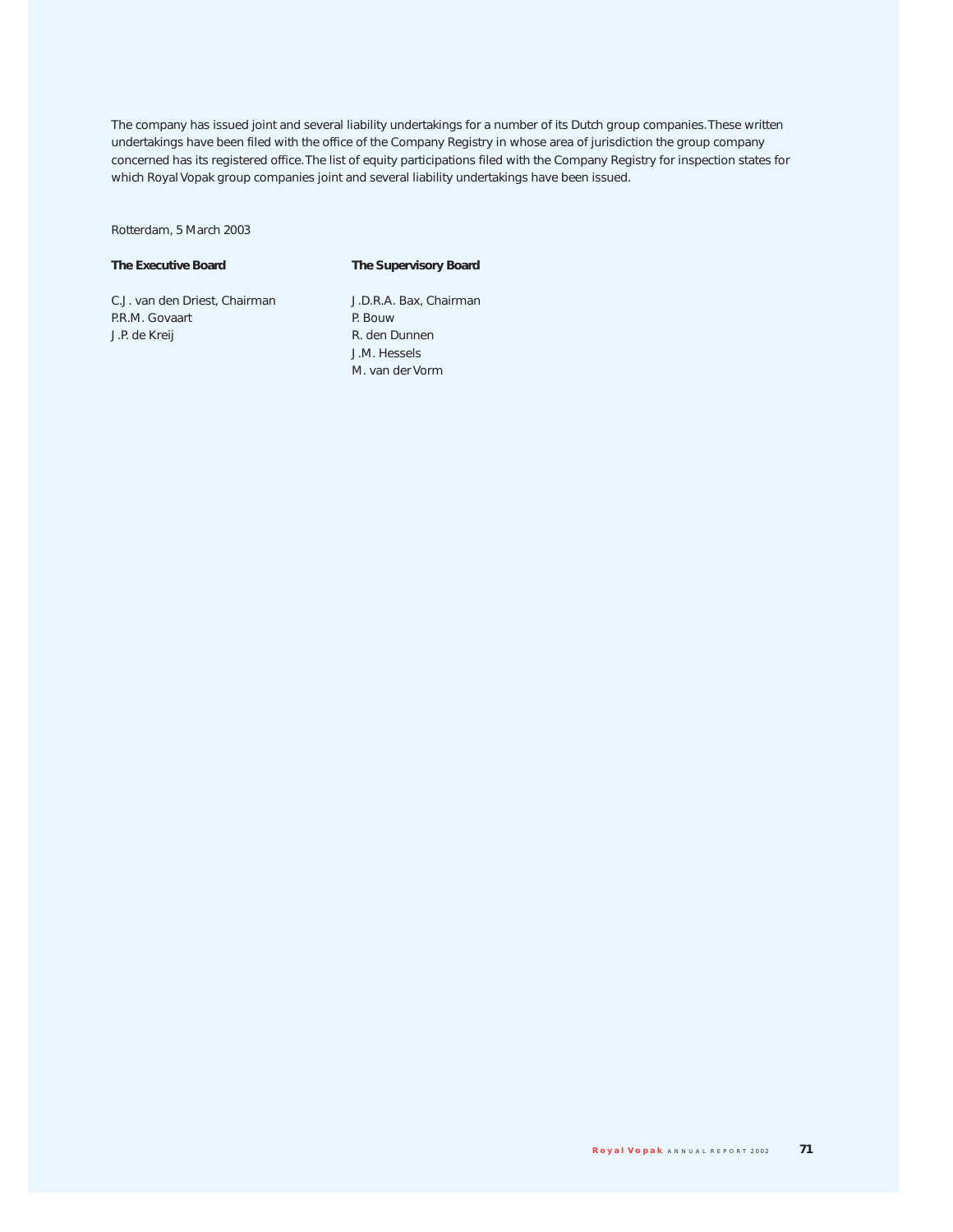The company has issued joint and several liability undertakings for a number of its Dutch group companies. These written undertakings have been filed with the office of the Company Registry in whose area of jurisdiction the group company concerned has its registered office. The list of equity participations filed with the Company Registry for inspection states for which Royal Vopak group companies joint and several liability undertakings have been issued.

Rotterdam, 5 March 2003

**The Executive Board**

C.J. van den Driest, Chairman
P.R.M. Govaart
J.P. de Kreij

**The Supervisory Board**

J.D.R.A. Bax, Chairman
P. Bouw
R. den Dunnen
J.M. Hessels
M. van der Vorm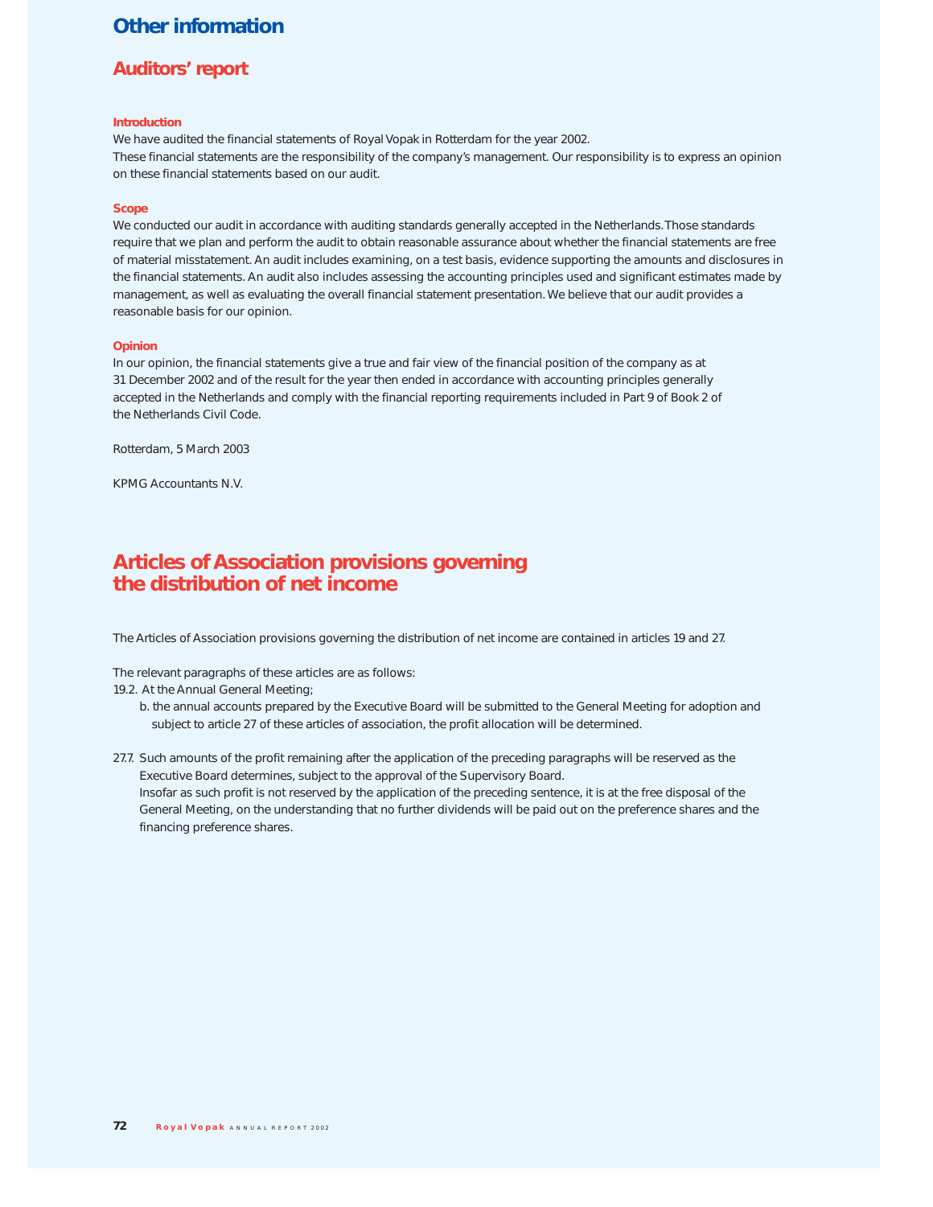# Other information

## Auditors' report

### Introduction

We have audited the financial statements of Royal Vopak in Rotterdam for the year 2002.
These financial statements are the responsibility of the company's management. Our responsibility is to express an opinion on these financial statements based on our audit.

### Scope

We conducted our audit in accordance with auditing standards generally accepted in the Netherlands. Those standards require that we plan and perform the audit to obtain reasonable assurance about whether the financial statements are free of material misstatement. An audit includes examining, on a test basis, evidence supporting the amounts and disclosures in the financial statements. An audit also includes assessing the accounting principles used and significant estimates made by management, as well as evaluating the overall financial statement presentation. We believe that our audit provides a reasonable basis for our opinion.

### Opinion

In our opinion, the financial statements give a true and fair view of the financial position of the company as at 31 December 2002 and of the result for the year then ended in accordance with accounting principles generally accepted in the Netherlands and comply with the financial reporting requirements included in Part 9 of Book 2 of the Netherlands Civil Code.

Rotterdam, 5 March 2003

KPMG Accountants N.V.

## Articles of Association provisions governing the distribution of net income

The Articles of Association provisions governing the distribution of net income are contained in articles 19 and 27.

The relevant paragraphs of these articles are as follows:

19.2. At the Annual General Meeting;

b. the annual accounts prepared by the Executive Board will be submitted to the General Meeting for adoption and subject to article 27 of these articles of association, the profit allocation will be determined.

27.7. Such amounts of the profit remaining after the application of the preceding paragraphs will be reserved as the Executive Board determines, subject to the approval of the Supervisory Board.
Insofar as such profit is not reserved by the application of the preceding sentence, it is at the free disposal of the General Meeting, on the understanding that no further dividends will be paid out on the preference shares and the financing preference shares.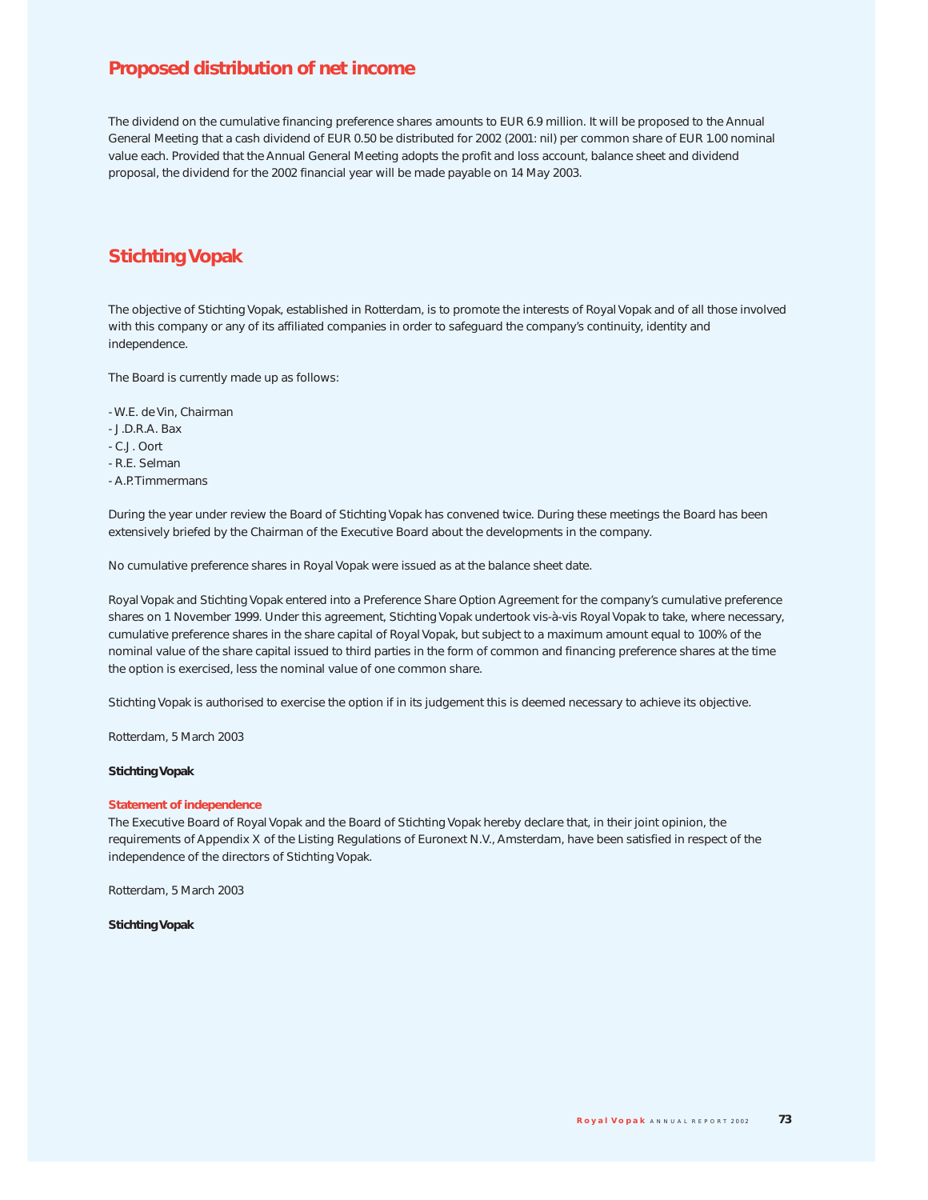## Proposed distribution of net income

The dividend on the cumulative financing preference shares amounts to EUR 6.9 million. It will be proposed to the Annual General Meeting that a cash dividend of EUR 0.50 be distributed for 2002 (2001: nil) per common share of EUR 1.00 nominal value each. Provided that the Annual General Meeting adopts the profit and loss account, balance sheet and dividend proposal, the dividend for the 2002 financial year will be made payable on 14 May 2003.

## Stichting Vopak

The objective of Stichting Vopak, established in Rotterdam, is to promote the interests of Royal Vopak and of all those involved with this company or any of its affiliated companies in order to safeguard the company's continuity, identity and independence.

The Board is currently made up as follows:

- W.E. de Vin, Chairman
- J.D.R.A. Bax
- C.J. Oort
- R.E. Selman
- A.P. Timmermans

During the year under review the Board of Stichting Vopak has convened twice. During these meetings the Board has been extensively briefed by the Chairman of the Executive Board about the developments in the company.

No cumulative preference shares in Royal Vopak were issued as at the balance sheet date.

Royal Vopak and Stichting Vopak entered into a Preference Share Option Agreement for the company's cumulative preference shares on 1 November 1999. Under this agreement, Stichting Vopak undertook vis-à-vis Royal Vopak to take, where necessary, cumulative preference shares in the share capital of Royal Vopak, but subject to a maximum amount equal to 100% of the nominal value of the share capital issued to third parties in the form of common and financing preference shares at the time the option is exercised, less the nominal value of one common share.

Stichting Vopak is authorised to exercise the option if in its judgement this is deemed necessary to achieve its objective.

Rotterdam, 5 March 2003

**Stichting Vopak**

**Statement of independence**

The Executive Board of Royal Vopak and the Board of Stichting Vopak hereby declare that, in their joint opinion, the requirements of Appendix X of the Listing Regulations of Euronext N.V., Amsterdam, have been satisfied in respect of the independence of the directors of Stichting Vopak.

Rotterdam, 5 March 2003

**Stichting Vopak**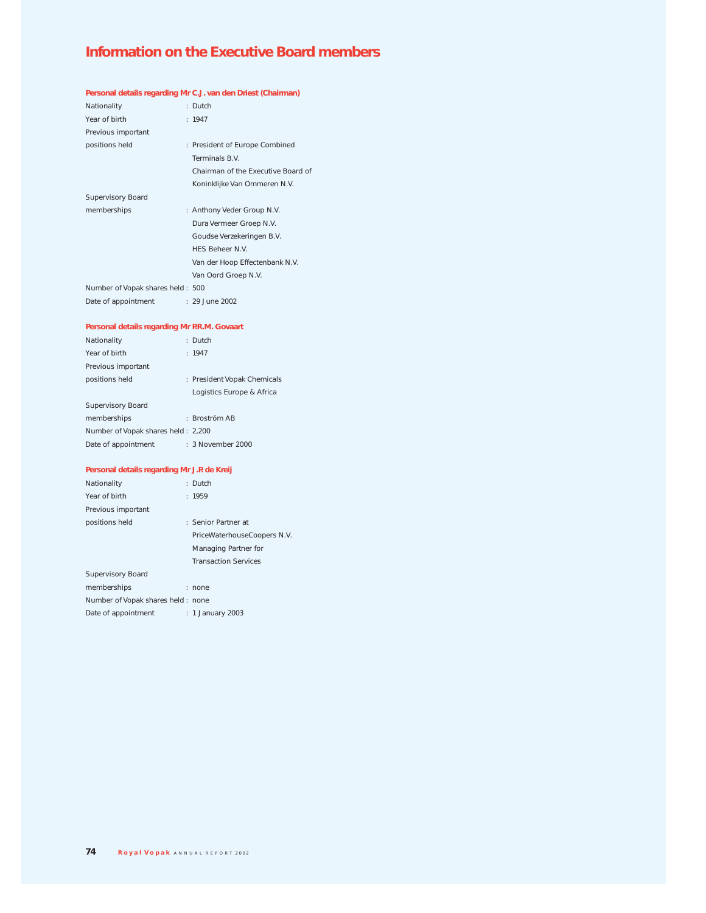# Information on the Executive Board members

### Personal details regarding Mr C.J. van den Driest (Chairman)

| | |
|---|---|
| Nationality | : Dutch |
| Year of birth | : 1947 |
| Previous important positions held | : President of Europe Combined Terminals B.V.<br>Chairman of the Executive Board of Koninklijke Van Ommeren N.V. |
| Supervisory Board memberships | : Anthony Veder Group N.V.<br>Dura Vermeer Groep N.V.<br>Goudse Verzekeringen B.V.<br>HES Beheer N.V.<br>Van der Hoop Effectenbank N.V.<br>Van Oord Groep N.V. |
| Number of Vopak shares held | : 500 |
| Date of appointment | : 29 June 2002 |

### Personal details regarding Mr P.R.M. Govaart

| | |
|---|---|
| Nationality | : Dutch |
| Year of birth | : 1947 |
| Previous important positions held | : President Vopak Chemicals Logistics Europe & Africa |
| Supervisory Board memberships | : Broström AB |
| Number of Vopak shares held | : 2,200 |
| Date of appointment | : 3 November 2000 |

### Personal details regarding Mr J.P. de Kreij

| | |
|---|---|
| Nationality | : Dutch |
| Year of birth | : 1959 |
| Previous important positions held | : Senior Partner at PriceWaterhouseCoopers N.V.<br>Managing Partner for Transaction Services |
| Supervisory Board memberships | : none |
| Number of Vopak shares held | : none |
| Date of appointment | : 1 January 2003 |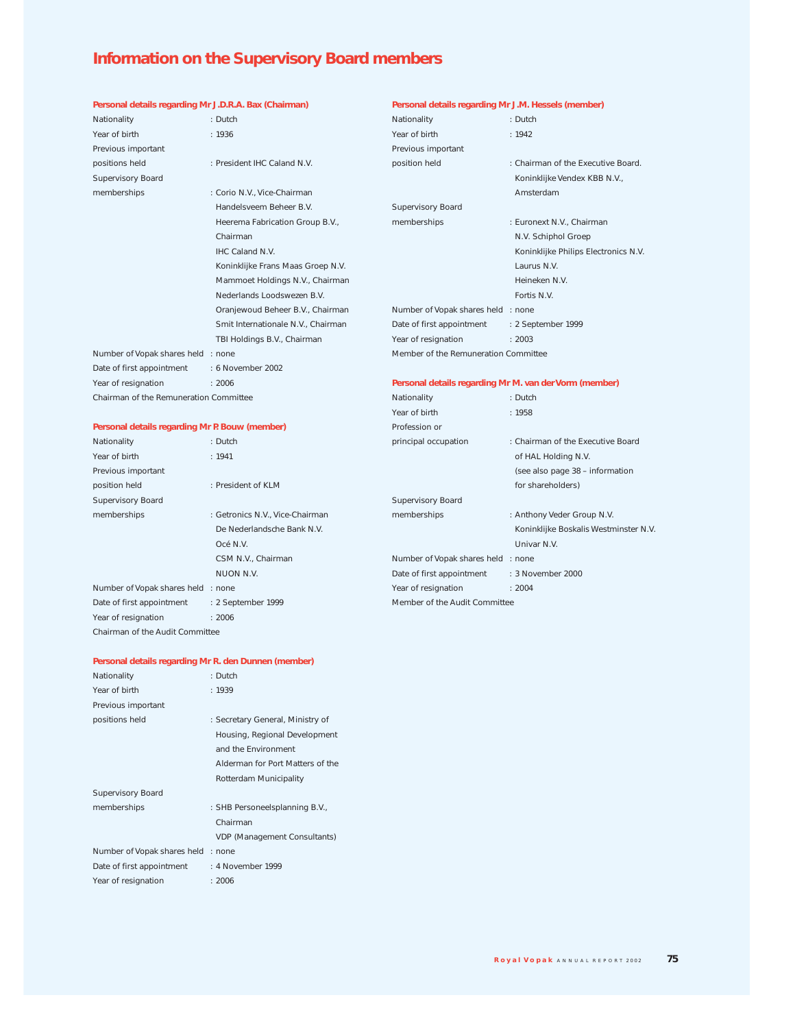# Information on the Supervisory Board members

### Personal details regarding Mr J.D.R.A. Bax (Chairman)

| | |
|---|---|
| Nationality | : Dutch |
| Year of birth | : 1936 |
| Previous important positions held | : President IHC Caland N.V. |
| Supervisory Board memberships | : Corio N.V., Vice-Chairman<br>Handelsveem Beheer B.V.<br>Heerema Fabrication Group B.V., Chairman<br>IHC Caland N.V.<br>Koninklijke Frans Maas Groep N.V.<br>Mammoet Holdings N.V., Chairman<br>Nederlands Loodswezen B.V.<br>Oranjewoud Beheer B.V., Chairman<br>Smit Internationale N.V., Chairman<br>TBI Holdings B.V., Chairman |
| Number of Vopak shares held | : none |
| Date of first appointment | : 6 November 2002 |
| Year of resignation | : 2006 |

Chairman of the Remuneration Committee

### Personal details regarding Mr P. Bouw (member)

| | |
|---|---|
| Nationality | : Dutch |
| Year of birth | : 1941 |
| Previous important position held | : President of KLM |
| Supervisory Board memberships | : Getronics N.V., Vice-Chairman<br>De Nederlandsche Bank N.V.<br>Océ N.V.<br>CSM N.V., Chairman<br>NUON N.V. |
| Number of Vopak shares held | : none |
| Date of first appointment | : 2 September 1999 |
| Year of resignation | : 2006 |

Chairman of the Audit Committee

### Personal details regarding Mr R. den Dunnen (member)

| | |
|---|---|
| Nationality | : Dutch |
| Year of birth | : 1939 |
| Previous important positions held | : Secretary General, Ministry of Housing, Regional Development and the Environment<br>Alderman for Port Matters of the Rotterdam Municipality |
| Supervisory Board memberships | : SHB Personeelsplanning B.V., Chairman<br>VDP (Management Consultants) |
| Number of Vopak shares held | : none |
| Date of first appointment | : 4 November 1999 |
| Year of resignation | : 2006 |

### Personal details regarding Mr J.M. Hessels (member)

| | |
|---|---|
| Nationality | : Dutch |
| Year of birth | : 1942 |
| Previous important position held | : Chairman of the Executive Board. Koninklijke Vendex KBB N.V., Amsterdam |
| Supervisory Board memberships | : Euronext N.V., Chairman<br>N.V. Schiphol Groep<br>Koninklijke Philips Electronics N.V.<br>Laurus N.V.<br>Heineken N.V.<br>Fortis N.V. |
| Number of Vopak shares held | : none |
| Date of first appointment | : 2 September 1999 |
| Year of resignation | : 2003 |

Member of the Remuneration Committee

### Personal details regarding Mr M. van der Vorm (member)

| | |
|---|---|
| Nationality | : Dutch |
| Year of birth | : 1958 |
| Profession or principal occupation | : Chairman of the Executive Board of HAL Holding N.V. (see also page 38 – information for shareholders) |
| Supervisory Board memberships | : Anthony Veder Group N.V.<br>Koninklijke Boskalis Westminster N.V.<br>Univar N.V. |
| Number of Vopak shares held | : none |
| Date of first appointment | : 3 November 2000 |
| Year of resignation | : 2004 |

Member of the Audit Committee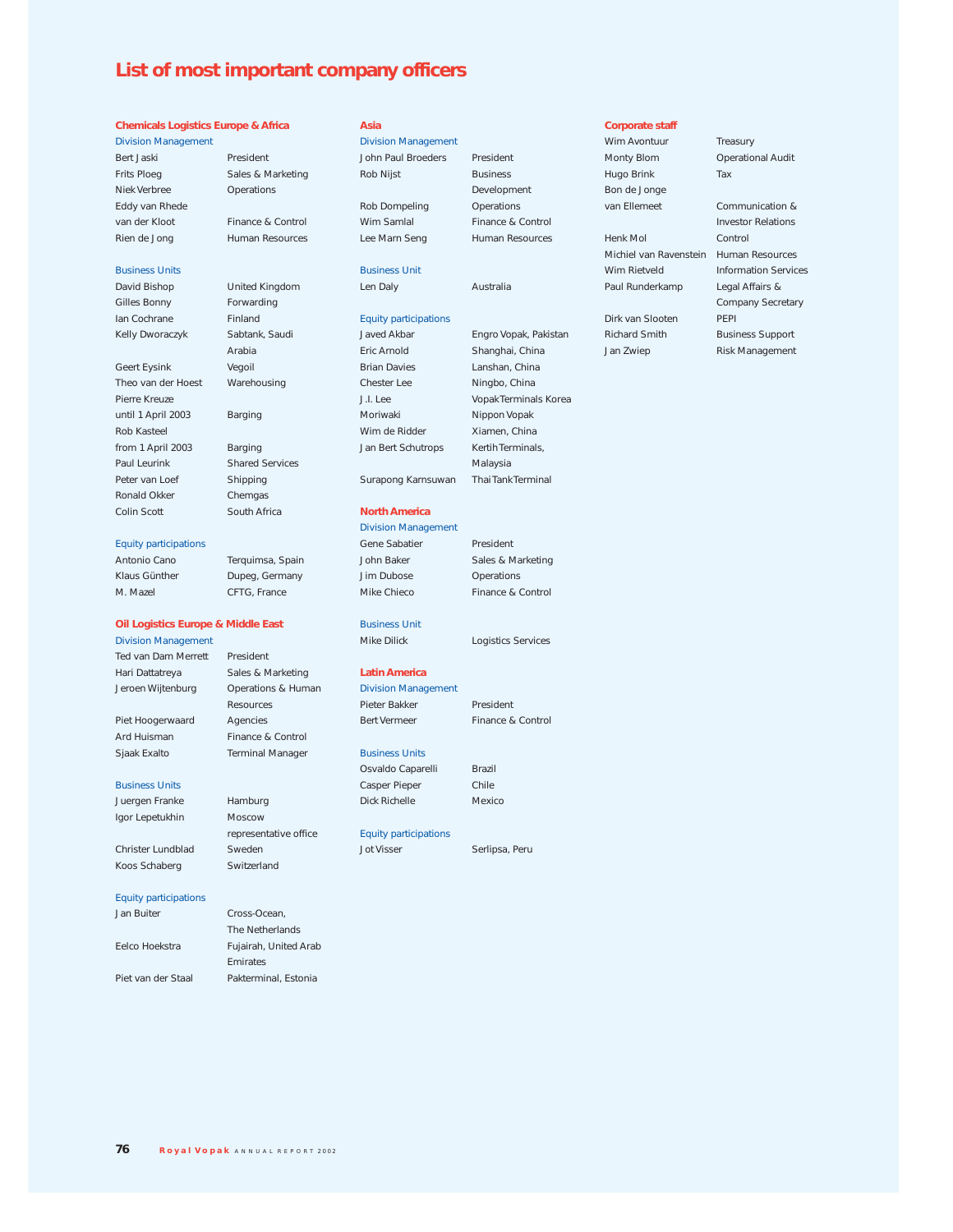# List of most important company officers

## Chemicals Logistics Europe & Africa

### Division Management

| | |
|---|---|
| Bert Jaski | President |
| Frits Ploeg | Sales & Marketing |
| Niek Verbree | Operations |
| Eddy van Rhede van der Kloot | Finance & Control |
| Rien de Jong | Human Resources |

### Business Units

| | |
|---|---|
| David Bishop | United Kingdom |
| Gilles Bonny | Forwarding |
| Ian Cochrane | Finland |
| Kelly Dworaczyk | Sabtank, Saudi Arabia |
| Geert Eysink | Vegoil |
| Theo van der Hoest | Warehousing |
| Pierre Kreuze until 1 April 2003 | Barging |
| Rob Kasteel from 1 April 2003 | Barging |
| Paul Leurink | Shared Services |
| Peter van Loef | Shipping |
| Ronald Okker | Chemgas |
| Colin Scott | South Africa |

### Equity participations

| | |
|---|---|
| Antonio Cano | Terquimsa, Spain |
| Klaus Günther | Dupeg, Germany |
| M. Mazel | CFTG, France |

## Oil Logistics Europe & Middle East

### Division Management

| | |
|---|---|
| Ted van Dam Merrett | President |
| Hari Dattatreya | Sales & Marketing |
| Jeroen Wijtenburg | Operations & Human Resources |
| Piet Hoogerwaard | Agencies |
| Ard Huisman | Finance & Control |
| Sjaak Exalto | Terminal Manager |

### Business Units

| | |
|---|---|
| Juergen Franke | Hamburg |
| Igor Lepetukhin | Moscow representative office |
| Christer Lundblad | Sweden |
| Koos Schaberg | Switzerland |

### Equity participations

| | |
|---|---|
| Jan Buiter | Cross-Ocean, The Netherlands |
| Eelco Hoekstra | Fujairah, United Arab Emirates |
| Piet van der Staal | Pakterminal, Estonia |

## Asia

### Division Management

| | |
|---|---|
| John Paul Broeders | President |
| Rob Nijst | Business Development |
| Rob Dompeling | Operations |
| Wim Samlal | Finance & Control |
| Lee Marn Seng | Human Resources |

### Business Unit

| | |
|---|---|
| Len Daly | Australia |

### Equity participations

| | |
|---|---|
| Javed Akbar | Engro Vopak, Pakistan |
| Eric Arnold | Shanghai, China |
| Brian Davies | Lanshan, China |
| Chester Lee | Ningbo, China |
| J.I. Lee | Vopak Terminals Korea |
| Moriwaki | Nippon Vopak |
| Wim de Ridder | Xiamen, China |
| Jan Bert Schutrops | Kertih Terminals, Malaysia |
| Surapong Karnsuwan | Thai Tank Terminal |

## North America

### Division Management

| | |
|---|---|
| Gene Sabatier | President |
| John Baker | Sales & Marketing |
| Jim Dubose | Operations |
| Mike Chieco | Finance & Control |

### Business Unit

| | |
|---|---|
| Mike Dilick | Logistics Services |

## Latin America

### Division Management

| | |
|---|---|
| Pieter Bakker | President |
| Bert Vermeer | Finance & Control |

### Business Units

| | |
|---|---|
| Osvaldo Caparelli | Brazil |
| Casper Pieper | Chile |
| Dick Richelle | Mexico |

### Equity participations

| | |
|---|---|
| Jot Visser | Serlipsa, Peru |

## Corporate staff

| | |
|---|---|
| Wim Avontuur | Treasury |
| Monty Blom | Operational Audit |
| Hugo Brink | Tax |
| Bon de Jonge van Ellemeet | Communication & Investor Relations |
| Henk Mol | Control |
| Michiel van Ravenstein | Human Resources |
| Wim Rietveld | Information Services |
| Paul Runderkamp | Legal Affairs & Company Secretary |
| Dirk van Slooten | PEPI |
| Richard Smith | Business Support |
| Jan Zwiep | Risk Management |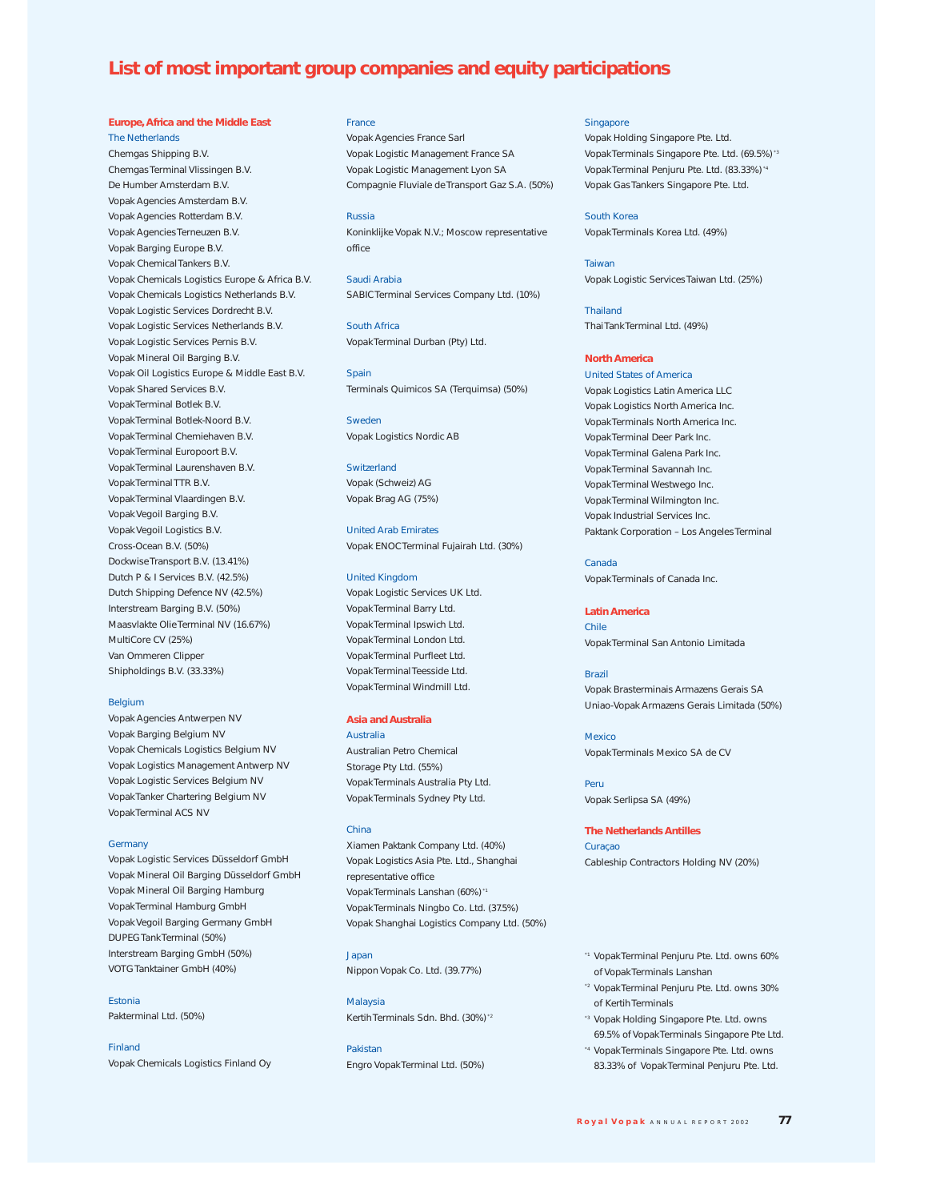# List of most important group companies and equity participations

## Europe, Africa and the Middle East

### The Netherlands

Chemgas Shipping B.V.
Chemgas Terminal Vlissingen B.V.
De Humber Amsterdam B.V.
Vopak Agencies Amsterdam B.V.
Vopak Agencies Rotterdam B.V.
Vopak Agencies Terneuzen B.V.
Vopak Barging Europe B.V.
Vopak Chemical Tankers B.V.
Vopak Chemicals Logistics Europe & Africa B.V.
Vopak Chemicals Logistics Netherlands B.V.
Vopak Logistic Services Dordrecht B.V.
Vopak Logistic Services Netherlands B.V.
Vopak Logistic Services Pernis B.V.
Vopak Mineral Oil Barging B.V.
Vopak Oil Logistics Europe & Middle East B.V.
Vopak Shared Services B.V.
Vopak Terminal Botlek B.V.
Vopak Terminal Botlek-Noord B.V.
Vopak Terminal Chemiehaven B.V.
Vopak Terminal Europoort B.V.
Vopak Terminal Laurenshaven B.V.
Vopak Terminal TTR B.V.
Vopak Terminal Vlaardingen B.V.
Vopak Vegoil Barging B.V.
Vopak Vegoil Logistics B.V.
Cross-Ocean B.V. (50%)
Dockwise Transport B.V. (13.41%)
Dutch P & I Services B.V. (42.5%)
Dutch Shipping Defence NV (42.5%)
Interstream Barging B.V. (50%)
Maasvlakte Olie Terminal NV (16.67%)
MultiCore CV (25%)
Van Ommeren Clipper
Shipholdings B.V. (33.33%)

### Belgium

Vopak Agencies Antwerpen NV
Vopak Barging Belgium NV
Vopak Chemicals Logistics Belgium NV
Vopak Logistics Management Antwerp NV
Vopak Logistic Services Belgium NV
Vopak Tanker Chartering Belgium NV
Vopak Terminal ACS NV

### Germany

Vopak Logistic Services Düsseldorf GmbH
Vopak Mineral Oil Barging Düsseldorf GmbH
Vopak Mineral Oil Barging Hamburg
Vopak Terminal Hamburg GmbH
Vopak Vegoil Barging Germany GmbH
DUPEG Tank Terminal (50%)
Interstream Barging GmbH (50%)
VOTG Tanktainer GmbH (40%)

### Estonia

Pakterminal Ltd. (50%)

### Finland

Vopak Chemicals Logistics Finland Oy

### France

Vopak Agencies France Sarl
Vopak Logistic Management France SA
Vopak Logistic Management Lyon SA
Compagnie Fluviale de Transport Gaz S.A. (50%)

### Russia

Koninklijke Vopak N.V.; Moscow representative office

### Saudi Arabia

SABIC Terminal Services Company Ltd. (10%)

### South Africa

Vopak Terminal Durban (Pty) Ltd.

### Spain

Terminals Quimicos SA (Terquimsa) (50%)

### Sweden

Vopak Logistics Nordic AB

### Switzerland

Vopak (Schweiz) AG
Vopak Brag AG (75%)

### United Arab Emirates

Vopak ENOC Terminal Fujairah Ltd. (30%)

### United Kingdom

Vopak Logistic Services UK Ltd.
Vopak Terminal Barry Ltd.
Vopak Terminal Ipswich Ltd.
Vopak Terminal London Ltd.
Vopak Terminal Purfleet Ltd.
Vopak Terminal Teesside Ltd.
Vopak Terminal Windmill Ltd.

## Asia and Australia

### Australia

Australian Petro Chemical Storage Pty Ltd. (55%)
Vopak Terminals Australia Pty Ltd.
Vopak Terminals Sydney Pty Ltd.

### China

Xiamen Paktank Company Ltd. (40%)
Vopak Logistics Asia Pte. Ltd., Shanghai representative office
Vopak Terminals Lanshan (60%)[*1]
Vopak Terminals Ningbo Co. Ltd. (37.5%)
Vopak Shanghai Logistics Company Ltd. (50%)

### Japan

Nippon Vopak Co. Ltd. (39.77%)

### Malaysia

Kertih Terminals Sdn. Bhd. (30%)[*2]

### Pakistan

Engro Vopak Terminal Ltd. (50%)

### Singapore

Vopak Holding Singapore Pte. Ltd.
Vopak Terminals Singapore Pte. Ltd. (69.5%)[*3]
Vopak Terminal Penjuru Pte. Ltd. (83.33%)[*4]
Vopak Gas Tankers Singapore Pte. Ltd.

### South Korea

Vopak Terminals Korea Ltd. (49%)

### Taiwan

Vopak Logistic Services Taiwan Ltd. (25%)

### Thailand

Thai Tank Terminal Ltd. (49%)

## North America

### United States of America

Vopak Logistics Latin America LLC
Vopak Logistics North America Inc.
Vopak Terminals North America Inc.
Vopak Terminal Deer Park Inc.
Vopak Terminal Galena Park Inc.
Vopak Terminal Savannah Inc.
Vopak Terminal Westwego Inc.
Vopak Terminal Wilmington Inc.
Vopak Industrial Services Inc.
Paktank Corporation – Los Angeles Terminal

### Canada

Vopak Terminals of Canada Inc.

## Latin America

### Chile

Vopak Terminal San Antonio Limitada

### Brazil

Vopak Brasterminais Armazens Gerais SA
Uniao-Vopak Armazens Gerais Limitada (50%)

### Mexico

Vopak Terminals Mexico SA de CV

### Peru

Vopak Serlipsa SA (49%)

## The Netherlands Antilles

### Curaçao

Cableship Contractors Holding NV (20%)

---

[*1] Vopak Terminal Penjuru Pte. Ltd. owns 60% of Vopak Terminals Lanshan

[*2] Vopak Terminal Penjuru Pte. Ltd. owns 30% of Kertih Terminals

[*3] Vopak Holding Singapore Pte. Ltd. owns 69.5% of Vopak Terminals Singapore Pte Ltd.

[*4] Vopak Terminals Singapore Pte. Ltd. owns 83.33% of Vopak Terminal Penjuru Pte. Ltd.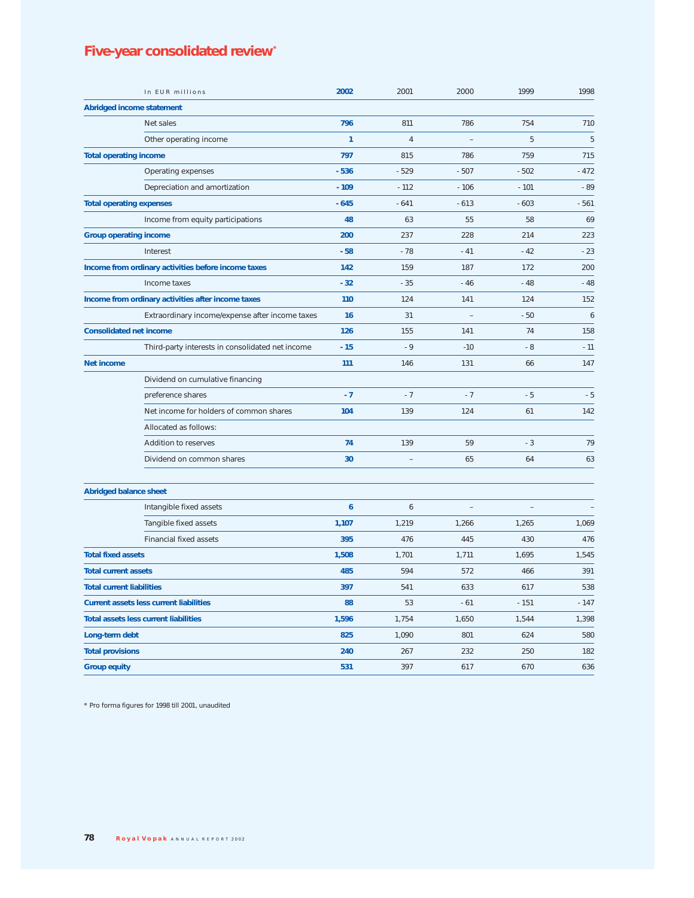# Five-year consolidated review*

| In EUR millions | 2002 | 2001 | 2000 | 1999 | 1998 |
|---|---|---|---|---|---|
| **Abridged income statement** | | | | | |
| Net sales | **796** | 811 | 786 | 754 | 710 |
| Other operating income | **1** | 4 | – | 5 | 5 |
| **Total operating income** | **797** | 815 | 786 | 759 | 715 |
| Operating expenses | **- 536** | - 529 | - 507 | - 502 | - 472 |
| Depreciation and amortization | **- 109** | - 112 | - 106 | - 101 | - 89 |
| **Total operating expenses** | **- 645** | - 641 | - 613 | - 603 | - 561 |
| Income from equity participations | **48** | 63 | 55 | 58 | 69 |
| **Group operating income** | **200** | 237 | 228 | 214 | 223 |
| Interest | **- 58** | - 78 | - 41 | - 42 | - 23 |
| **Income from ordinary activities before income taxes** | **142** | 159 | 187 | 172 | 200 |
| Income taxes | **- 32** | - 35 | - 46 | - 48 | - 48 |
| **Income from ordinary activities after income taxes** | **110** | 124 | 141 | 124 | 152 |
| Extraordinary income/expense after income taxes | **16** | 31 | – | - 50 | 6 |
| **Consolidated net income** | **126** | 155 | 141 | 74 | 158 |
| Third-party interests in consolidated net income | **- 15** | - 9 | -10 | - 8 | - 11 |
| **Net income** | **111** | 146 | 131 | 66 | 147 |
| Dividend on cumulative financing preference shares | **- 7** | - 7 | - 7 | - 5 | - 5 |
| Net income for holders of common shares | **104** | 139 | 124 | 61 | 142 |
| Allocated as follows: | | | | | |
| Addition to reserves | **74** | 139 | 59 | - 3 | 79 |
| Dividend on common shares | **30** | – | 65 | 64 | 63 |
| | | | | | |
| **Abridged balance sheet** | | | | | |
| Intangible fixed assets | **6** | 6 | – | – | – |
| Tangible fixed assets | **1,107** | 1,219 | 1,266 | 1,265 | 1,069 |
| Financial fixed assets | **395** | 476 | 445 | 430 | 476 |
| **Total fixed assets** | **1,508** | 1,701 | 1,711 | 1,695 | 1,545 |
| **Total current assets** | **485** | 594 | 572 | 466 | 391 |
| **Total current liabilities** | **397** | 541 | 633 | 617 | 538 |
| **Current assets less current liabilities** | **88** | 53 | - 61 | - 151 | - 147 |
| **Total assets less current liabilities** | **1,596** | 1,754 | 1,650 | 1,544 | 1,398 |
| **Long-term debt** | **825** | 1,090 | 801 | 624 | 580 |
| **Total provisions** | **240** | 267 | 232 | 250 | 182 |
| **Group equity** | **531** | 397 | 617 | 670 | 636 |

* Pro forma figures for 1998 till 2001, unaudited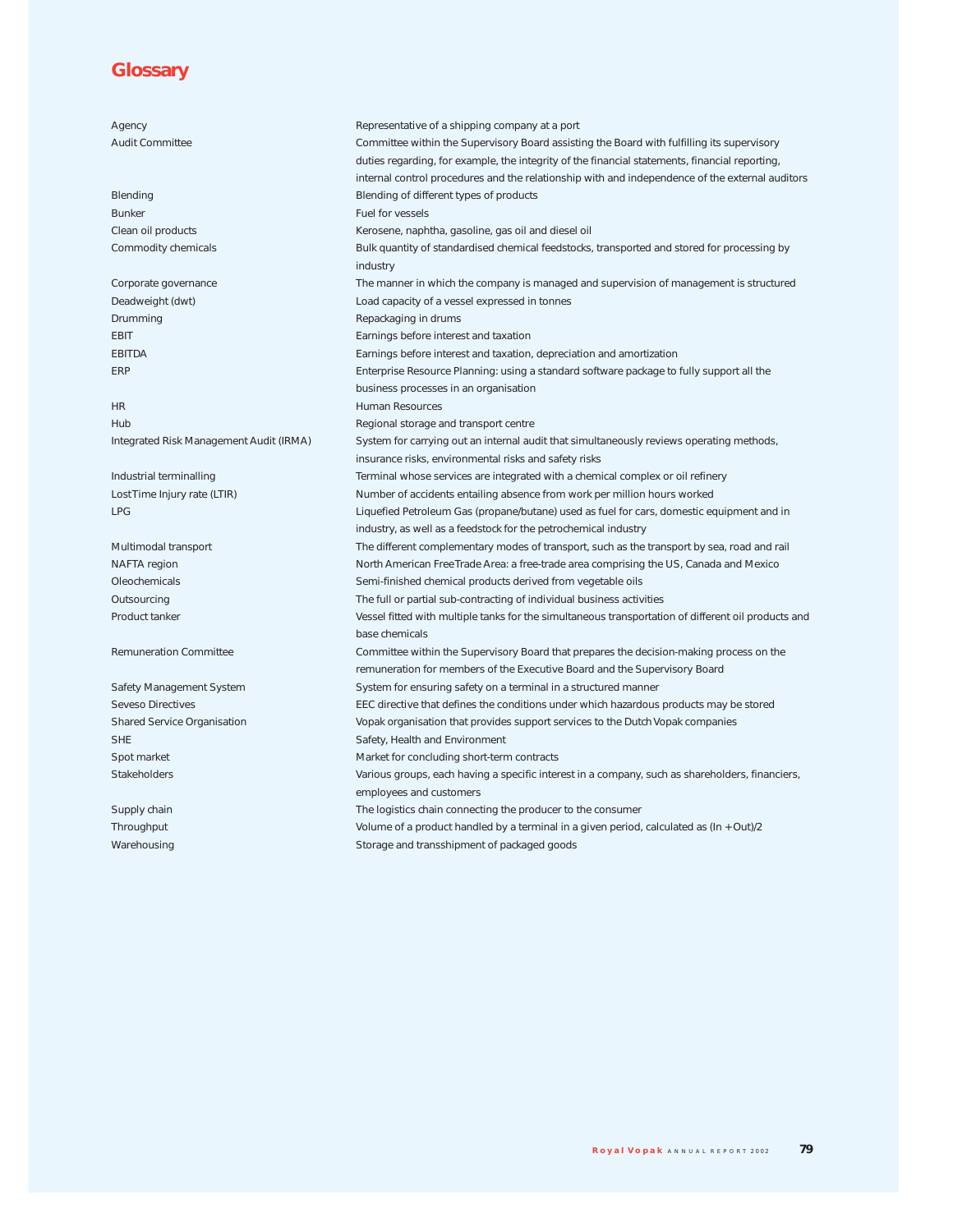## Glossary

| | |
|---|---|
| Agency | Representative of a shipping company at a port |
| Audit Committee | Committee within the Supervisory Board assisting the Board with fulfilling its supervisory duties regarding, for example, the integrity of the financial statements, financial reporting, internal control procedures and the relationship with and independence of the external auditors |
| Blending | Blending of different types of products |
| Bunker | Fuel for vessels |
| Clean oil products | Kerosene, naphtha, gasoline, gas oil and diesel oil |
| Commodity chemicals | Bulk quantity of standardised chemical feedstocks, transported and stored for processing by industry |
| Corporate governance | The manner in which the company is managed and supervision of management is structured |
| Deadweight (dwt) | Load capacity of a vessel expressed in tonnes |
| Drumming | Repackaging in drums |
| EBIT | Earnings before interest and taxation |
| EBITDA | Earnings before interest and taxation, depreciation and amortization |
| ERP | Enterprise Resource Planning: using a standard software package to fully support all the business processes in an organisation |
| HR | Human Resources |
| Hub | Regional storage and transport centre |
| Integrated Risk Management Audit (IRMA) | System for carrying out an internal audit that simultaneously reviews operating methods, insurance risks, environmental risks and safety risks |
| Industrial terminalling | Terminal whose services are integrated with a chemical complex or oil refinery |
| LostTime Injury rate (LTIR) | Number of accidents entailing absence from work per million hours worked |
| LPG | Liquefied Petroleum Gas (propane/butane) used as fuel for cars, domestic equipment and in industry, as well as a feedstock for the petrochemical industry |
| Multimodal transport | The different complementary modes of transport, such as the transport by sea, road and rail |
| NAFTA region | North American FreeTrade Area: a free-trade area comprising the US, Canada and Mexico |
| Oleochemicals | Semi-finished chemical products derived from vegetable oils |
| Outsourcing | The full or partial sub-contracting of individual business activities |
| Product tanker | Vessel fitted with multiple tanks for the simultaneous transportation of different oil products and base chemicals |
| Remuneration Committee | Committee within the Supervisory Board that prepares the decision-making process on the remuneration for members of the Executive Board and the Supervisory Board |
| Safety Management System | System for ensuring safety on a terminal in a structured manner |
| Seveso Directives | EEC directive that defines the conditions under which hazardous products may be stored |
| Shared Service Organisation | Vopak organisation that provides support services to the Dutch Vopak companies |
| SHE | Safety, Health and Environment |
| Spot market | Market for concluding short-term contracts |
| Stakeholders | Various groups, each having a specific interest in a company, such as shareholders, financiers, employees and customers |
| Supply chain | The logistics chain connecting the producer to the consumer |
| Throughput | Volume of a product handled by a terminal in a given period, calculated as (In + Out)/2 |
| Warehousing | Storage and transshipment of packaged goods |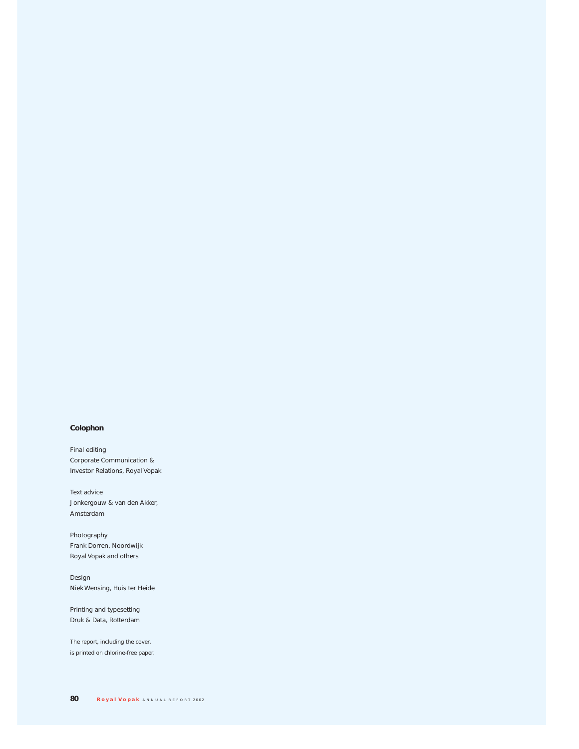## Colophon

Final editing
Corporate Communication &
Investor Relations, Royal Vopak

Text advice
Jonkergouw & van den Akker,
Amsterdam

Photography
Frank Dorren, Noordwijk
Royal Vopak and others

Design
Niek Wensing, Huis ter Heide

Printing and typesetting
Druk & Data, Rotterdam

The report, including the cover,
is printed on chlorine-free paper.